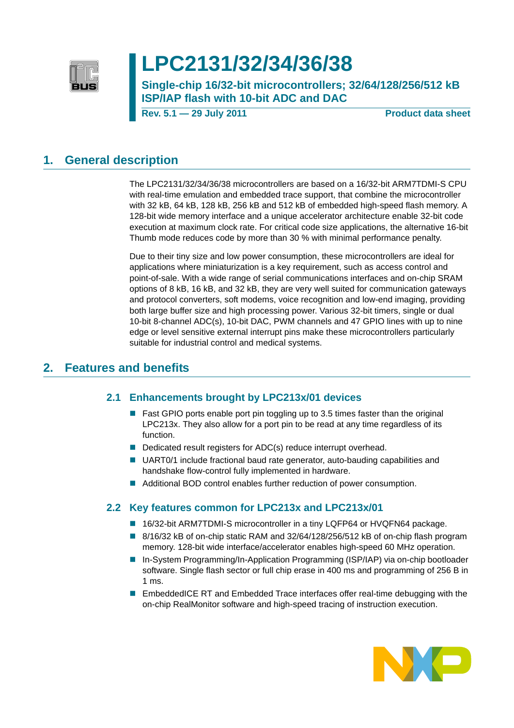# LPC2131/32/34/36/38

**Single-chip 16/32-bit microcontrollers; 32/64/128/256/512 kB ISP/IAP flash with 10-bit ADC and DAC**

**Rev. 5.1 — 29 July 2011** **Product data sheet**

## 1. General description

The LPC2131/32/34/36/38 microcontrollers are based on a 16/32-bit ARM7TDMI-S CPU with real-time emulation and embedded trace support, that combine the microcontroller with 32 kB, 64 kB, 128 kB, 256 kB and 512 kB of embedded high-speed flash memory. A 128-bit wide memory interface and a unique accelerator architecture enable 32-bit code execution at maximum clock rate. For critical code size applications, the alternative 16-bit Thumb mode reduces code by more than 30 % with minimal performance penalty.

Due to their tiny size and low power consumption, these microcontrollers are ideal for applications where miniaturization is a key requirement, such as access control and point-of-sale. With a wide range of serial communications interfaces and on-chip SRAM options of 8 kB, 16 kB, and 32 kB, they are very well suited for communication gateways and protocol converters, soft modems, voice recognition and low-end imaging, providing both large buffer size and high processing power. Various 32-bit timers, single or dual 10-bit 8-channel ADC(s), 10-bit DAC, PWM channels and 47 GPIO lines with up to nine edge or level sensitive external interrupt pins make these microcontrollers particularly suitable for industrial control and medical systems.

## 2. Features and benefits

### 2.1 Enhancements brought by LPC213x/01 devices

- Fast GPIO ports enable port pin toggling up to 3.5 times faster than the original LPC213x. They also allow for a port pin to be read at any time regardless of its function.
- Dedicated result registers for ADC(s) reduce interrupt overhead.
- UART0/1 include fractional baud rate generator, auto-bauding capabilities and handshake flow-control fully implemented in hardware.
- Additional BOD control enables further reduction of power consumption.

### 2.2 Key features common for LPC213x and LPC213x/01

- 16/32-bit ARM7TDMI-S microcontroller in a tiny LQFP64 or HVQFN64 package.
- 8/16/32 kB of on-chip static RAM and 32/64/128/256/512 kB of on-chip flash program memory. 128-bit wide interface/accelerator enables high-speed 60 MHz operation.
- In-System Programming/In-Application Programming (ISP/IAP) via on-chip bootloader software. Single flash sector or full chip erase in 400 ms and programming of 256 B in 1 ms.
- EmbeddedICE RT and Embedded Trace interfaces offer real-time debugging with the on-chip RealMonitor software and high-speed tracing of instruction execution.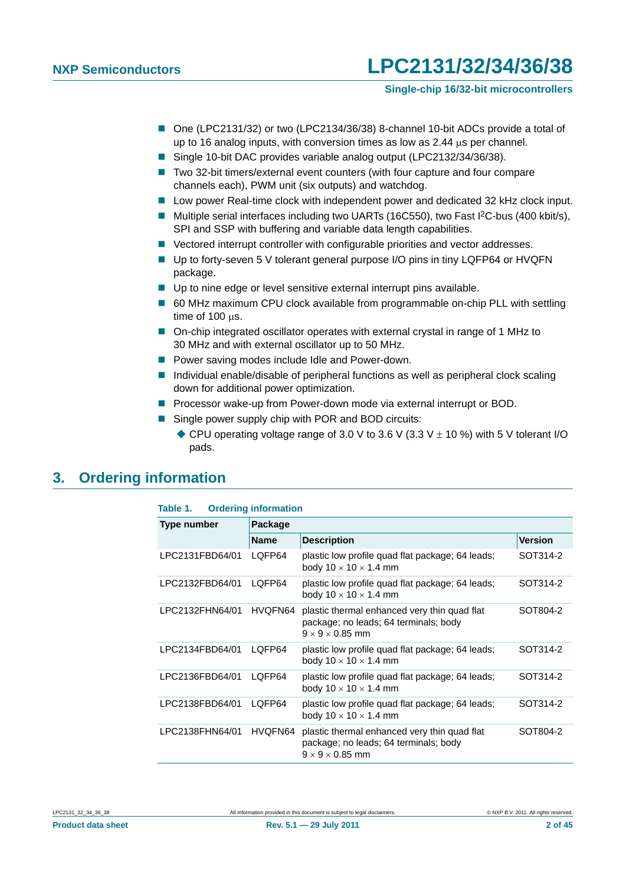- One (LPC2131/32) or two (LPC2134/36/38) 8-channel 10-bit ADCs provide a total of up to 16 analog inputs, with conversion times as low as 2.44 μs per channel.
- Single 10-bit DAC provides variable analog output (LPC2132/34/36/38).
- Two 32-bit timers/external event counters (with four capture and four compare channels each), PWM unit (six outputs) and watchdog.
- Low power Real-time clock with independent power and dedicated 32 kHz clock input.
- Multiple serial interfaces including two UARTs (16C550), two Fast I$^2$C-bus (400 kbit/s), SPI and SSP with buffering and variable data length capabilities.
- Vectored interrupt controller with configurable priorities and vector addresses.
- Up to forty-seven 5 V tolerant general purpose I/O pins in tiny LQFP64 or HVQFN package.
- Up to nine edge or level sensitive external interrupt pins available.
- 60 MHz maximum CPU clock available from programmable on-chip PLL with settling time of 100 μs.
- On-chip integrated oscillator operates with external crystal in range of 1 MHz to 30 MHz and with external oscillator up to 50 MHz.
- Power saving modes include Idle and Power-down.
- Individual enable/disable of peripheral functions as well as peripheral clock scaling down for additional power optimization.
- Processor wake-up from Power-down mode via external interrupt or BOD.
- Single power supply chip with POR and BOD circuits:
  - CPU operating voltage range of 3.0 V to 3.6 V (3.3 V ± 10 %) with 5 V tolerant I/O pads.

## 3. Ordering information

**Table 1. Ordering information**

| Type number | Package | | |
|---|---|---|---|
| | **Name** | **Description** | **Version** |
| LPC2131FBD64/01 | LQFP64 | plastic low profile quad flat package; 64 leads; body 10 × 10 × 1.4 mm | SOT314-2 |
| LPC2132FBD64/01 | LQFP64 | plastic low profile quad flat package; 64 leads; body 10 × 10 × 1.4 mm | SOT314-2 |
| LPC2132FHN64/01 | HVQFN64 | plastic thermal enhanced very thin quad flat package; no leads; 64 terminals; body 9 × 9 × 0.85 mm | SOT804-2 |
| LPC2134FBD64/01 | LQFP64 | plastic low profile quad flat package; 64 leads; body 10 × 10 × 1.4 mm | SOT314-2 |
| LPC2136FBD64/01 | LQFP64 | plastic low profile quad flat package; 64 leads; body 10 × 10 × 1.4 mm | SOT314-2 |
| LPC2138FBD64/01 | LQFP64 | plastic low profile quad flat package; 64 leads; body 10 × 10 × 1.4 mm | SOT314-2 |
| LPC2138FHN64/01 | HVQFN64 | plastic thermal enhanced very thin quad flat package; no leads; 64 terminals; body 9 × 9 × 0.85 mm | SOT804-2 |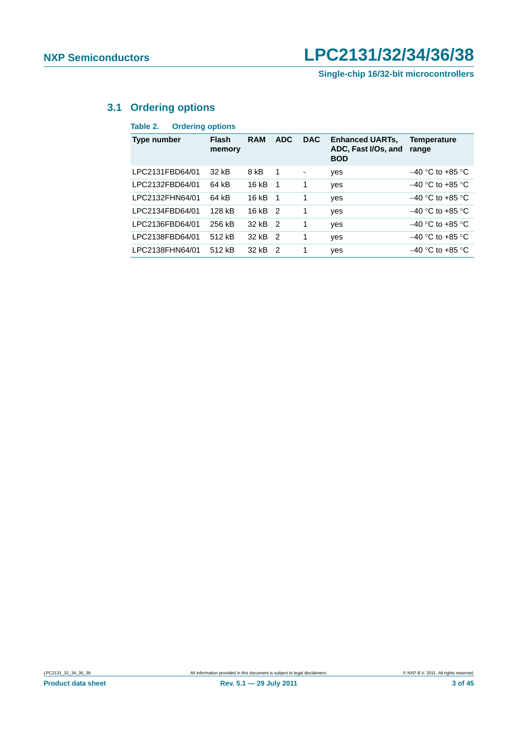### 3.1 Ordering options

**Table 2. Ordering options**

| Type number | Flash memory | RAM | ADC | DAC | Enhanced UARTs, ADC, Fast I/Os, and BOD | Temperature range |
|---|---|---|---|---|---|---|
| LPC2131FBD64/01 | 32 kB | 8 kB | 1 | - | yes | −40 °C to +85 °C |
| LPC2132FBD64/01 | 64 kB | 16 kB | 1 | 1 | yes | −40 °C to +85 °C |
| LPC2132FHN64/01 | 64 kB | 16 kB | 1 | 1 | yes | −40 °C to +85 °C |
| LPC2134FBD64/01 | 128 kB | 16 kB | 2 | 1 | yes | −40 °C to +85 °C |
| LPC2136FBD64/01 | 256 kB | 32 kB | 2 | 1 | yes | −40 °C to +85 °C |
| LPC2138FBD64/01 | 512 kB | 32 kB | 2 | 1 | yes | −40 °C to +85 °C |
| LPC2138FHN64/01 | 512 kB | 32 kB | 2 | 1 | yes | −40 °C to +85 °C |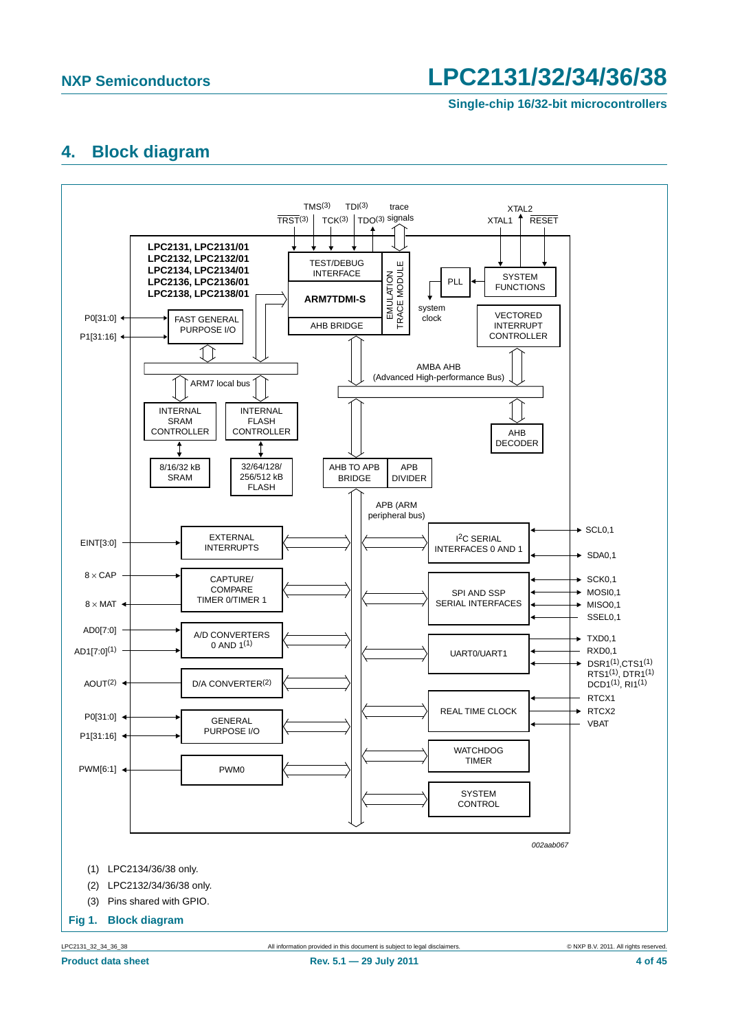## 4. Block diagram

(1) LPC2134/36/38 only.

(2) LPC2132/34/36/38 only.

(3) Pins shared with GPIO.

**Fig 1. Block diagram**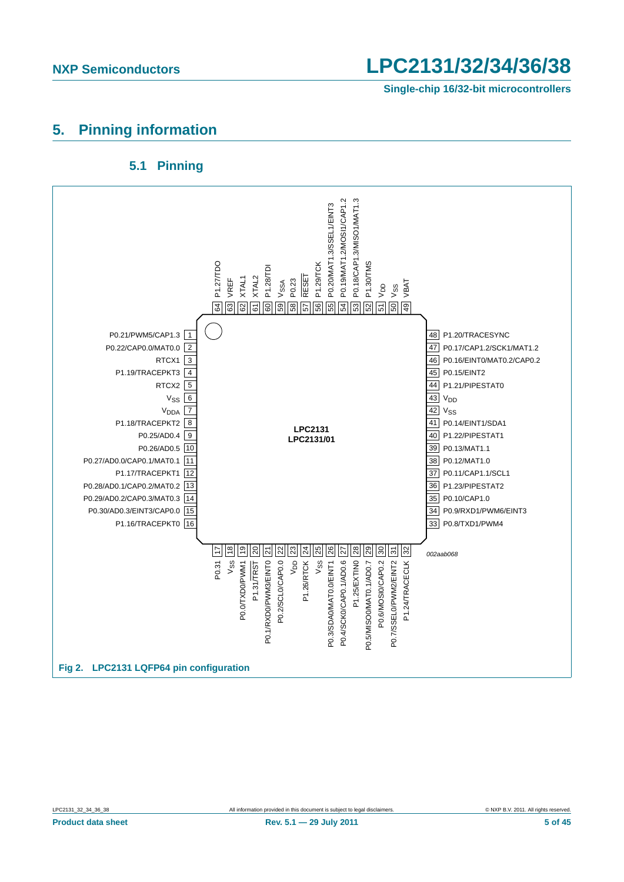## 5. Pinning information

### 5.1 Pinning

| Pin | Name | Pin | Name |
|---|---|---|---|
| 1 | P0.21/PWM5/CAP1.3 | 33 | P0.8/TXD1/PWM4 |
| 2 | P0.22/CAP0.0/MAT0.0 | 34 | P0.9/RXD1/PWM6/EINT3 |
| 3 | RTCX1 | 35 | P0.10/CAP1.0 |
| 4 | P1.19/TRACEPKT3 | 36 | P1.23/PIPESTAT2 |
| 5 | RTCX2 | 37 | P0.11/CAP1.1/SCL1 |
| 6 | $V_{SS}$ | 38 | P0.12/MAT1.0 |
| 7 | $V_{DDA}$ | 39 | P0.13/MAT1.1 |
| 8 | P1.18/TRACEPKT2 | 40 | P1.22/PIPESTAT1 |
| 9 | P0.25/AD0.4 | 41 | P0.14/EINT1/SDA1 |
| 10 | P0.26/AD0.5 | 42 | $V_{SS}$ |
| 11 | P0.27/AD0.0/CAP0.1/MAT0.1 | 43 | $V_{DD}$ |
| 12 | P1.17/TRACEPKT1 | 44 | P1.21/PIPESTAT0 |
| 13 | P0.28/AD0.1/CAP0.2/MAT0.2 | 45 | P0.15/EINT2 |
| 14 | P0.29/AD0.2/CAP0.3/MAT0.3 | 46 | P0.16/EINT0/MAT0.2/CAP0.2 |
| 15 | P0.30/AD0.3/EINT3/CAP0.0 | 47 | P0.17/CAP1.2/SCK1/MAT1.2 |
| 16 | P1.16/TRACEPKT0 | 48 | P1.20/TRACESYNC |
| 17 | P0.31 | 49 | VBAT |
| 18 | $V_{SS}$ | 50 | $V_{SS}$ |
| 19 | P0.0/TXD0/PWM1 | 51 | $V_{DD}$ |
| 20 | P1.31/TRST | 52 | P1.30/TMS |
| 21 | P0.1/RXD0/PWM3/EINT0 | 53 | P0.18/CAP1.3/MISO1/MAT1.3 |
| 22 | P0.2/SCL0/CAP0.0 | 54 | P0.19/MAT1.2/MOSI1/CAP1.2 |
| 23 | $V_{DD}$ | 55 | P0.20/MAT1.3/SSEL1/EINT3 |
| 24 | P1.26/RTCK | 56 | P1.29/TCK |
| 25 | $V_{SS}$ | 57 | RESET |
| 26 | P0.3/SDA0/MAT0.0/EINT1 | 58 | P0.23 |
| 27 | P0.4/SCK0/CAP0.1/AD0.6 | 59 | $V_{SSA}$ |
| 28 | P1.25/EXTIN0 | 60 | P1.28/TDI |
| 29 | P0.5/MISO0/MAT0.1/AD0.7 | 61 | XTAL2 |
| 30 | P0.6/MOSI0/CAP0.2 | 62 | XTAL1 |
| 31 | P0.7/SSEL0/PWM2/EINT2 | 63 | VREF |
| 32 | P1.24/TRACECLK | 64 | P1.27/TDO |

LPC2131
LPC2131/01

002aab068

**Fig 2. LPC2131 LQFP64 pin configuration**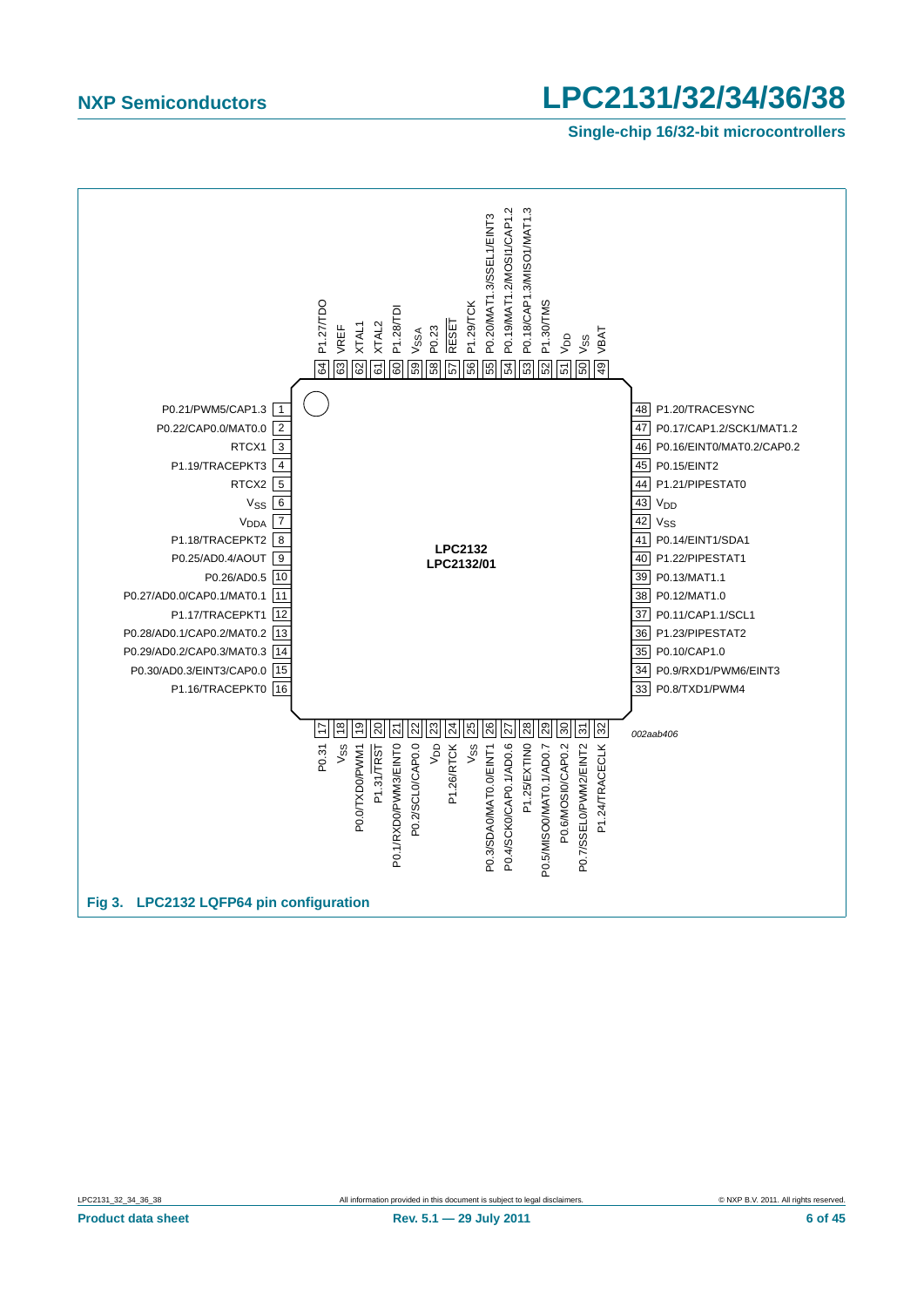| Pin | Signal | Pin | Signal |
|---|---|---|---|
| 1 | P0.21/PWM5/CAP1.3 | 33 | P0.8/TXD1/PWM4 |
| 2 | P0.22/CAP0.0/MAT0.0 | 34 | P0.9/RXD1/PWM6/EINT3 |
| 3 | RTCX1 | 35 | P0.10/CAP1.0 |
| 4 | P1.19/TRACEPKT3 | 36 | P1.23/PIPESTAT2 |
| 5 | RTCX2 | 37 | P0.11/CAP1.1/SCL1 |
| 6 | $V_{SS}$ | 38 | P0.12/MAT1.0 |
| 7 | $V_{DDA}$ | 39 | P0.13/MAT1.1 |
| 8 | P1.18/TRACEPKT2 | 40 | P1.22/PIPESTAT1 |
| 9 | P0.25/AD0.4/AOUT | 41 | P0.14/EINT1/SDA1 |
| 10 | P0.26/AD0.5 | 42 | $V_{SS}$ |
| 11 | P0.27/AD0.0/CAP0.1/MAT0.1 | 43 | $V_{DD}$ |
| 12 | P1.17/TRACEPKT1 | 44 | P1.21/PIPESTAT0 |
| 13 | P0.28/AD0.1/CAP0.2/MAT0.2 | 45 | P0.15/EINT2 |
| 14 | P0.29/AD0.2/CAP0.3/MAT0.3 | 46 | P0.16/EINT0/MAT0.2/CAP0.2 |
| 15 | P0.30/AD0.3/EINT3/CAP0.0 | 47 | P0.17/CAP1.2/SCK1/MAT1.2 |
| 16 | P1.16/TRACEPKT0 | 48 | P1.20/TRACESYNC |
| 17 | P0.31 | 49 | VBAT |
| 18 | $V_{SS}$ | 50 | $V_{SS}$ |
| 19 | P0.0/TXD0/PWM1 | 51 | $V_{DD}$ |
| 20 | P1.31/TRST | 52 | P1.30/TMS |
| 21 | P0.1/RXD0/PWM3/EINT0 | 53 | P0.18/CAP1.3/MISO1/MAT1.3 |
| 22 | P0.2/SCL0/CAP0.0 | 54 | P0.19/MAT1.2/MOSI1/CAP1.2 |
| 23 | $V_{DD}$ | 55 | P0.20/MAT1.3/SSEL1/EINT3 |
| 24 | P1.26/RTCK | 56 | P1.29/TCK |
| 25 | $V_{SS}$ | 57 | RESET |
| 26 | P0.3/SDA0/MAT0.0/EINT1 | 58 | P0.23 |
| 27 | P0.4/SCK0/CAP0.1/AD0.6 | 59 | $V_{SSA}$ |
| 28 | P1.25/EXTIN0 | 60 | P1.28/TDI |
| 29 | P0.5/MISO0/MAT0.1/AD0.7 | 61 | XTAL2 |
| 30 | P0.6/MOSI0/CAP0.2 | 62 | XTAL1 |
| 31 | P0.7/SSEL0/PWM2/EINT2 | 63 | VREF |
| 32 | P1.24/TRACECLK | 64 | P1.27/TDO |

LPC2132
LPC2132/01

002aab406

**Fig 3. LPC2132 LQFP64 pin configuration**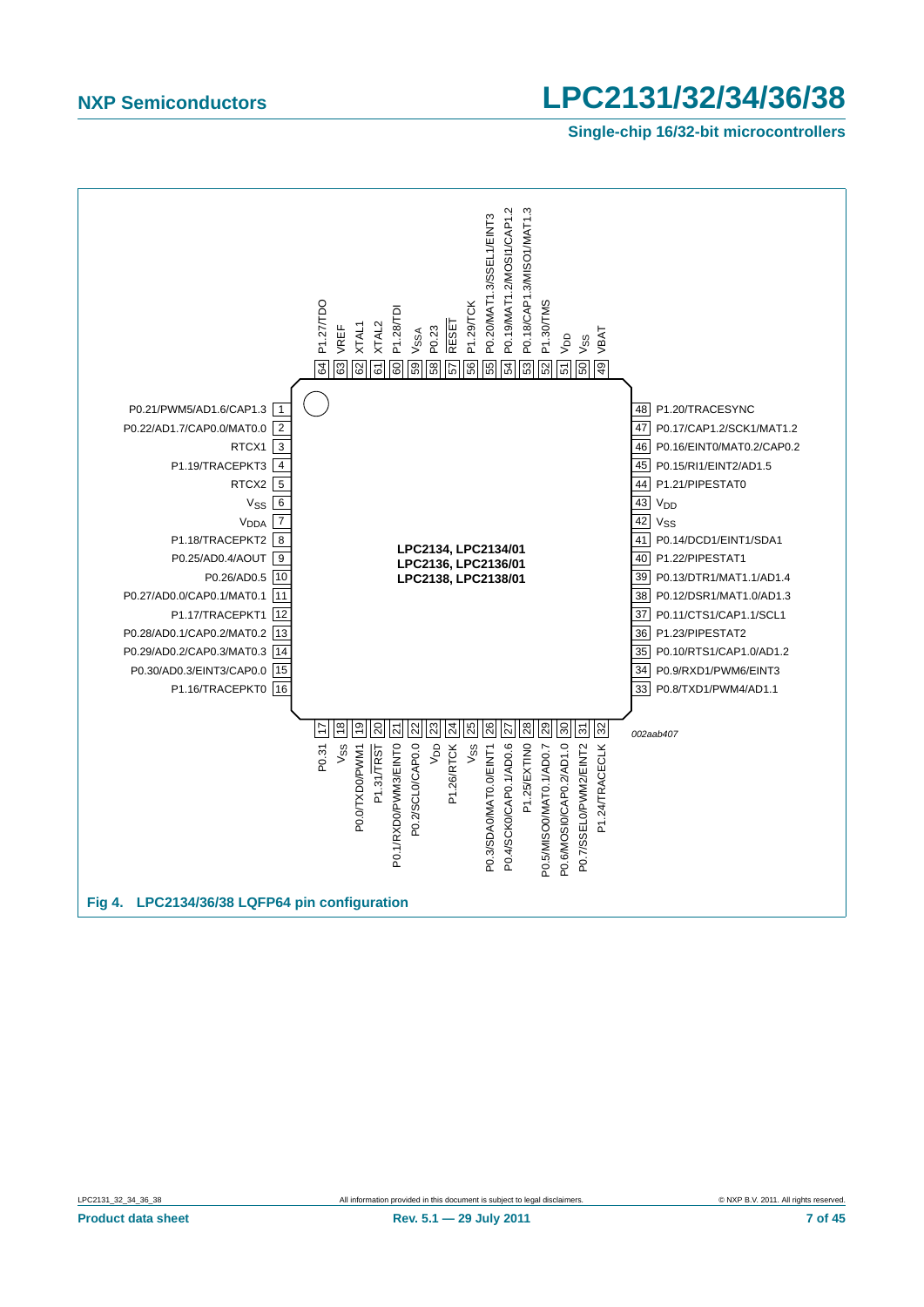LPC2134, LPC2134/01
LPC2136, LPC2136/01
LPC2138, LPC2138/01

| Pin | Symbol | Pin | Symbol |
|---|---|---|---|
| 1 | P0.21/PWM5/AD1.6/CAP1.3 | 48 | P1.20/TRACESYNC |
| 2 | P0.22/AD1.7/CAP0.0/MAT0.0 | 47 | P0.17/CAP1.2/SCK1/MAT1.2 |
| 3 | RTCX1 | 46 | P0.16/EINT0/MAT0.2/CAP0.2 |
| 4 | P1.19/TRACEPKT3 | 45 | P0.15/RI1/EINT2/AD1.5 |
| 5 | RTCX2 | 44 | P1.21/PIPESTAT0 |
| 6 | $V_{SS}$ | 43 | $V_{DD}$ |
| 7 | $V_{DDA}$ | 42 | $V_{SS}$ |
| 8 | P1.18/TRACEPKT2 | 41 | P0.14/DCD1/EINT1/SDA1 |
| 9 | P0.25/AD0.4/AOUT | 40 | P1.22/PIPESTAT1 |
| 10 | P0.26/AD0.5 | 39 | P0.13/DTR1/MAT1.1/AD1.4 |
| 11 | P0.27/AD0.0/CAP0.1/MAT0.1 | 38 | P0.12/DSR1/MAT1.0/AD1.3 |
| 12 | P1.17/TRACEPKT1 | 37 | P0.11/CTS1/CAP1.1/SCL1 |
| 13 | P0.28/AD0.1/CAP0.2/MAT0.2 | 36 | P1.23/PIPESTAT2 |
| 14 | P0.29/AD0.2/CAP0.3/MAT0.3 | 35 | P0.10/RTS1/CAP1.0/AD1.2 |
| 15 | P0.30/AD0.3/EINT3/CAP0.0 | 34 | P0.9/RXD1/PWM6/EINT3 |
| 16 | P1.16/TRACEPKT0 | 33 | P0.8/TXD1/PWM4/AD1.1 |

| Pin | Symbol | Pin | Symbol |
|---|---|---|---|
| 17 | P0.31 | 64 | P1.27/TDO |
| 18 | $V_{SS}$ | 63 | VREF |
| 19 | P0.0/TXD0/PWM1 | 62 | XTAL1 |
| 20 | P1.31/TRST | 61 | XTAL2 |
| 21 | P0.1/RXD0/PWM3/EINT0 | 60 | P1.28/TDI |
| 22 | P0.2/SCL0/CAP0.0 | 59 | $V_{SSA}$ |
| 23 | $V_{DD}$ | 58 | P0.23 |
| 24 | P1.26/RTCK | 57 | RESET |
| 25 | $V_{SS}$ | 56 | P1.29/TCK |
| 26 | P0.3/SDA0/MAT0.0/EINT1 | 55 | P0.20/MAT1.3/SSEL1/EINT3 |
| 27 | P0.4/SCK0/CAP0.1/AD0.6 | 54 | P0.19/MAT1.2/MOSI1/CAP1.2 |
| 28 | P1.25/EXTIN0 | 53 | P0.18/CAP1.3/MISO1/MAT1.3 |
| 29 | P0.5/MISO0/MAT0.1/AD0.7 | 52 | P1.30/TMS |
| 30 | P0.6/MOSI0/CAP0.2/AD1.0 | 51 | $V_{DD}$ |
| 31 | P0.7/SSEL0/PWM2/EINT2 | 50 | $V_{SS}$ |
| 32 | P1.24/TRACECLK | 49 | VBAT |

002aab407

**Fig 4. LPC2134/36/38 LQFP64 pin configuration**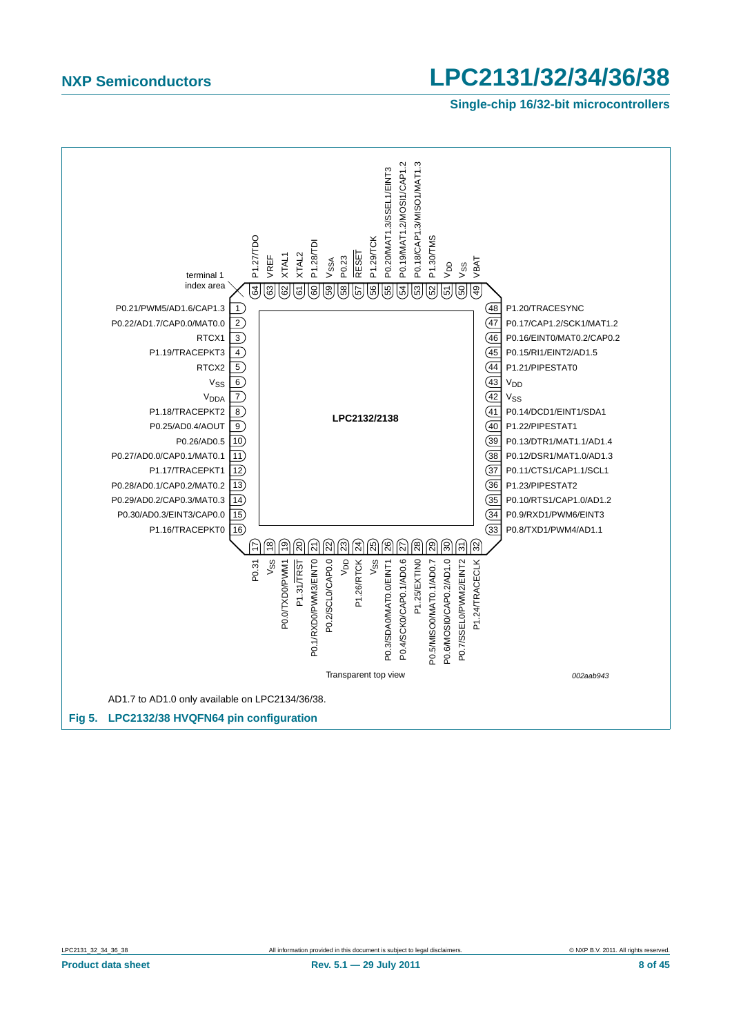LPC2132/2138

| Pin | Name | Pin | Name |
|---|---|---|---|
| 1 | P0.21/PWM5/AD1.6/CAP1.3 | 48 | P1.20/TRACESYNC |
| 2 | P0.22/AD1.7/CAP0.0/MAT0.0 | 47 | P0.17/CAP1.2/SCK1/MAT1.2 |
| 3 | RTCX1 | 46 | P0.16/EINT0/MAT0.2/CAP0.2 |
| 4 | P1.19/TRACEPKT3 | 45 | P0.15/RI1/EINT2/AD1.5 |
| 5 | RTCX2 | 44 | P1.21/PIPESTAT0 |
| 6 | $V_{SS}$ | 43 | $V_{DD}$ |
| 7 | $V_{DDA}$ | 42 | $V_{SS}$ |
| 8 | P1.18/TRACEPKT2 | 41 | P0.14/DCD1/EINT1/SDA1 |
| 9 | P0.25/AD0.4/AOUT | 40 | P1.22/PIPESTAT1 |
| 10 | P0.26/AD0.5 | 39 | P0.13/DTR1/MAT1.1/AD1.4 |
| 11 | P0.27/AD0.0/CAP0.1/MAT0.1 | 38 | P0.12/DSR1/MAT1.0/AD1.3 |
| 12 | P1.17/TRACEPKT1 | 37 | P0.11/CTS1/CAP1.1/SCL1 |
| 13 | P0.28/AD0.1/CAP0.2/MAT0.2 | 36 | P1.23/PIPESTAT2 |
| 14 | P0.29/AD0.2/CAP0.3/MAT0.3 | 35 | P0.10/RTS1/CAP1.0/AD1.2 |
| 15 | P0.30/AD0.3/EINT3/CAP0.0 | 34 | P0.9/RXD1/PWM6/EINT3 |
| 16 | P1.16/TRACEPKT0 | 33 | P0.8/TXD1/PWM4/AD1.1 |
| 17 | P0.31 | 64 | P1.27/TDO |
| 18 | $V_{SS}$ | 63 | VREF |
| 19 | P0.0/TXD0/PWM1 | 62 | XTAL1 |
| 20 | P1.31/$\overline{TRST}$ | 61 | XTAL2 |
| 21 | P0.1/RXD0/PWM3/EINT0 | 60 | P1.28/TDI |
| 22 | P0.2/SCL0/CAP0.0 | 59 | $V_{SSA}$ |
| 23 | $V_{DD}$ | 58 | P0.23 |
| 24 | P1.26/RTCK | 57 | $\overline{RESET}$ |
| 25 | $V_{SS}$ | 56 | P1.29/TCK |
| 26 | P0.3/SDA0/MAT0.0/EINT1 | 55 | P0.20/MAT1.3/SSEL1/EINT3 |
| 27 | P0.4/SCK0/CAP0.1/AD0.6 | 54 | P0.19/MAT1.2/MOSI1/CAP1.2 |
| 28 | P1.25/EXTIN0 | 53 | P0.18/CAP1.3/MISO1/MAT1.3 |
| 29 | P0.5/MISO0/MAT0.1/AD0.7 | 52 | P1.30/TMS |
| 30 | P0.6/MOSI0/CAP0.2/AD1.0 | 51 | $V_{DD}$ |
| 31 | P0.7/SSEL0/PWM2/EINT2 | 50 | $V_{SS}$ |
| 32 | P1.24/TRACECLK | 49 | VBAT |

terminal 1 index area

Transparent top view

002aab943

AD1.7 to AD1.0 only available on LPC2134/36/38.

**Fig 5. LPC2132/38 HVQFN64 pin configuration**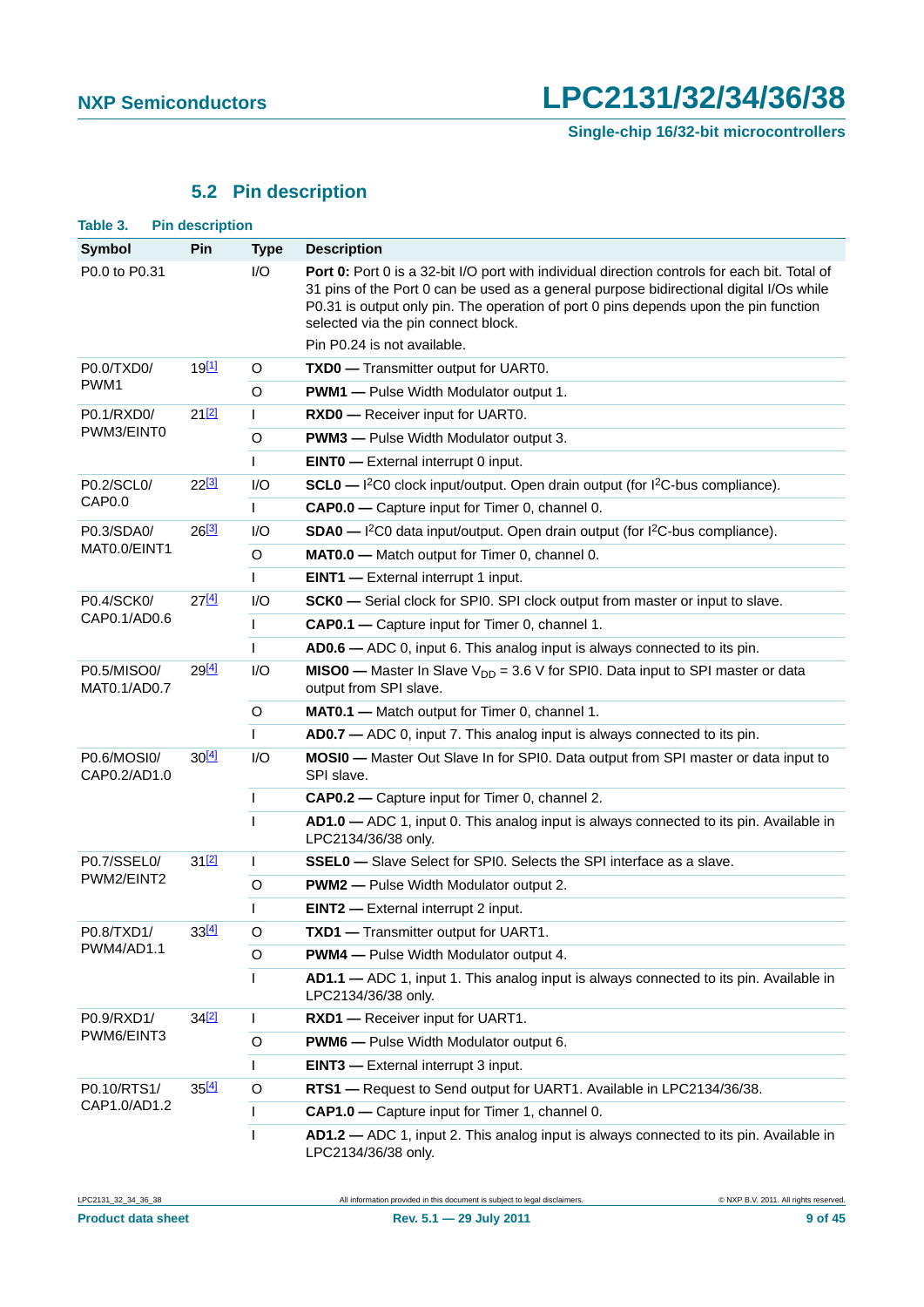## 5.2 Pin description

**Table 3. Pin description**

| Symbol | Pin | Type | Description |
|---|---|---|---|
| P0.0 to P0.31 | | I/O | **Port 0:** Port 0 is a 32-bit I/O port with individual direction controls for each bit. Total of 31 pins of the Port 0 can be used as a general purpose bidirectional digital I/Os while P0.31 is output only pin. The operation of port 0 pins depends upon the pin function selected via the pin connect block. Pin P0.24 is not available. |
| P0.0/TXD0/ PWM1 | 19[1] | O | **TXD0 —** Transmitter output for UART0. |
| | | O | **PWM1 —** Pulse Width Modulator output 1. |
| P0.1/RXD0/ PWM3/EINT0 | 21[2] | I | **RXD0 —** Receiver input for UART0. |
| | | O | **PWM3 —** Pulse Width Modulator output 3. |
| | | I | **EINT0 —** External interrupt 0 input. |
| P0.2/SCL0/ CAP0.0 | 22[3] | I/O | **SCL0 —** $I^2C0$ clock input/output. Open drain output (for $I^2C$-bus compliance). |
| | | I | **CAP0.0 —** Capture input for Timer 0, channel 0. |
| P0.3/SDA0/ MAT0.0/EINT1 | 26[3] | I/O | **SDA0 —** $I^2C0$ data input/output. Open drain output (for $I^2C$-bus compliance). |
| | | O | **MAT0.0 —** Match output for Timer 0, channel 0. |
| | | I | **EINT1 —** External interrupt 1 input. |
| P0.4/SCK0/ CAP0.1/AD0.6 | 27[4] | I/O | **SCK0 —** Serial clock for SPI0. SPI clock output from master or input to slave. |
| | | I | **CAP0.1 —** Capture input for Timer 0, channel 1. |
| | | I | **AD0.6 —** ADC 0, input 6. This analog input is always connected to its pin. |
| P0.5/MISO0/ MAT0.1/AD0.7 | 29[4] | I/O | **MISO0 —** Master In Slave $V_{DD}$ = 3.6 V for SPI0. Data input to SPI master or data output from SPI slave. |
| | | O | **MAT0.1 —** Match output for Timer 0, channel 1. |
| | | I | **AD0.7 —** ADC 0, input 7. This analog input is always connected to its pin. |
| P0.6/MOSI0/ CAP0.2/AD1.0 | 30[4] | I/O | **MOSI0 —** Master Out Slave In for SPI0. Data output from SPI master or data input to SPI slave. |
| | | I | **CAP0.2 —** Capture input for Timer 0, channel 2. |
| | | I | **AD1.0 —** ADC 1, input 0. This analog input is always connected to its pin. Available in LPC2134/36/38 only. |
| P0.7/SSEL0/ PWM2/EINT2 | 31[2] | I | **SSEL0 —** Slave Select for SPI0. Selects the SPI interface as a slave. |
| | | O | **PWM2 —** Pulse Width Modulator output 2. |
| | | I | **EINT2 —** External interrupt 2 input. |
| P0.8/TXD1/ PWM4/AD1.1 | 33[4] | O | **TXD1 —** Transmitter output for UART1. |
| | | O | **PWM4 —** Pulse Width Modulator output 4. |
| | | I | **AD1.1 —** ADC 1, input 1. This analog input is always connected to its pin. Available in LPC2134/36/38 only. |
| P0.9/RXD1/ PWM6/EINT3 | 34[2] | I | **RXD1 —** Receiver input for UART1. |
| | | O | **PWM6 —** Pulse Width Modulator output 6. |
| | | I | **EINT3 —** External interrupt 3 input. |
| P0.10/RTS1/ CAP1.0/AD1.2 | 35[4] | O | **RTS1 —** Request to Send output for UART1. Available in LPC2134/36/38. |
| | | I | **CAP1.0 —** Capture input for Timer 1, channel 0. |
| | | I | **AD1.2 —** ADC 1, input 2. This analog input is always connected to its pin. Available in LPC2134/36/38 only. |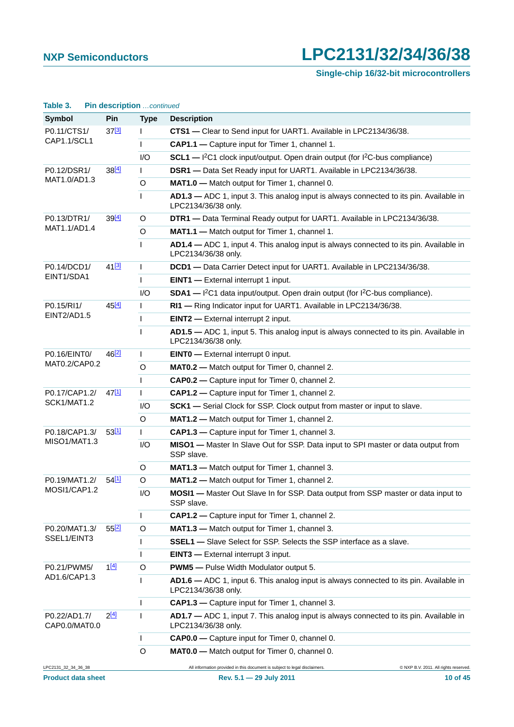**Table 3. Pin description** *...continued*

| Symbol | Pin | Type | Description |
|---|---|---|---|
| P0.11/CTS1/ CAP1.1/SCL1 | 37[3] | I | **CTS1 —** Clear to Send input for UART1. Available in LPC2134/36/38. |
| | | I | **CAP1.1 —** Capture input for Timer 1, channel 1. |
| | | I/O | **SCL1 —** $I^2C1$ clock input/output. Open drain output (for $I^2C$-bus compliance) |
| P0.12/DSR1/ MAT1.0/AD1.3 | 38[4] | I | **DSR1 —** Data Set Ready input for UART1. Available in LPC2134/36/38. |
| | | O | **MAT1.0 —** Match output for Timer 1, channel 0. |
| | | I | **AD1.3 —** ADC 1, input 3. This analog input is always connected to its pin. Available in LPC2134/36/38 only. |
| P0.13/DTR1/ MAT1.1/AD1.4 | 39[4] | O | **DTR1 —** Data Terminal Ready output for UART1. Available in LPC2134/36/38. |
| | | O | **MAT1.1 —** Match output for Timer 1, channel 1. |
| | | I | **AD1.4 —** ADC 1, input 4. This analog input is always connected to its pin. Available in LPC2134/36/38 only. |
| P0.14/DCD1/ EINT1/SDA1 | 41[3] | I | **DCD1 —** Data Carrier Detect input for UART1. Available in LPC2134/36/38. |
| | | I | **EINT1 —** External interrupt 1 input. |
| | | I/O | **SDA1 —** $I^2C1$ data input/output. Open drain output (for $I^2C$-bus compliance). |
| P0.15/RI1/ EINT2/AD1.5 | 45[4] | I | **RI1 —** Ring Indicator input for UART1. Available in LPC2134/36/38. |
| | | I | **EINT2 —** External interrupt 2 input. |
| | | I | **AD1.5 —** ADC 1, input 5. This analog input is always connected to its pin. Available in LPC2134/36/38 only. |
| P0.16/EINT0/ MAT0.2/CAP0.2 | 46[2] | I | **EINT0 —** External interrupt 0 input. |
| | | O | **MAT0.2 —** Match output for Timer 0, channel 2. |
| | | I | **CAP0.2 —** Capture input for Timer 0, channel 2. |
| P0.17/CAP1.2/ SCK1/MAT1.2 | 47[1] | I | **CAP1.2 —** Capture input for Timer 1, channel 2. |
| | | I/O | **SCK1 —** Serial Clock for SSP. Clock output from master or input to slave. |
| | | O | **MAT1.2 —** Match output for Timer 1, channel 2. |
| P0.18/CAP1.3/ MISO1/MAT1.3 | 53[1] | I | **CAP1.3 —** Capture input for Timer 1, channel 3. |
| | | I/O | **MISO1 —** Master In Slave Out for SSP. Data input to SPI master or data output from SSP slave. |
| | | O | **MAT1.3 —** Match output for Timer 1, channel 3. |
| P0.19/MAT1.2/ MOSI1/CAP1.2 | 54[1] | O | **MAT1.2 —** Match output for Timer 1, channel 2. |
| | | I/O | **MOSI1 —** Master Out Slave In for SSP. Data output from SSP master or data input to SSP slave. |
| | | I | **CAP1.2 —** Capture input for Timer 1, channel 2. |
| P0.20/MAT1.3/ SSEL1/EINT3 | 55[2] | O | **MAT1.3 —** Match output for Timer 1, channel 3. |
| | | I | **SSEL1 —** Slave Select for SSP. Selects the SSP interface as a slave. |
| | | I | **EINT3 —** External interrupt 3 input. |
| P0.21/PWM5/ AD1.6/CAP1.3 | 1[4] | O | **PWM5 —** Pulse Width Modulator output 5. |
| | | I | **AD1.6 —** ADC 1, input 6. This analog input is always connected to its pin. Available in LPC2134/36/38 only. |
| | | I | **CAP1.3 —** Capture input for Timer 1, channel 3. |
| P0.22/AD1.7/ CAP0.0/MAT0.0 | 2[4] | I | **AD1.7 —** ADC 1, input 7. This analog input is always connected to its pin. Available in LPC2134/36/38 only. |
| | | I | **CAP0.0 —** Capture input for Timer 0, channel 0. |
| | | O | **MAT0.0 —** Match output for Timer 0, channel 0. |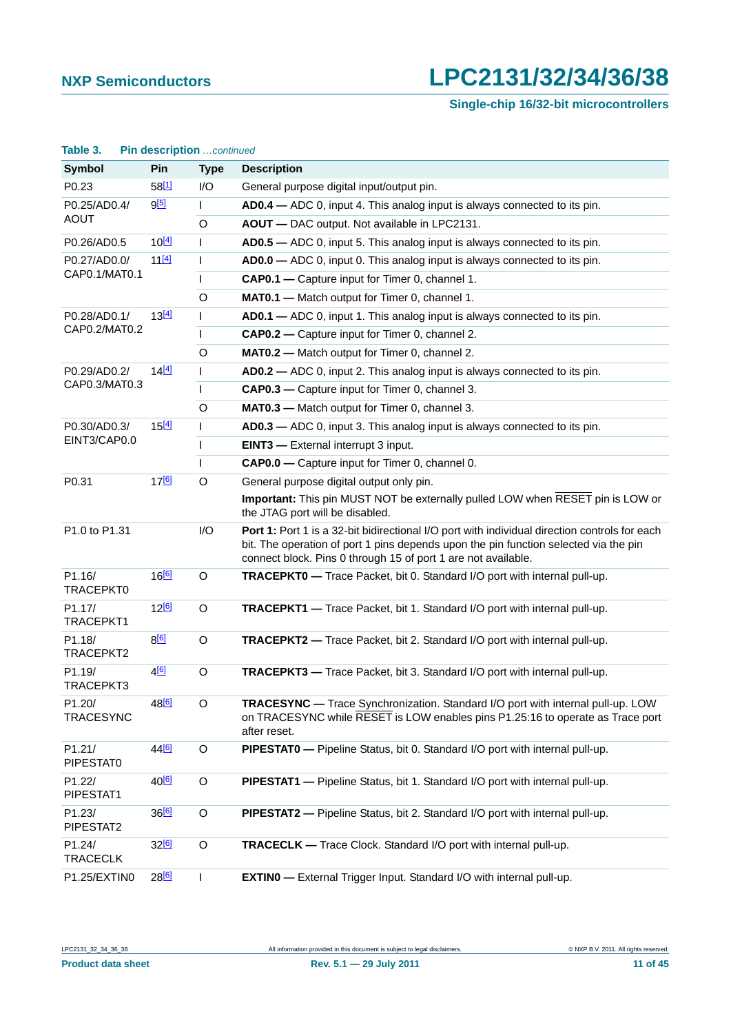**Table 3. Pin description** *...continued*

| Symbol | Pin | Type | Description |
|---|---|---|---|
| P0.23 | 58[1] | I/O | General purpose digital input/output pin. |
| P0.25/AD0.4/ AOUT | 9[5] | I | **AD0.4 —** ADC 0, input 4. This analog input is always connected to its pin. |
| | | O | **AOUT —** DAC output. Not available in LPC2131. |
| P0.26/AD0.5 | 10[4] | I | **AD0.5 —** ADC 0, input 5. This analog input is always connected to its pin. |
| P0.27/AD0.0/ CAP0.1/MAT0.1 | 11[4] | I | **AD0.0 —** ADC 0, input 0. This analog input is always connected to its pin. |
| | | I | **CAP0.1 —** Capture input for Timer 0, channel 1. |
| | | O | **MAT0.1 —** Match output for Timer 0, channel 1. |
| P0.28/AD0.1/ CAP0.2/MAT0.2 | 13[4] | I | **AD0.1 —** ADC 0, input 1. This analog input is always connected to its pin. |
| | | I | **CAP0.2 —** Capture input for Timer 0, channel 2. |
| | | O | **MAT0.2 —** Match output for Timer 0, channel 2. |
| P0.29/AD0.2/ CAP0.3/MAT0.3 | 14[4] | I | **AD0.2 —** ADC 0, input 2. This analog input is always connected to its pin. |
| | | I | **CAP0.3 —** Capture input for Timer 0, channel 3. |
| | | O | **MAT0.3 —** Match output for Timer 0, channel 3. |
| P0.30/AD0.3/ EINT3/CAP0.0 | 15[4] | I | **AD0.3 —** ADC 0, input 3. This analog input is always connected to its pin. |
| | | I | **EINT3 —** External interrupt 3 input. |
| | | I | **CAP0.0 —** Capture input for Timer 0, channel 0. |
| P0.31 | 17[6] | O | General purpose digital output only pin. **Important:** This pin MUST NOT be externally pulled LOW when $\overline{\text{RESET}}$ pin is LOW or the JTAG port will be disabled. |
| P1.0 to P1.31 | | I/O | **Port 1:** Port 1 is a 32-bit bidirectional I/O port with individual direction controls for each bit. The operation of port 1 pins depends upon the pin function selected via the pin connect block. Pins 0 through 15 of port 1 are not available. |
| P1.16/ TRACEPKT0 | 16[6] | O | **TRACEPKT0 —** Trace Packet, bit 0. Standard I/O port with internal pull-up. |
| P1.17/ TRACEPKT1 | 12[6] | O | **TRACEPKT1 —** Trace Packet, bit 1. Standard I/O port with internal pull-up. |
| P1.18/ TRACEPKT2 | 8[6] | O | **TRACEPKT2 —** Trace Packet, bit 2. Standard I/O port with internal pull-up. |
| P1.19/ TRACEPKT3 | 4[6] | O | **TRACEPKT3 —** Trace Packet, bit 3. Standard I/O port with internal pull-up. |
| P1.20/ TRACESYNC | 48[6] | O | **TRACESYNC —** Trace Synchronization. Standard I/O port with internal pull-up. LOW on TRACESYNC while $\overline{\text{RESET}}$ is LOW enables pins P1.25:16 to operate as Trace port after reset. |
| P1.21/ PIPESTAT0 | 44[6] | O | **PIPESTAT0 —** Pipeline Status, bit 0. Standard I/O port with internal pull-up. |
| P1.22/ PIPESTAT1 | 40[6] | O | **PIPESTAT1 —** Pipeline Status, bit 1. Standard I/O port with internal pull-up. |
| P1.23/ PIPESTAT2 | 36[6] | O | **PIPESTAT2 —** Pipeline Status, bit 2. Standard I/O port with internal pull-up. |
| P1.24/ TRACECLK | 32[6] | O | **TRACECLK —** Trace Clock. Standard I/O port with internal pull-up. |
| P1.25/EXTIN0 | 28[6] | I | **EXTIN0 —** External Trigger Input. Standard I/O with internal pull-up. |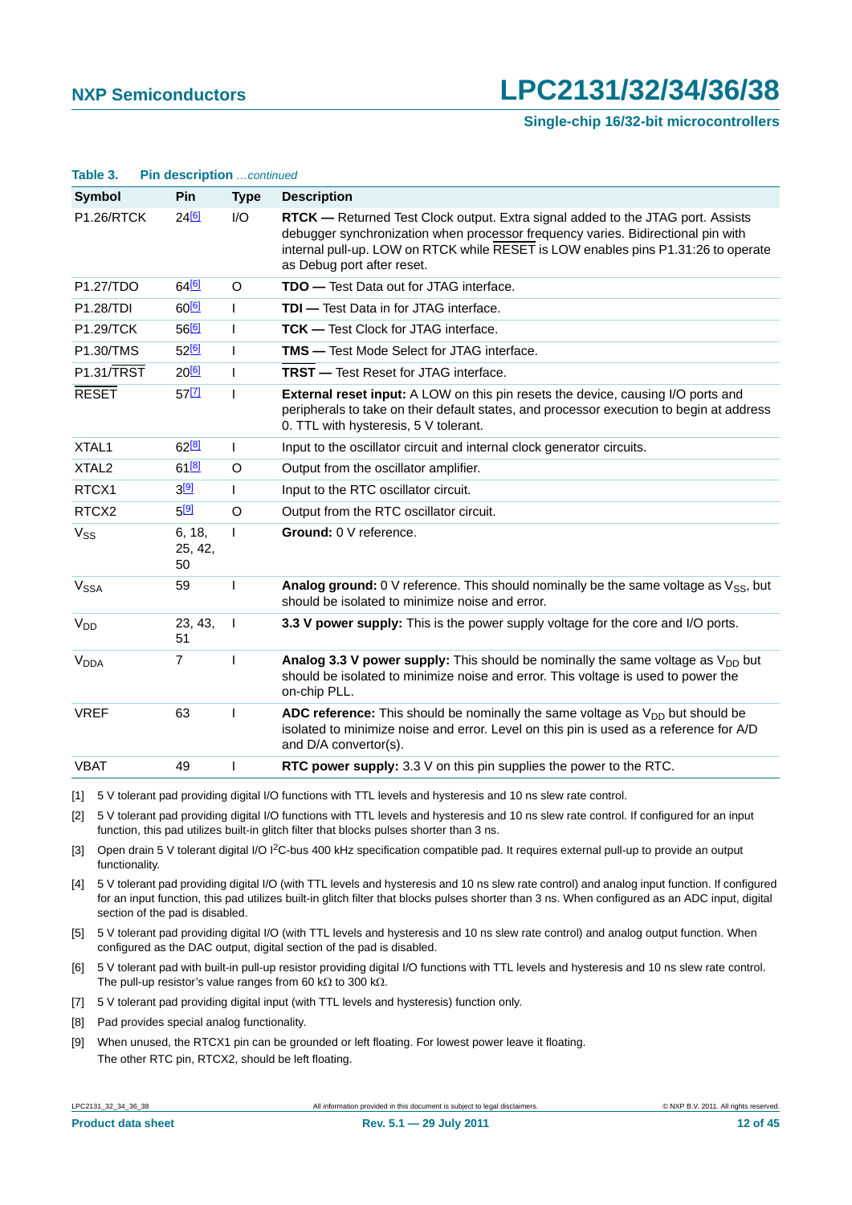**Table 3. Pin description** *…continued*

| Symbol | Pin | Type | Description |
|---|---|---|---|
| P1.26/RTCK | 24[6] | I/O | **RTCK —** Returned Test Clock output. Extra signal added to the JTAG port. Assists debugger synchronization when processor frequency varies. Bidirectional pin with internal pull-up. LOW on RTCK while $\overline{\text{RESET}}$ is LOW enables pins P1.31:26 to operate as Debug port after reset. |
| P1.27/TDO | 64[6] | O | **TDO —** Test Data out for JTAG interface. |
| P1.28/TDI | 60[6] | I | **TDI —** Test Data in for JTAG interface. |
| P1.29/TCK | 56[6] | I | **TCK —** Test Clock for JTAG interface. |
| P1.30/TMS | 52[6] | I | **TMS —** Test Mode Select for JTAG interface. |
| P1.31/$\overline{\text{TRST}}$ | 20[6] | I | **$\overline{\text{TRST}}$ —** Test Reset for JTAG interface. |
| $\overline{\text{RESET}}$ | 57[7] | I | **External reset input:** A LOW on this pin resets the device, causing I/O ports and peripherals to take on their default states, and processor execution to begin at address 0. TTL with hysteresis, 5 V tolerant. |
| XTAL1 | 62[8] | I | Input to the oscillator circuit and internal clock generator circuits. |
| XTAL2 | 61[8] | O | Output from the oscillator amplifier. |
| RTCX1 | 3[9] | I | Input to the RTC oscillator circuit. |
| RTCX2 | 5[9] | O | Output from the RTC oscillator circuit. |
| $V_{SS}$ | 6, 18, 25, 42, 50 | I | **Ground:** 0 V reference. |
| $V_{SSA}$ | 59 | I | **Analog ground:** 0 V reference. This should nominally be the same voltage as $V_{SS}$, but should be isolated to minimize noise and error. |
| $V_{DD}$ | 23, 43, 51 | I | **3.3 V power supply:** This is the power supply voltage for the core and I/O ports. |
| $V_{DDA}$ | 7 | I | **Analog 3.3 V power supply:** This should be nominally the same voltage as $V_{DD}$ but should be isolated to minimize noise and error. This voltage is used to power the on-chip PLL. |
| VREF | 63 | I | **ADC reference:** This should be nominally the same voltage as $V_{DD}$ but should be isolated to minimize noise and error. Level on this pin is used as a reference for A/D and D/A convertor(s). |
| VBAT | 49 | I | **RTC power supply:** 3.3 V on this pin supplies the power to the RTC. |

[1] 5 V tolerant pad providing digital I/O functions with TTL levels and hysteresis and 10 ns slew rate control.

[2] 5 V tolerant pad providing digital I/O functions with TTL levels and hysteresis and 10 ns slew rate control. If configured for an input function, this pad utilizes built-in glitch filter that blocks pulses shorter than 3 ns.

[3] Open drain 5 V tolerant digital I/O I$^2$C-bus 400 kHz specification compatible pad. It requires external pull-up to provide an output functionality.

[4] 5 V tolerant pad providing digital I/O (with TTL levels and hysteresis and 10 ns slew rate control) and analog input function. If configured for an input function, this pad utilizes built-in glitch filter that blocks pulses shorter than 3 ns. When configured as an ADC input, digital section of the pad is disabled.

[5] 5 V tolerant pad providing digital I/O (with TTL levels and hysteresis and 10 ns slew rate control) and analog output function. When configured as the DAC output, digital section of the pad is disabled.

[6] 5 V tolerant pad with built-in pull-up resistor providing digital I/O functions with TTL levels and hysteresis and 10 ns slew rate control. The pull-up resistor's value ranges from 60 kΩ to 300 kΩ.

[7] 5 V tolerant pad providing digital input (with TTL levels and hysteresis) function only.

[8] Pad provides special analog functionality.

[9] When unused, the RTCX1 pin can be grounded or left floating. For lowest power leave it floating. The other RTC pin, RTCX2, should be left floating.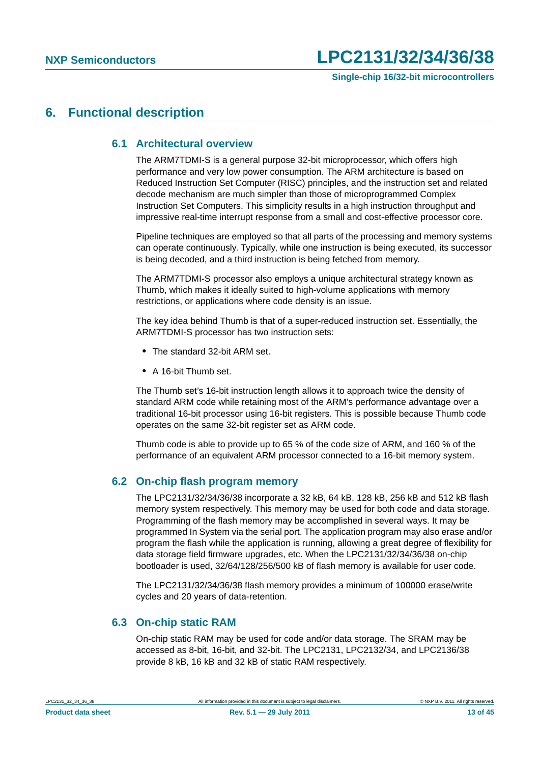# 6. Functional description

## 6.1 Architectural overview

The ARM7TDMI-S is a general purpose 32-bit microprocessor, which offers high performance and very low power consumption. The ARM architecture is based on Reduced Instruction Set Computer (RISC) principles, and the instruction set and related decode mechanism are much simpler than those of microprogrammed Complex Instruction Set Computers. This simplicity results in a high instruction throughput and impressive real-time interrupt response from a small and cost-effective processor core.

Pipeline techniques are employed so that all parts of the processing and memory systems can operate continuously. Typically, while one instruction is being executed, its successor is being decoded, and a third instruction is being fetched from memory.

The ARM7TDMI-S processor also employs a unique architectural strategy known as Thumb, which makes it ideally suited to high-volume applications with memory restrictions, or applications where code density is an issue.

The key idea behind Thumb is that of a super-reduced instruction set. Essentially, the ARM7TDMI-S processor has two instruction sets:

- The standard 32-bit ARM set.
- A 16-bit Thumb set.

The Thumb set's 16-bit instruction length allows it to approach twice the density of standard ARM code while retaining most of the ARM's performance advantage over a traditional 16-bit processor using 16-bit registers. This is possible because Thumb code operates on the same 32-bit register set as ARM code.

Thumb code is able to provide up to 65 % of the code size of ARM, and 160 % of the performance of an equivalent ARM processor connected to a 16-bit memory system.

## 6.2 On-chip flash program memory

The LPC2131/32/34/36/38 incorporate a 32 kB, 64 kB, 128 kB, 256 kB and 512 kB flash memory system respectively. This memory may be used for both code and data storage. Programming of the flash memory may be accomplished in several ways. It may be programmed In System via the serial port. The application program may also erase and/or program the flash while the application is running, allowing a great degree of flexibility for data storage field firmware upgrades, etc. When the LPC2131/32/34/36/38 on-chip bootloader is used, 32/64/128/256/500 kB of flash memory is available for user code.

The LPC2131/32/34/36/38 flash memory provides a minimum of 100000 erase/write cycles and 20 years of data-retention.

## 6.3 On-chip static RAM

On-chip static RAM may be used for code and/or data storage. The SRAM may be accessed as 8-bit, 16-bit, and 32-bit. The LPC2131, LPC2132/34, and LPC2136/38 provide 8 kB, 16 kB and 32 kB of static RAM respectively.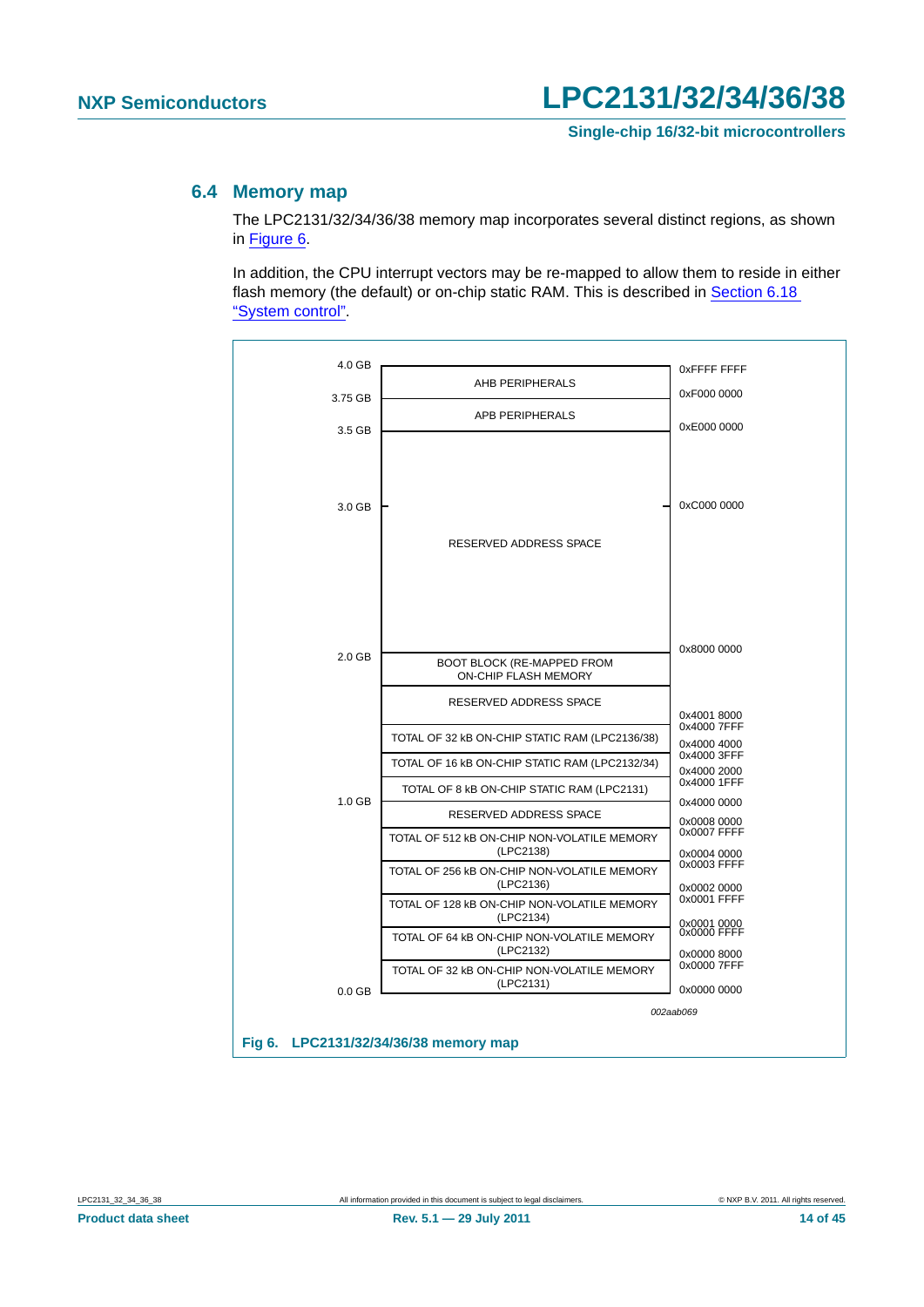## 6.4 Memory map

The LPC2131/32/34/36/38 memory map incorporates several distinct regions, as shown in Figure 6.

In addition, the CPU interrupt vectors may be re-mapped to allow them to reside in either flash memory (the default) or on-chip static RAM. This is described in Section 6.18 "System control".

| GB | Region | Address |
|---|---|---|
| 4.0 GB | | 0xFFFF FFFF |
| | AHB PERIPHERALS | |
| 3.75 GB | | 0xF000 0000 |
| | APB PERIPHERALS | |
| 3.5 GB | | 0xE000 0000 |
| 3.0 GB | RESERVED ADDRESS SPACE | 0xC000 0000 |
| 2.0 GB | | 0x8000 0000 |
| | BOOT BLOCK (RE-MAPPED FROM ON-CHIP FLASH MEMORY | |
| | RESERVED ADDRESS SPACE | |
| | | 0x4001 8000 |
| | | 0x4000 7FFF |
| | TOTAL OF 32 kB ON-CHIP STATIC RAM (LPC2136/38) | |
| | | 0x4000 4000 |
| | | 0x4000 3FFF |
| | TOTAL OF 16 kB ON-CHIP STATIC RAM (LPC2132/34) | |
| | | 0x4000 2000 |
| | | 0x4000 1FFF |
| | TOTAL OF 8 kB ON-CHIP STATIC RAM (LPC2131) | |
| 1.0 GB | | 0x4000 0000 |
| | RESERVED ADDRESS SPACE | |
| | | 0x0008 0000 |
| | | 0x0007 FFFF |
| | TOTAL OF 512 kB ON-CHIP NON-VOLATILE MEMORY (LPC2138) | |
| | | 0x0004 0000 |
| | | 0x0003 FFFF |
| | TOTAL OF 256 kB ON-CHIP NON-VOLATILE MEMORY (LPC2136) | |
| | | 0x0002 0000 |
| | | 0x0001 FFFF |
| | TOTAL OF 128 kB ON-CHIP NON-VOLATILE MEMORY (LPC2134) | |
| | | 0x0001 0000 |
| | | 0x0000 FFFF |
| | TOTAL OF 64 kB ON-CHIP NON-VOLATILE MEMORY (LPC2132) | |
| | | 0x0000 8000 |
| | | 0x0000 7FFF |
| | TOTAL OF 32 kB ON-CHIP NON-VOLATILE MEMORY (LPC2131) | |
| 0.0 GB | | 0x0000 0000 |

*002aab069*

**Fig 6. LPC2131/32/34/36/38 memory map**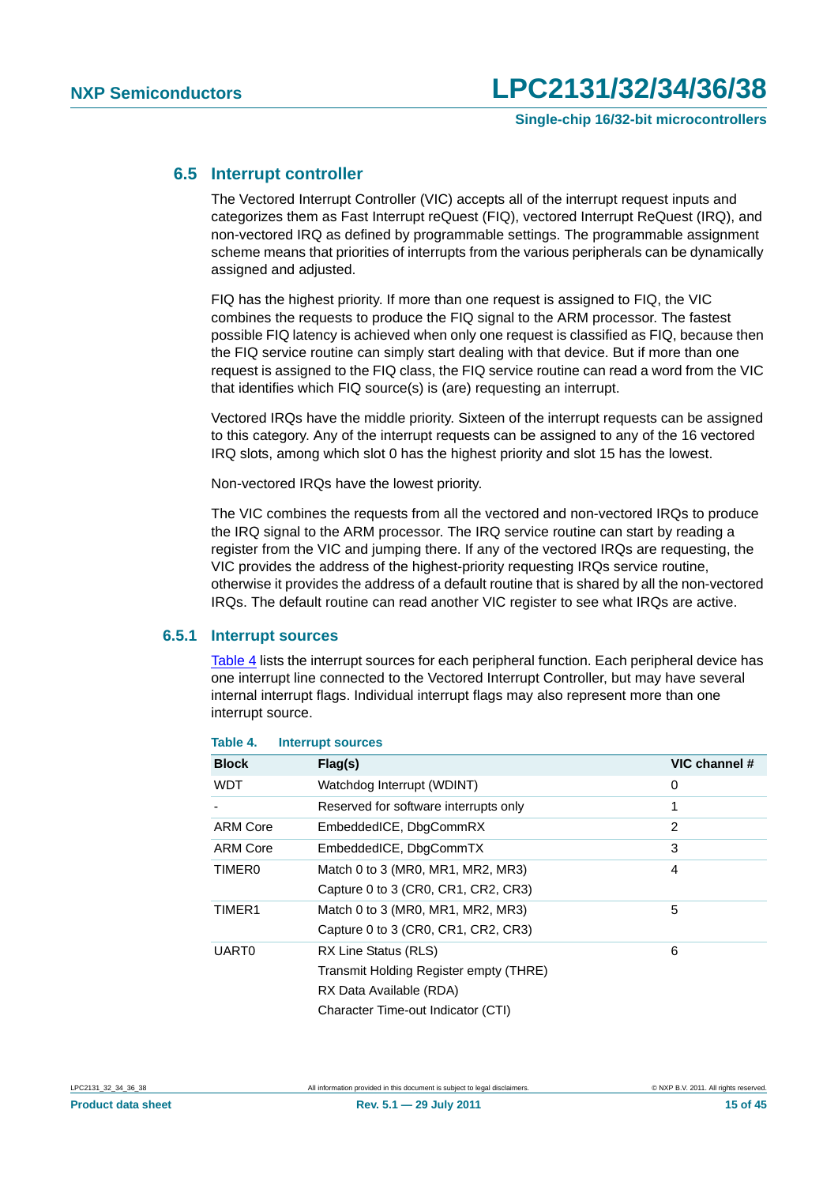### 6.5 Interrupt controller

The Vectored Interrupt Controller (VIC) accepts all of the interrupt request inputs and categorizes them as Fast Interrupt reQuest (FIQ), vectored Interrupt ReQuest (IRQ), and non-vectored IRQ as defined by programmable settings. The programmable assignment scheme means that priorities of interrupts from the various peripherals can be dynamically assigned and adjusted.

FIQ has the highest priority. If more than one request is assigned to FIQ, the VIC combines the requests to produce the FIQ signal to the ARM processor. The fastest possible FIQ latency is achieved when only one request is classified as FIQ, because then the FIQ service routine can simply start dealing with that device. But if more than one request is assigned to the FIQ class, the FIQ service routine can read a word from the VIC that identifies which FIQ source(s) is (are) requesting an interrupt.

Vectored IRQs have the middle priority. Sixteen of the interrupt requests can be assigned to this category. Any of the interrupt requests can be assigned to any of the 16 vectored IRQ slots, among which slot 0 has the highest priority and slot 15 has the lowest.

Non-vectored IRQs have the lowest priority.

The VIC combines the requests from all the vectored and non-vectored IRQs to produce the IRQ signal to the ARM processor. The IRQ service routine can start by reading a register from the VIC and jumping there. If any of the vectored IRQs are requesting, the VIC provides the address of the highest-priority requesting IRQs service routine, otherwise it provides the address of a default routine that is shared by all the non-vectored IRQs. The default routine can read another VIC register to see what IRQs are active.

#### 6.5.1 Interrupt sources

Table 4 lists the interrupt sources for each peripheral function. Each peripheral device has one interrupt line connected to the Vectored Interrupt Controller, but may have several internal interrupt flags. Individual interrupt flags may also represent more than one interrupt source.

**Table 4. Interrupt sources**

| Block | Flag(s) | VIC channel # |
|---|---|---|
| WDT | Watchdog Interrupt (WDINT) | 0 |
| - | Reserved for software interrupts only | 1 |
| ARM Core | EmbeddedICE, DbgCommRX | 2 |
| ARM Core | EmbeddedICE, DbgCommTX | 3 |
| TIMER0 | Match 0 to 3 (MR0, MR1, MR2, MR3)<br>Capture 0 to 3 (CR0, CR1, CR2, CR3) | 4 |
| TIMER1 | Match 0 to 3 (MR0, MR1, MR2, MR3)<br>Capture 0 to 3 (CR0, CR1, CR2, CR3) | 5 |
| UART0 | RX Line Status (RLS)<br>Transmit Holding Register empty (THRE)<br>RX Data Available (RDA)<br>Character Time-out Indicator (CTI) | 6 |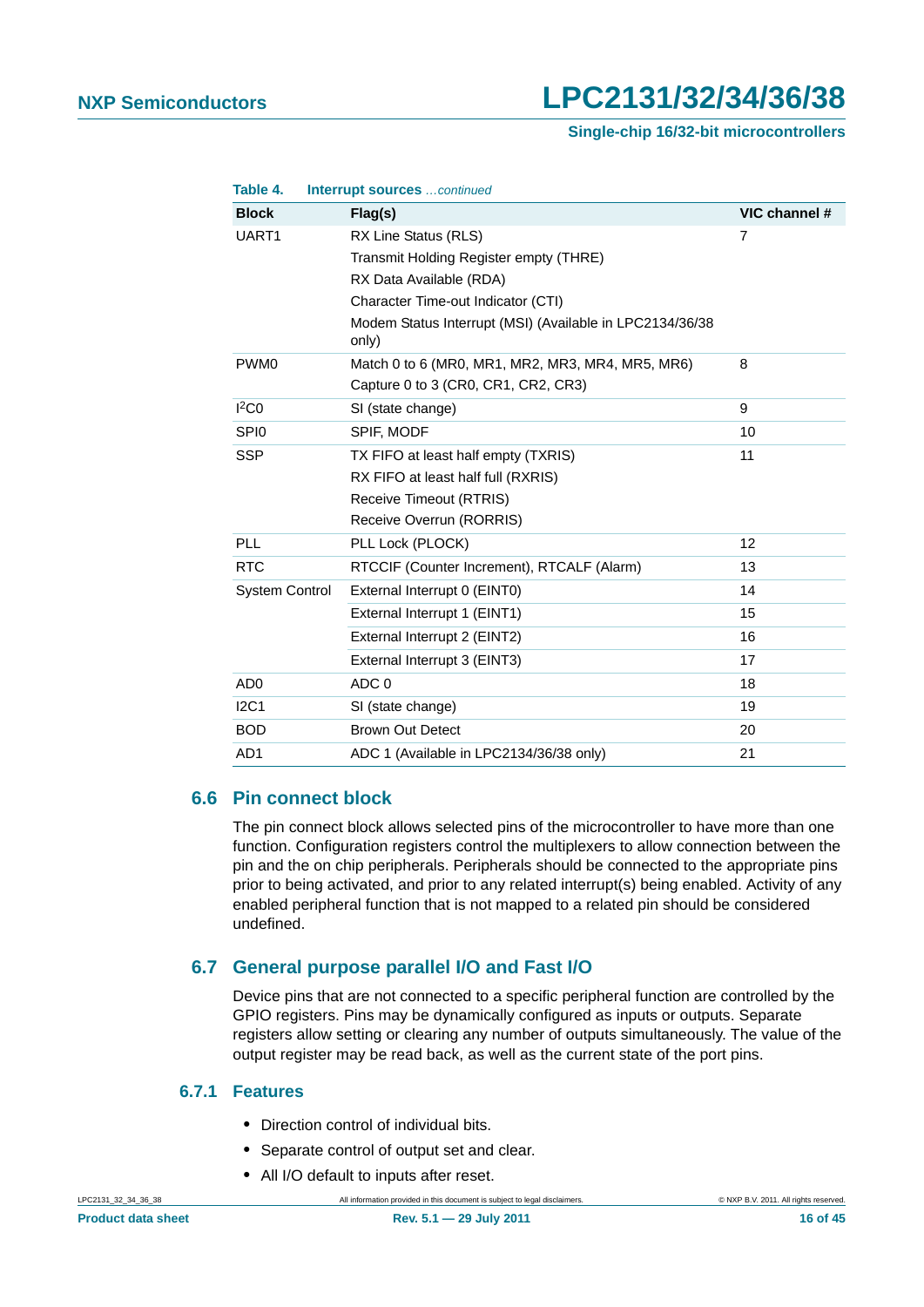**Table 4. Interrupt sources** *...continued*

| Block | Flag(s) | VIC channel # |
|---|---|---|
| UART1 | RX Line Status (RLS)<br>Transmit Holding Register empty (THRE)<br>RX Data Available (RDA)<br>Character Time-out Indicator (CTI)<br>Modem Status Interrupt (MSI) (Available in LPC2134/36/38 only) | 7 |
| PWM0 | Match 0 to 6 (MR0, MR1, MR2, MR3, MR4, MR5, MR6)<br>Capture 0 to 3 (CR0, CR1, CR2, CR3) | 8 |
| I²C0 | SI (state change) | 9 |
| SPI0 | SPIF, MODF | 10 |
| SSP | TX FIFO at least half empty (TXRIS)<br>RX FIFO at least half full (RXRIS)<br>Receive Timeout (RTRIS)<br>Receive Overrun (RORRIS) | 11 |
| PLL | PLL Lock (PLOCK) | 12 |
| RTC | RTCCIF (Counter Increment), RTCALF (Alarm) | 13 |
| System Control | External Interrupt 0 (EINT0) | 14 |
| | External Interrupt 1 (EINT1) | 15 |
| | External Interrupt 2 (EINT2) | 16 |
| | External Interrupt 3 (EINT3) | 17 |
| AD0 | ADC 0 | 18 |
| I2C1 | SI (state change) | 19 |
| BOD | Brown Out Detect | 20 |
| AD1 | ADC 1 (Available in LPC2134/36/38 only) | 21 |

## 6.6 Pin connect block

The pin connect block allows selected pins of the microcontroller to have more than one function. Configuration registers control the multiplexers to allow connection between the pin and the on chip peripherals. Peripherals should be connected to the appropriate pins prior to being activated, and prior to any related interrupt(s) being enabled. Activity of any enabled peripheral function that is not mapped to a related pin should be considered undefined.

## 6.7 General purpose parallel I/O and Fast I/O

Device pins that are not connected to a specific peripheral function are controlled by the GPIO registers. Pins may be dynamically configured as inputs or outputs. Separate registers allow setting or clearing any number of outputs simultaneously. The value of the output register may be read back, as well as the current state of the port pins.

### 6.7.1 Features

- Direction control of individual bits.
- Separate control of output set and clear.
- All I/O default to inputs after reset.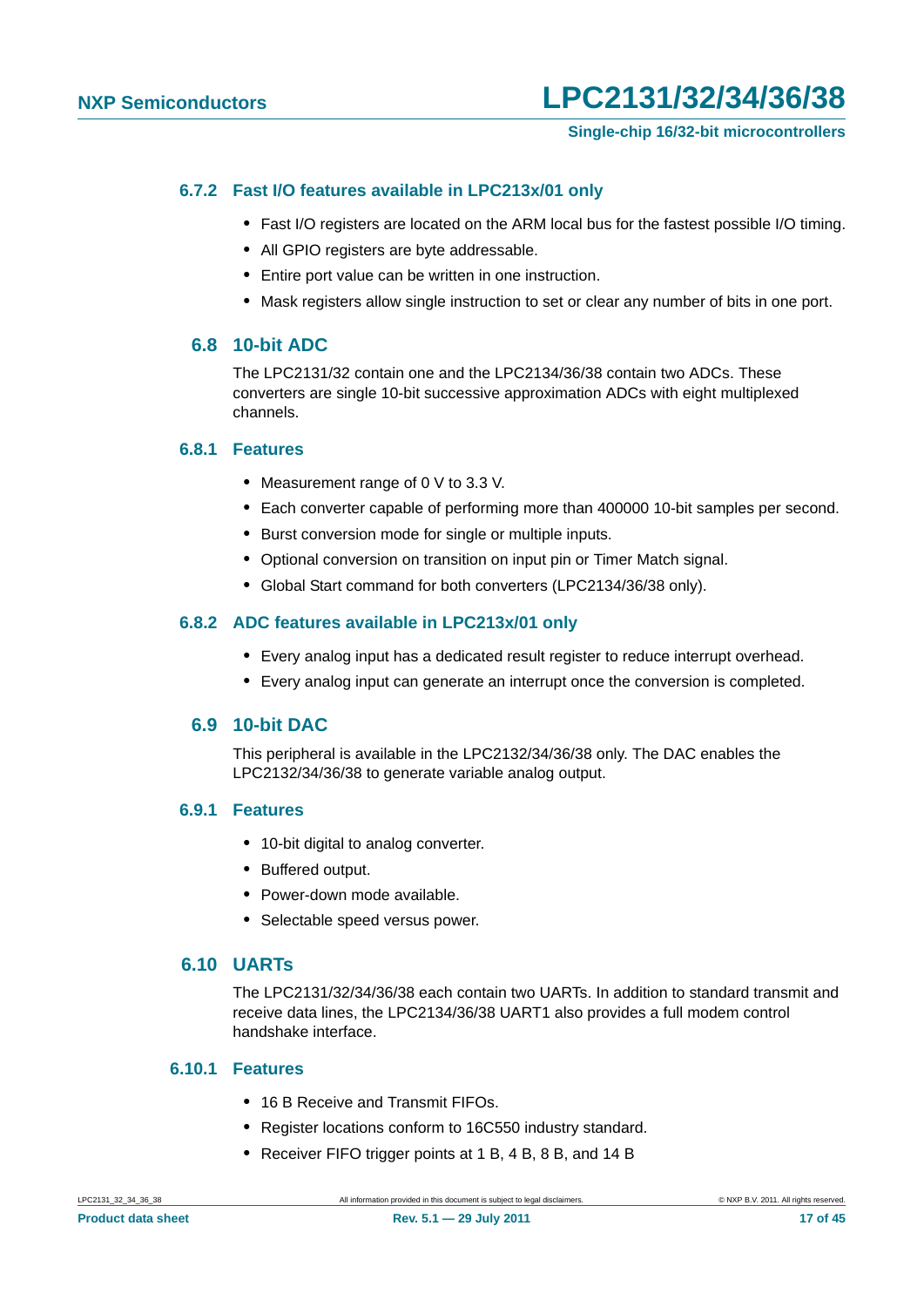### 6.7.2 Fast I/O features available in LPC213x/01 only

- Fast I/O registers are located on the ARM local bus for the fastest possible I/O timing.
- All GPIO registers are byte addressable.
- Entire port value can be written in one instruction.
- Mask registers allow single instruction to set or clear any number of bits in one port.

## 6.8 10-bit ADC

The LPC2131/32 contain one and the LPC2134/36/38 contain two ADCs. These converters are single 10-bit successive approximation ADCs with eight multiplexed channels.

### 6.8.1 Features

- Measurement range of 0 V to 3.3 V.
- Each converter capable of performing more than 400000 10-bit samples per second.
- Burst conversion mode for single or multiple inputs.
- Optional conversion on transition on input pin or Timer Match signal.
- Global Start command for both converters (LPC2134/36/38 only).

### 6.8.2 ADC features available in LPC213x/01 only

- Every analog input has a dedicated result register to reduce interrupt overhead.
- Every analog input can generate an interrupt once the conversion is completed.

## 6.9 10-bit DAC

This peripheral is available in the LPC2132/34/36/38 only. The DAC enables the LPC2132/34/36/38 to generate variable analog output.

### 6.9.1 Features

- 10-bit digital to analog converter.
- Buffered output.
- Power-down mode available.
- Selectable speed versus power.

## 6.10 UARTs

The LPC2131/32/34/36/38 each contain two UARTs. In addition to standard transmit and receive data lines, the LPC2134/36/38 UART1 also provides a full modem control handshake interface.

### 6.10.1 Features

- 16 B Receive and Transmit FIFOs.
- Register locations conform to 16C550 industry standard.
- Receiver FIFO trigger points at 1 B, 4 B, 8 B, and 14 B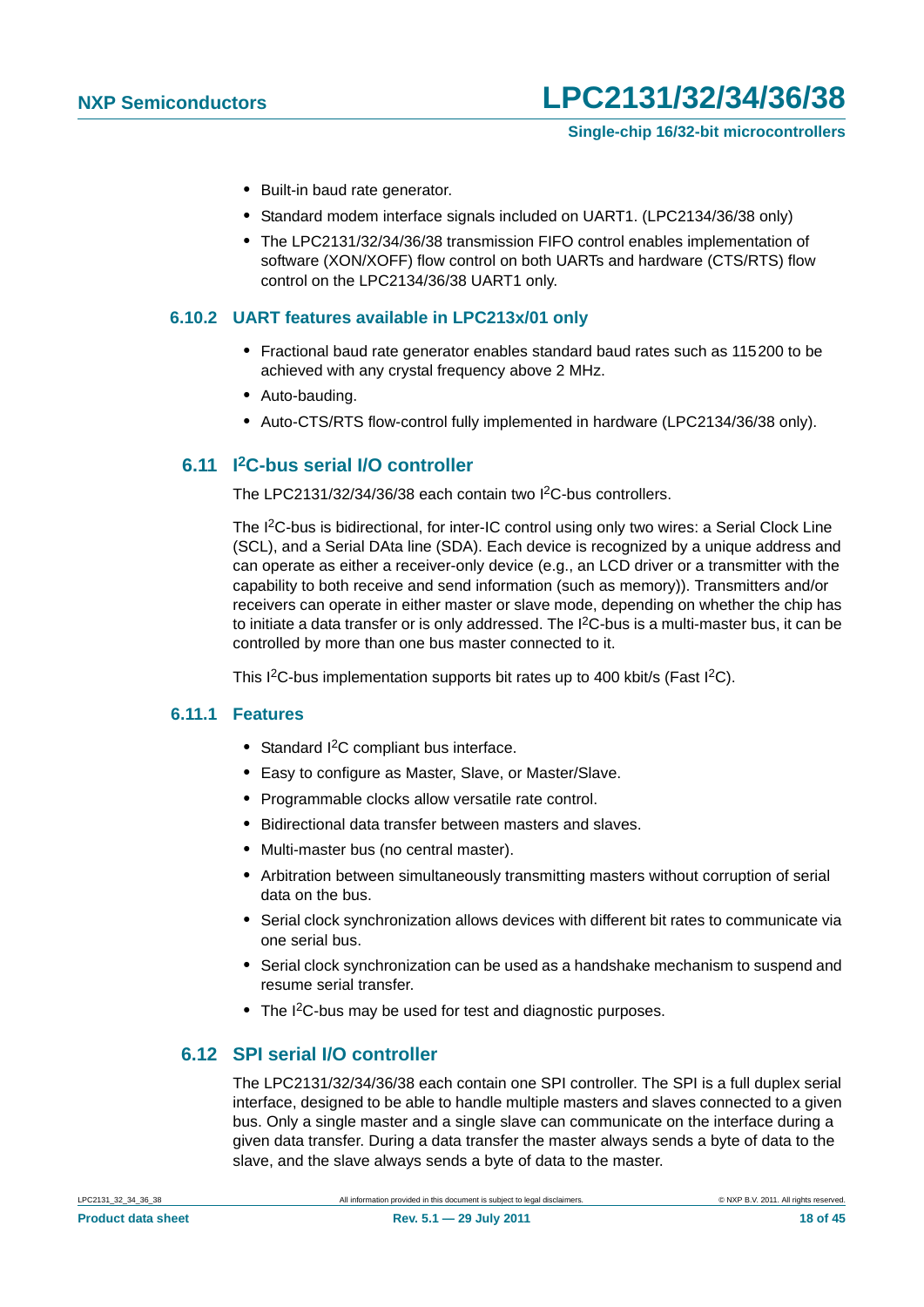- Built-in baud rate generator.
- Standard modem interface signals included on UART1. (LPC2134/36/38 only)
- The LPC2131/32/34/36/38 transmission FIFO control enables implementation of software (XON/XOFF) flow control on both UARTs and hardware (CTS/RTS) flow control on the LPC2134/36/38 UART1 only.

### 6.10.2 UART features available in LPC213x/01 only

- Fractional baud rate generator enables standard baud rates such as 115200 to be achieved with any crystal frequency above 2 MHz.
- Auto-bauding.
- Auto-CTS/RTS flow-control fully implemented in hardware (LPC2134/36/38 only).

## 6.11 I$^2$C-bus serial I/O controller

The LPC2131/32/34/36/38 each contain two I$^2$C-bus controllers.

The I$^2$C-bus is bidirectional, for inter-IC control using only two wires: a Serial Clock Line (SCL), and a Serial DAta line (SDA). Each device is recognized by a unique address and can operate as either a receiver-only device (e.g., an LCD driver or a transmitter with the capability to both receive and send information (such as memory)). Transmitters and/or receivers can operate in either master or slave mode, depending on whether the chip has to initiate a data transfer or is only addressed. The I$^2$C-bus is a multi-master bus, it can be controlled by more than one bus master connected to it.

This I$^2$C-bus implementation supports bit rates up to 400 kbit/s (Fast I$^2$C).

### 6.11.1 Features

- Standard I$^2$C compliant bus interface.
- Easy to configure as Master, Slave, or Master/Slave.
- Programmable clocks allow versatile rate control.
- Bidirectional data transfer between masters and slaves.
- Multi-master bus (no central master).
- Arbitration between simultaneously transmitting masters without corruption of serial data on the bus.
- Serial clock synchronization allows devices with different bit rates to communicate via one serial bus.
- Serial clock synchronization can be used as a handshake mechanism to suspend and resume serial transfer.
- The I$^2$C-bus may be used for test and diagnostic purposes.

## 6.12 SPI serial I/O controller

The LPC2131/32/34/36/38 each contain one SPI controller. The SPI is a full duplex serial interface, designed to be able to handle multiple masters and slaves connected to a given bus. Only a single master and a single slave can communicate on the interface during a given data transfer. During a data transfer the master always sends a byte of data to the slave, and the slave always sends a byte of data to the master.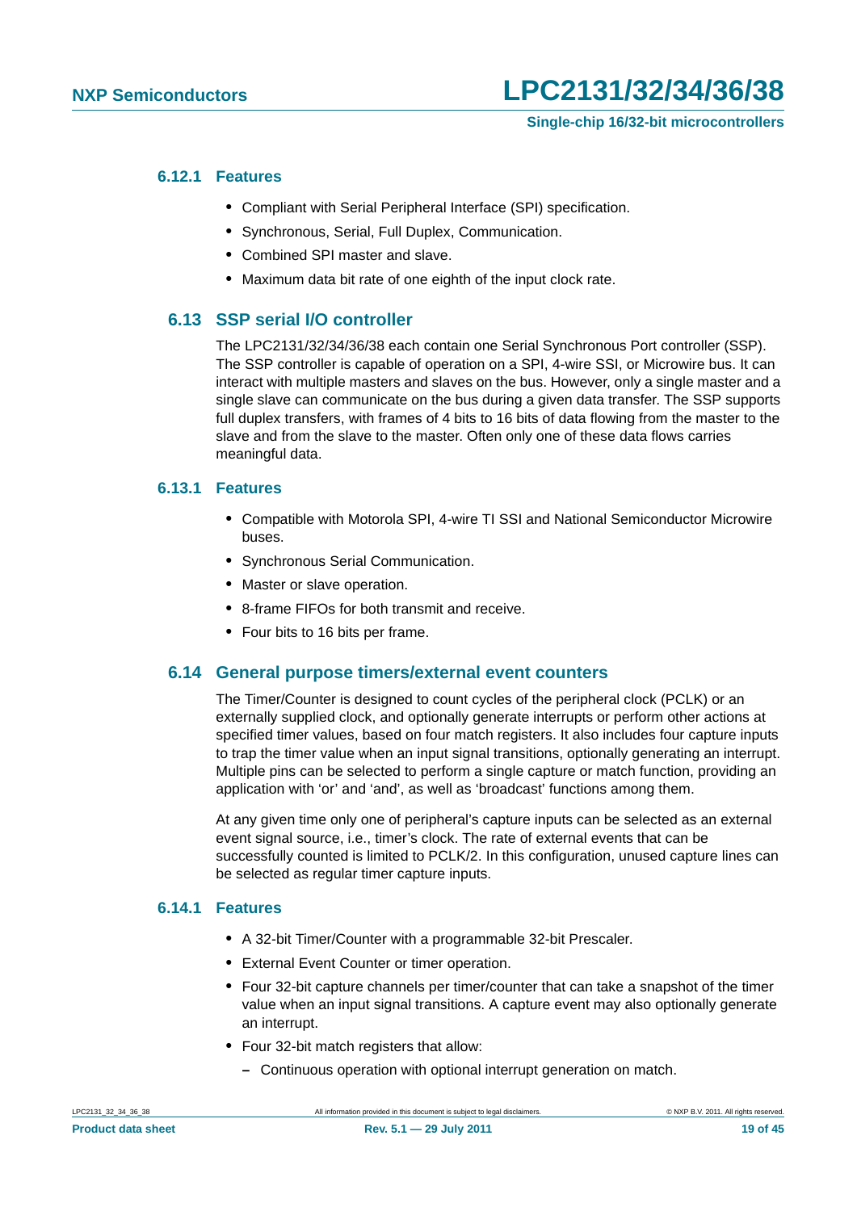### 6.12.1 Features

- Compliant with Serial Peripheral Interface (SPI) specification.
- Synchronous, Serial, Full Duplex, Communication.
- Combined SPI master and slave.
- Maximum data bit rate of one eighth of the input clock rate.

## 6.13 SSP serial I/O controller

The LPC2131/32/34/36/38 each contain one Serial Synchronous Port controller (SSP). The SSP controller is capable of operation on a SPI, 4-wire SSI, or Microwire bus. It can interact with multiple masters and slaves on the bus. However, only a single master and a single slave can communicate on the bus during a given data transfer. The SSP supports full duplex transfers, with frames of 4 bits to 16 bits of data flowing from the master to the slave and from the slave to the master. Often only one of these data flows carries meaningful data.

### 6.13.1 Features

- Compatible with Motorola SPI, 4-wire TI SSI and National Semiconductor Microwire buses.
- Synchronous Serial Communication.
- Master or slave operation.
- 8-frame FIFOs for both transmit and receive.
- Four bits to 16 bits per frame.

## 6.14 General purpose timers/external event counters

The Timer/Counter is designed to count cycles of the peripheral clock (PCLK) or an externally supplied clock, and optionally generate interrupts or perform other actions at specified timer values, based on four match registers. It also includes four capture inputs to trap the timer value when an input signal transitions, optionally generating an interrupt. Multiple pins can be selected to perform a single capture or match function, providing an application with 'or' and 'and', as well as 'broadcast' functions among them.

At any given time only one of peripheral's capture inputs can be selected as an external event signal source, i.e., timer's clock. The rate of external events that can be successfully counted is limited to PCLK/2. In this configuration, unused capture lines can be selected as regular timer capture inputs.

### 6.14.1 Features

- A 32-bit Timer/Counter with a programmable 32-bit Prescaler.
- External Event Counter or timer operation.
- Four 32-bit capture channels per timer/counter that can take a snapshot of the timer value when an input signal transitions. A capture event may also optionally generate an interrupt.
- Four 32-bit match registers that allow:
  - Continuous operation with optional interrupt generation on match.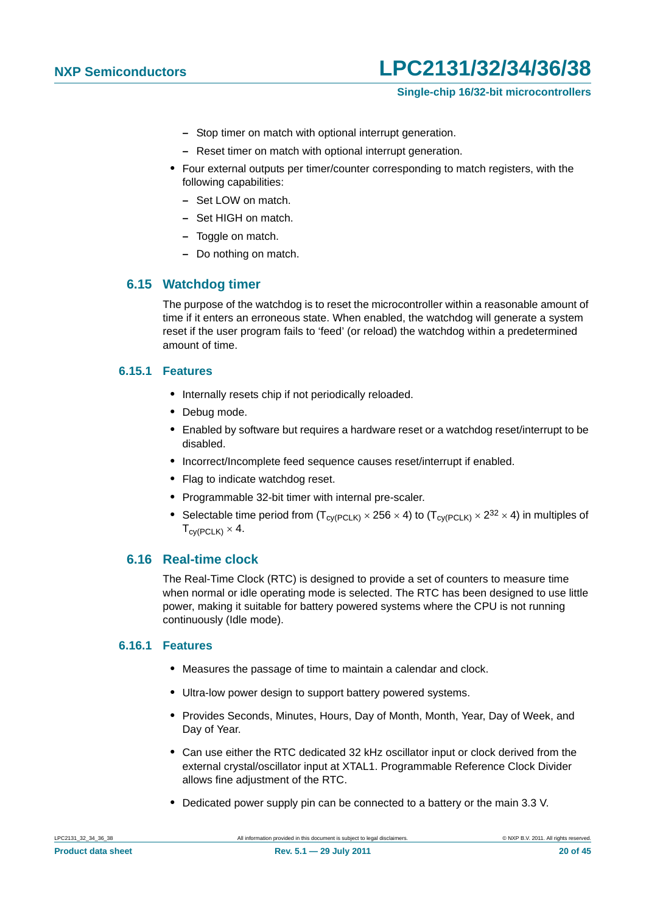- Stop timer on match with optional interrupt generation.
  - Reset timer on match with optional interrupt generation.
- Four external outputs per timer/counter corresponding to match registers, with the following capabilities:
  - Set LOW on match.
  - Set HIGH on match.
  - Toggle on match.
  - Do nothing on match.

## 6.15 Watchdog timer

The purpose of the watchdog is to reset the microcontroller within a reasonable amount of time if it enters an erroneous state. When enabled, the watchdog will generate a system reset if the user program fails to 'feed' (or reload) the watchdog within a predetermined amount of time.

### 6.15.1 Features

- Internally resets chip if not periodically reloaded.
- Debug mode.
- Enabled by software but requires a hardware reset or a watchdog reset/interrupt to be disabled.
- Incorrect/Incomplete feed sequence causes reset/interrupt if enabled.
- Flag to indicate watchdog reset.
- Programmable 32-bit timer with internal pre-scaler.
- Selectable time period from ($T_{cy(PCLK)} \times 256 \times 4$) to ($T_{cy(PCLK)} \times 2^{32} \times 4$) in multiples of $T_{cy(PCLK)} \times 4$.

## 6.16 Real-time clock

The Real-Time Clock (RTC) is designed to provide a set of counters to measure time when normal or idle operating mode is selected. The RTC has been designed to use little power, making it suitable for battery powered systems where the CPU is not running continuously (Idle mode).

### 6.16.1 Features

- Measures the passage of time to maintain a calendar and clock.
- Ultra-low power design to support battery powered systems.
- Provides Seconds, Minutes, Hours, Day of Month, Month, Year, Day of Week, and Day of Year.
- Can use either the RTC dedicated 32 kHz oscillator input or clock derived from the external crystal/oscillator input at XTAL1. Programmable Reference Clock Divider allows fine adjustment of the RTC.
- Dedicated power supply pin can be connected to a battery or the main 3.3 V.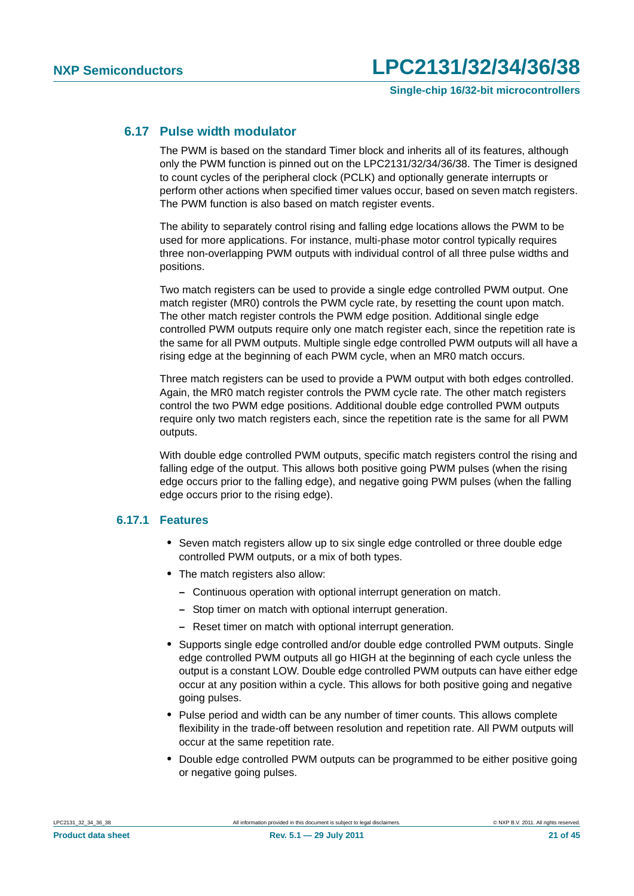### 6.17 Pulse width modulator

The PWM is based on the standard Timer block and inherits all of its features, although only the PWM function is pinned out on the LPC2131/32/34/36/38. The Timer is designed to count cycles of the peripheral clock (PCLK) and optionally generate interrupts or perform other actions when specified timer values occur, based on seven match registers. The PWM function is also based on match register events.

The ability to separately control rising and falling edge locations allows the PWM to be used for more applications. For instance, multi-phase motor control typically requires three non-overlapping PWM outputs with individual control of all three pulse widths and positions.

Two match registers can be used to provide a single edge controlled PWM output. One match register (MR0) controls the PWM cycle rate, by resetting the count upon match. The other match register controls the PWM edge position. Additional single edge controlled PWM outputs require only one match register each, since the repetition rate is the same for all PWM outputs. Multiple single edge controlled PWM outputs will all have a rising edge at the beginning of each PWM cycle, when an MR0 match occurs.

Three match registers can be used to provide a PWM output with both edges controlled. Again, the MR0 match register controls the PWM cycle rate. The other match registers control the two PWM edge positions. Additional double edge controlled PWM outputs require only two match registers each, since the repetition rate is the same for all PWM outputs.

With double edge controlled PWM outputs, specific match registers control the rising and falling edge of the output. This allows both positive going PWM pulses (when the rising edge occurs prior to the falling edge), and negative going PWM pulses (when the falling edge occurs prior to the rising edge).

#### 6.17.1 Features

- Seven match registers allow up to six single edge controlled or three double edge controlled PWM outputs, or a mix of both types.
- The match registers also allow:
  - Continuous operation with optional interrupt generation on match.
  - Stop timer on match with optional interrupt generation.
  - Reset timer on match with optional interrupt generation.
- Supports single edge controlled and/or double edge controlled PWM outputs. Single edge controlled PWM outputs all go HIGH at the beginning of each cycle unless the output is a constant LOW. Double edge controlled PWM outputs can have either edge occur at any position within a cycle. This allows for both positive going and negative going pulses.
- Pulse period and width can be any number of timer counts. This allows complete flexibility in the trade-off between resolution and repetition rate. All PWM outputs will occur at the same repetition rate.
- Double edge controlled PWM outputs can be programmed to be either positive going or negative going pulses.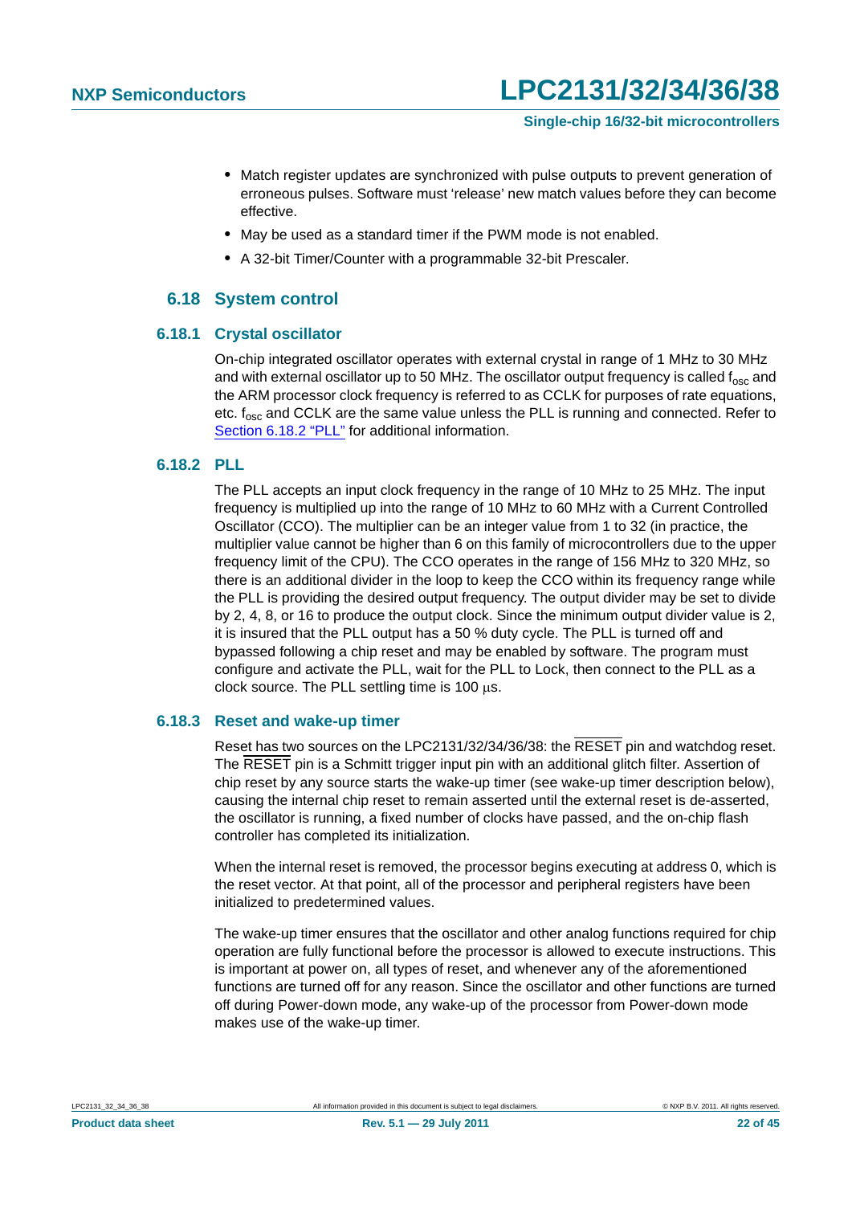- Match register updates are synchronized with pulse outputs to prevent generation of erroneous pulses. Software must 'release' new match values before they can become effective.
- May be used as a standard timer if the PWM mode is not enabled.
- A 32-bit Timer/Counter with a programmable 32-bit Prescaler.

## 6.18 System control

### 6.18.1 Crystal oscillator

On-chip integrated oscillator operates with external crystal in range of 1 MHz to 30 MHz and with external oscillator up to 50 MHz. The oscillator output frequency is called $f_{osc}$ and the ARM processor clock frequency is referred to as CCLK for purposes of rate equations, etc. $f_{osc}$ and CCLK are the same value unless the PLL is running and connected. Refer to Section 6.18.2 "PLL" for additional information.

### 6.18.2 PLL

The PLL accepts an input clock frequency in the range of 10 MHz to 25 MHz. The input frequency is multiplied up into the range of 10 MHz to 60 MHz with a Current Controlled Oscillator (CCO). The multiplier can be an integer value from 1 to 32 (in practice, the multiplier value cannot be higher than 6 on this family of microcontrollers due to the upper frequency limit of the CPU). The CCO operates in the range of 156 MHz to 320 MHz, so there is an additional divider in the loop to keep the CCO within its frequency range while the PLL is providing the desired output frequency. The output divider may be set to divide by 2, 4, 8, or 16 to produce the output clock. Since the minimum output divider value is 2, it is insured that the PLL output has a 50 % duty cycle. The PLL is turned off and bypassed following a chip reset and may be enabled by software. The program must configure and activate the PLL, wait for the PLL to Lock, then connect to the PLL as a clock source. The PLL settling time is 100 μs.

### 6.18.3 Reset and wake-up timer

Reset has two sources on the LPC2131/32/34/36/38: the $\overline{\text{RESET}}$ pin and watchdog reset. The $\overline{\text{RESET}}$ pin is a Schmitt trigger input pin with an additional glitch filter. Assertion of chip reset by any source starts the wake-up timer (see wake-up timer description below), causing the internal chip reset to remain asserted until the external reset is de-asserted, the oscillator is running, a fixed number of clocks have passed, and the on-chip flash controller has completed its initialization.

When the internal reset is removed, the processor begins executing at address 0, which is the reset vector. At that point, all of the processor and peripheral registers have been initialized to predetermined values.

The wake-up timer ensures that the oscillator and other analog functions required for chip operation are fully functional before the processor is allowed to execute instructions. This is important at power on, all types of reset, and whenever any of the aforementioned functions are turned off for any reason. Since the oscillator and other functions are turned off during Power-down mode, any wake-up of the processor from Power-down mode makes use of the wake-up timer.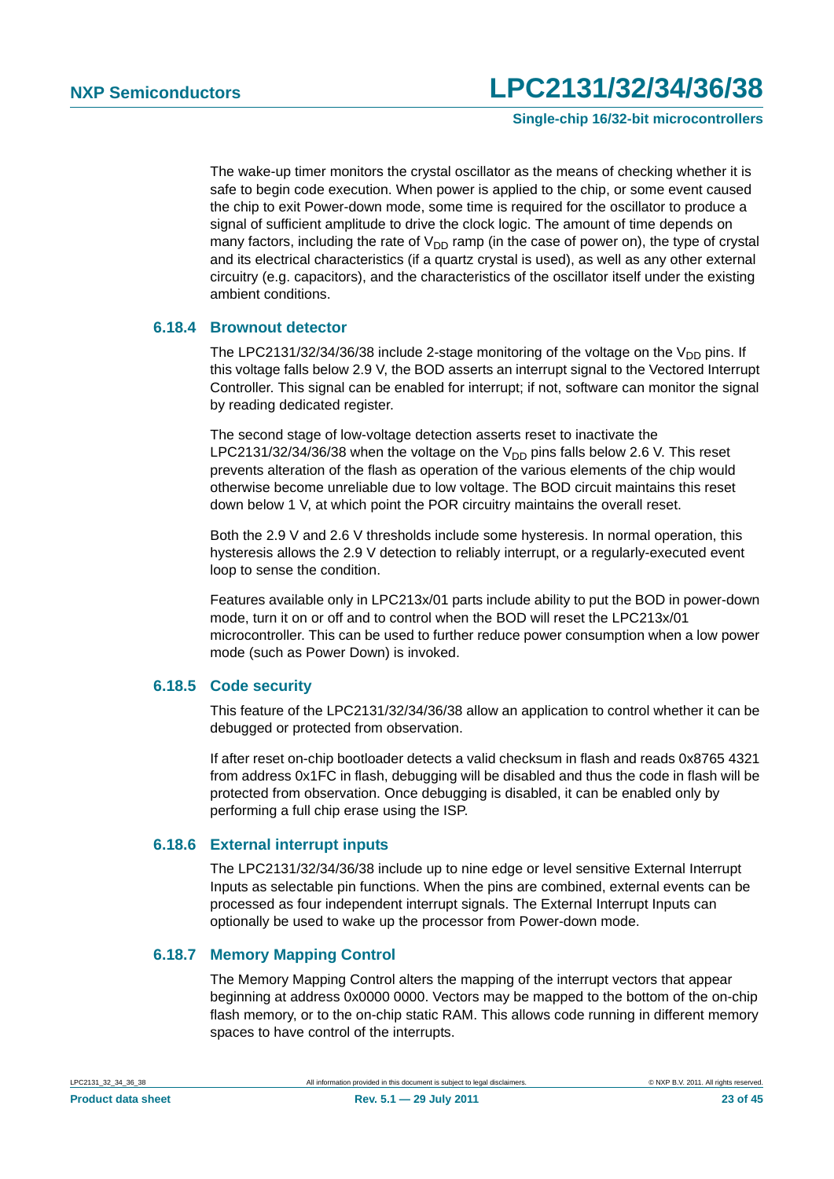The wake-up timer monitors the crystal oscillator as the means of checking whether it is safe to begin code execution. When power is applied to the chip, or some event caused the chip to exit Power-down mode, some time is required for the oscillator to produce a signal of sufficient amplitude to drive the clock logic. The amount of time depends on many factors, including the rate of $V_{DD}$ ramp (in the case of power on), the type of crystal and its electrical characteristics (if a quartz crystal is used), as well as any other external circuitry (e.g. capacitors), and the characteristics of the oscillator itself under the existing ambient conditions.

### 6.18.4 Brownout detector

The LPC2131/32/34/36/38 include 2-stage monitoring of the voltage on the $V_{DD}$ pins. If this voltage falls below 2.9 V, the BOD asserts an interrupt signal to the Vectored Interrupt Controller. This signal can be enabled for interrupt; if not, software can monitor the signal by reading dedicated register.

The second stage of low-voltage detection asserts reset to inactivate the LPC2131/32/34/36/38 when the voltage on the $V_{DD}$ pins falls below 2.6 V. This reset prevents alteration of the flash as operation of the various elements of the chip would otherwise become unreliable due to low voltage. The BOD circuit maintains this reset down below 1 V, at which point the POR circuitry maintains the overall reset.

Both the 2.9 V and 2.6 V thresholds include some hysteresis. In normal operation, this hysteresis allows the 2.9 V detection to reliably interrupt, or a regularly-executed event loop to sense the condition.

Features available only in LPC213x/01 parts include ability to put the BOD in power-down mode, turn it on or off and to control when the BOD will reset the LPC213x/01 microcontroller. This can be used to further reduce power consumption when a low power mode (such as Power Down) is invoked.

### 6.18.5 Code security

This feature of the LPC2131/32/34/36/38 allow an application to control whether it can be debugged or protected from observation.

If after reset on-chip bootloader detects a valid checksum in flash and reads 0x8765 4321 from address 0x1FC in flash, debugging will be disabled and thus the code in flash will be protected from observation. Once debugging is disabled, it can be enabled only by performing a full chip erase using the ISP.

### 6.18.6 External interrupt inputs

The LPC2131/32/34/36/38 include up to nine edge or level sensitive External Interrupt Inputs as selectable pin functions. When the pins are combined, external events can be processed as four independent interrupt signals. The External Interrupt Inputs can optionally be used to wake up the processor from Power-down mode.

### 6.18.7 Memory Mapping Control

The Memory Mapping Control alters the mapping of the interrupt vectors that appear beginning at address 0x0000 0000. Vectors may be mapped to the bottom of the on-chip flash memory, or to the on-chip static RAM. This allows code running in different memory spaces to have control of the interrupts.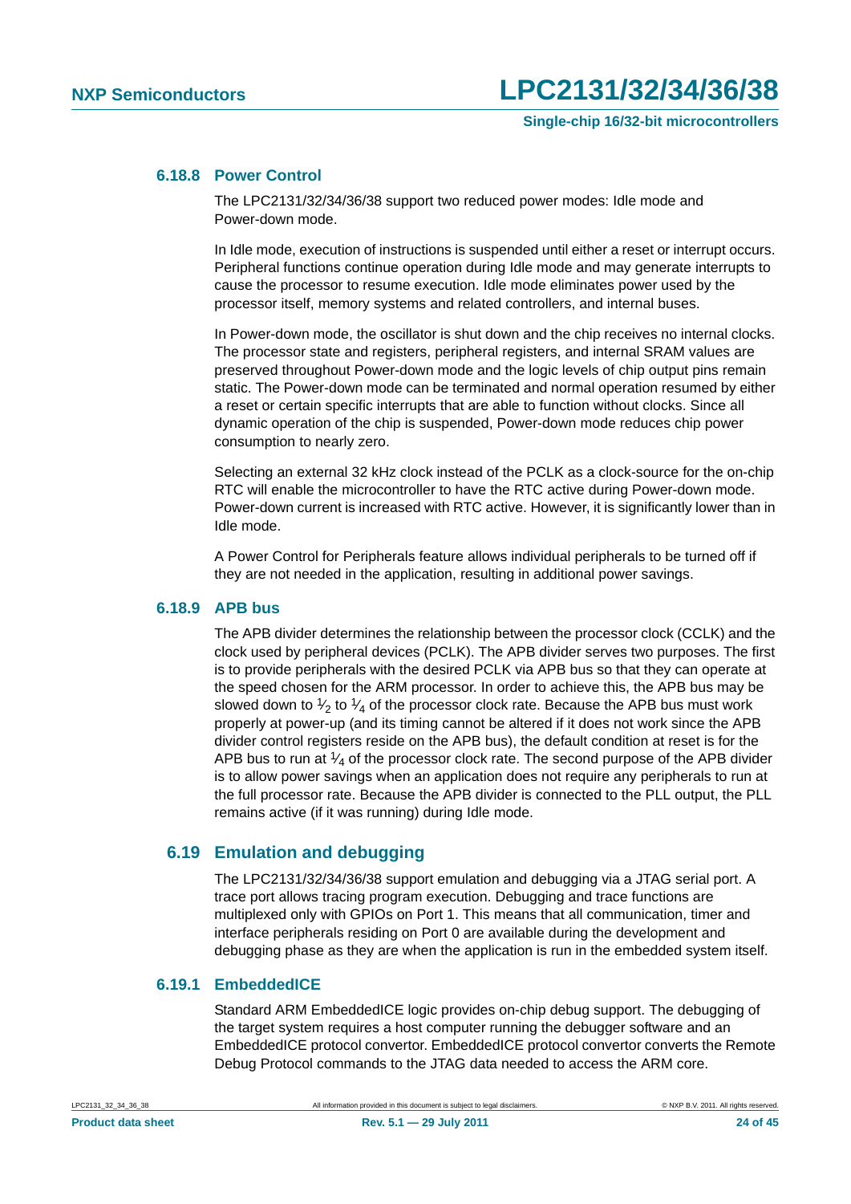### 6.18.8 Power Control

The LPC2131/32/34/36/38 support two reduced power modes: Idle mode and Power-down mode.

In Idle mode, execution of instructions is suspended until either a reset or interrupt occurs. Peripheral functions continue operation during Idle mode and may generate interrupts to cause the processor to resume execution. Idle mode eliminates power used by the processor itself, memory systems and related controllers, and internal buses.

In Power-down mode, the oscillator is shut down and the chip receives no internal clocks. The processor state and registers, peripheral registers, and internal SRAM values are preserved throughout Power-down mode and the logic levels of chip output pins remain static. The Power-down mode can be terminated and normal operation resumed by either a reset or certain specific interrupts that are able to function without clocks. Since all dynamic operation of the chip is suspended, Power-down mode reduces chip power consumption to nearly zero.

Selecting an external 32 kHz clock instead of the PCLK as a clock-source for the on-chip RTC will enable the microcontroller to have the RTC active during Power-down mode. Power-down current is increased with RTC active. However, it is significantly lower than in Idle mode.

A Power Control for Peripherals feature allows individual peripherals to be turned off if they are not needed in the application, resulting in additional power savings.

### 6.18.9 APB bus

The APB divider determines the relationship between the processor clock (CCLK) and the clock used by peripheral devices (PCLK). The APB divider serves two purposes. The first is to provide peripherals with the desired PCLK via APB bus so that they can operate at the speed chosen for the ARM processor. In order to achieve this, the APB bus may be slowed down to $\frac{1}{2}$ to $\frac{1}{4}$ of the processor clock rate. Because the APB bus must work properly at power-up (and its timing cannot be altered if it does not work since the APB divider control registers reside on the APB bus), the default condition at reset is for the APB bus to run at $\frac{1}{4}$ of the processor clock rate. The second purpose of the APB divider is to allow power savings when an application does not require any peripherals to run at the full processor rate. Because the APB divider is connected to the PLL output, the PLL remains active (if it was running) during Idle mode.

## 6.19 Emulation and debugging

The LPC2131/32/34/36/38 support emulation and debugging via a JTAG serial port. A trace port allows tracing program execution. Debugging and trace functions are multiplexed only with GPIOs on Port 1. This means that all communication, timer and interface peripherals residing on Port 0 are available during the development and debugging phase as they are when the application is run in the embedded system itself.

### 6.19.1 EmbeddedICE

Standard ARM EmbeddedICE logic provides on-chip debug support. The debugging of the target system requires a host computer running the debugger software and an EmbeddedICE protocol convertor. EmbeddedICE protocol convertor converts the Remote Debug Protocol commands to the JTAG data needed to access the ARM core.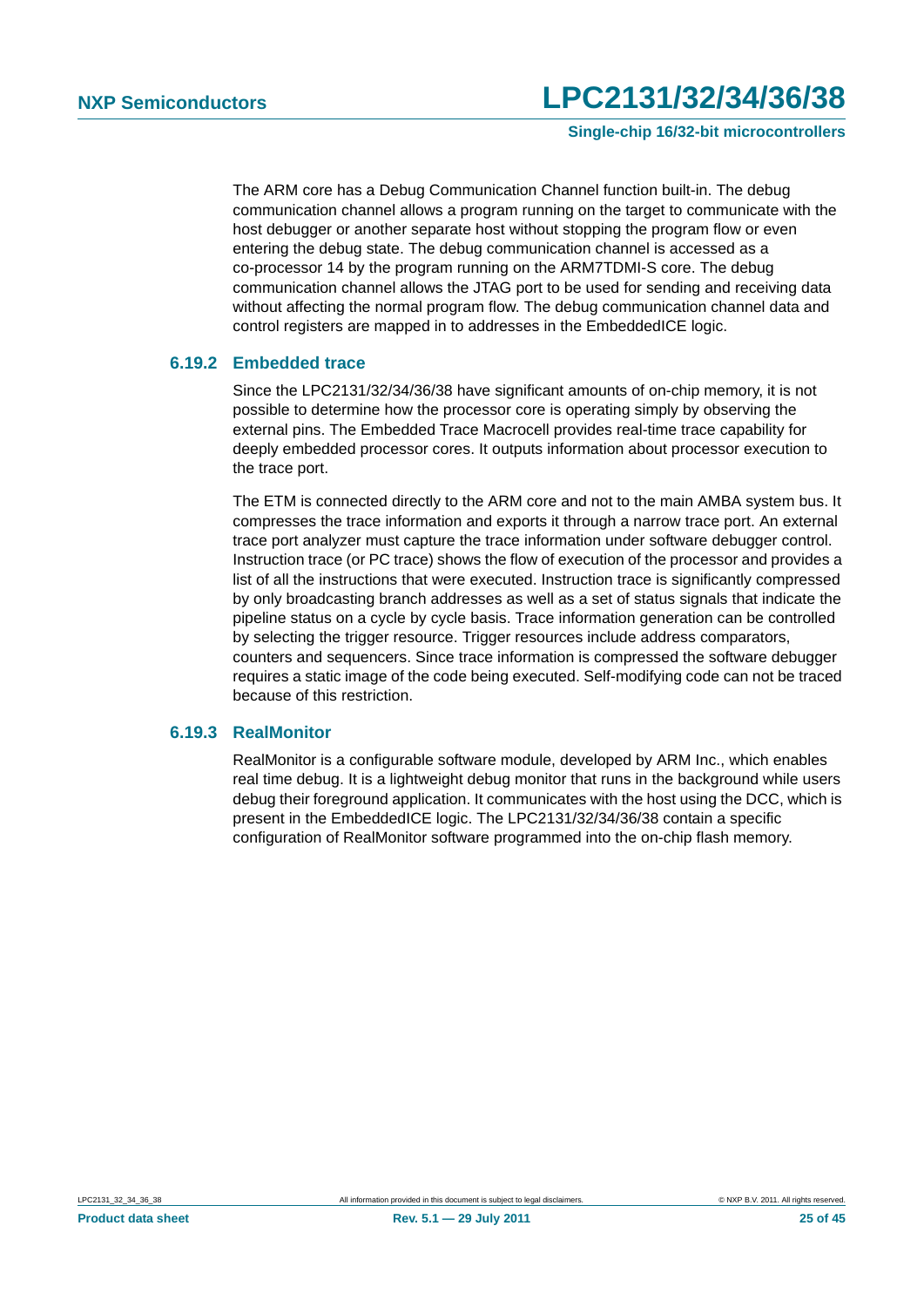The ARM core has a Debug Communication Channel function built-in. The debug communication channel allows a program running on the target to communicate with the host debugger or another separate host without stopping the program flow or even entering the debug state. The debug communication channel is accessed as a co-processor 14 by the program running on the ARM7TDMI-S core. The debug communication channel allows the JTAG port to be used for sending and receiving data without affecting the normal program flow. The debug communication channel data and control registers are mapped in to addresses in the EmbeddedICE logic.

### 6.19.2 Embedded trace

Since the LPC2131/32/34/36/38 have significant amounts of on-chip memory, it is not possible to determine how the processor core is operating simply by observing the external pins. The Embedded Trace Macrocell provides real-time trace capability for deeply embedded processor cores. It outputs information about processor execution to the trace port.

The ETM is connected directly to the ARM core and not to the main AMBA system bus. It compresses the trace information and exports it through a narrow trace port. An external trace port analyzer must capture the trace information under software debugger control. Instruction trace (or PC trace) shows the flow of execution of the processor and provides a list of all the instructions that were executed. Instruction trace is significantly compressed by only broadcasting branch addresses as well as a set of status signals that indicate the pipeline status on a cycle by cycle basis. Trace information generation can be controlled by selecting the trigger resource. Trigger resources include address comparators, counters and sequencers. Since trace information is compressed the software debugger requires a static image of the code being executed. Self-modifying code can not be traced because of this restriction.

### 6.19.3 RealMonitor

RealMonitor is a configurable software module, developed by ARM Inc., which enables real time debug. It is a lightweight debug monitor that runs in the background while users debug their foreground application. It communicates with the host using the DCC, which is present in the EmbeddedICE logic. The LPC2131/32/34/36/38 contain a specific configuration of RealMonitor software programmed into the on-chip flash memory.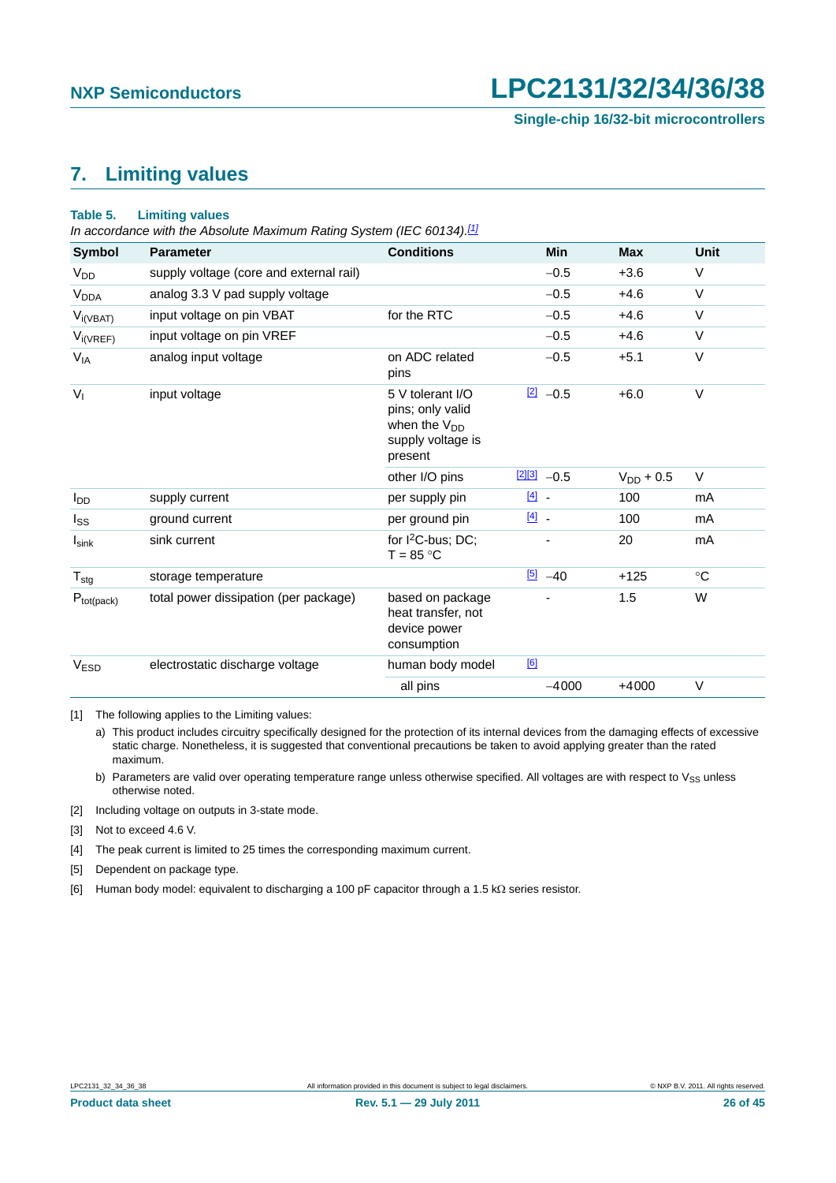## 7. Limiting values

**Table 5. Limiting values**

*In accordance with the Absolute Maximum Rating System (IEC 60134).*[1]

| Symbol | Parameter | Conditions | | Min | Max | Unit |
|---|---|---|---|---|---|---|
| $V_{DD}$ | supply voltage (core and external rail) | | | −0.5 | +3.6 | V |
| $V_{DDA}$ | analog 3.3 V pad supply voltage | | | −0.5 | +4.6 | V |
| $V_{i(VBAT)}$ | input voltage on pin VBAT | for the RTC | | −0.5 | +4.6 | V |
| $V_{i(VREF)}$ | input voltage on pin VREF | | | −0.5 | +4.6 | V |
| $V_{IA}$ | analog input voltage | on ADC related pins | | −0.5 | +5.1 | V |
| $V_I$ | input voltage | 5 V tolerant I/O pins; only valid when the $V_{DD}$ supply voltage is present | [2] | −0.5 | +6.0 | V |
| | | other I/O pins | [2][3] | −0.5 | $V_{DD}$ + 0.5 | V |
| $I_{DD}$ | supply current | per supply pin | [4] | - | 100 | mA |
| $I_{SS}$ | ground current | per ground pin | [4] | - | 100 | mA |
| $I_{sink}$ | sink current | for I²C-bus; DC; T = 85 °C | | - | 20 | mA |
| $T_{stg}$ | storage temperature | | [5] | −40 | +125 | °C |
| $P_{tot(pack)}$ | total power dissipation (per package) | based on package heat transfer, not device power consumption | | - | 1.5 | W |
| $V_{ESD}$ | electrostatic discharge voltage | human body model | [6] | | | |
| | | all pins | | −4000 | +4000 | V |

[1] The following applies to the Limiting values:

a) This product includes circuitry specifically designed for the protection of its internal devices from the damaging effects of excessive static charge. Nonetheless, it is suggested that conventional precautions be taken to avoid applying greater than the rated maximum.

b) Parameters are valid over operating temperature range unless otherwise specified. All voltages are with respect to $V_{SS}$ unless otherwise noted.

[2] Including voltage on outputs in 3-state mode.

[3] Not to exceed 4.6 V.

[4] The peak current is limited to 25 times the corresponding maximum current.

[5] Dependent on package type.

[6] Human body model: equivalent to discharging a 100 pF capacitor through a 1.5 kΩ series resistor.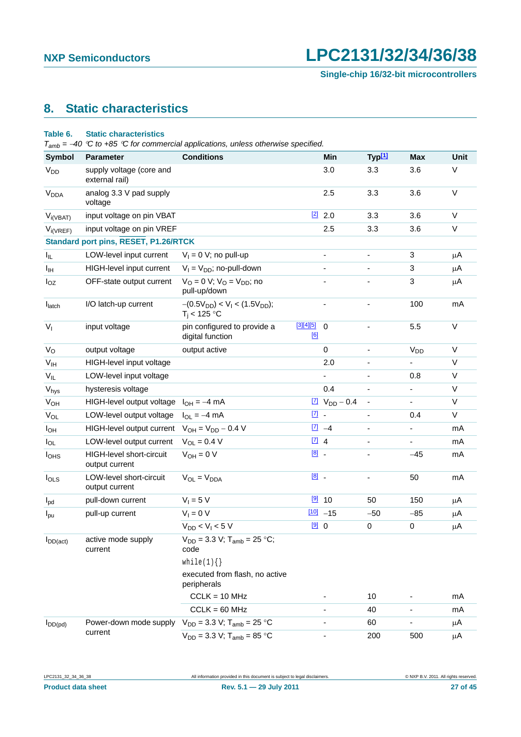## 8. Static characteristics

**Table 6. Static characteristics**

*$T_{amb}$ = −40 °C to +85 °C for commercial applications, unless otherwise specified.*

| Symbol | Parameter | Conditions | | Min | Typ[1] | Max | Unit |
|---|---|---|---|---|---|---|---|
| $V_{DD}$ | supply voltage (core and external rail) | | | 3.0 | 3.3 | 3.6 | V |
| $V_{DDA}$ | analog 3.3 V pad supply voltage | | | 2.5 | 3.3 | 3.6 | V |
| $V_{i(VBAT)}$ | input voltage on pin VBAT | | [2] | 2.0 | 3.3 | 3.6 | V |
| $V_{i(VREF)}$ | input voltage on pin VREF | | | 2.5 | 3.3 | 3.6 | V |
| **Standard port pins, RESET, P1.26/RTCK** | | | | | | | |
| $I_{IL}$ | LOW-level input current | $V_I$ = 0 V; no pull-up | | - | - | 3 | μA |
| $I_{IH}$ | HIGH-level input current | $V_I = V_{DD}$; no-pull-down | | - | - | 3 | μA |
| $I_{OZ}$ | OFF-state output current | $V_O$ = 0 V; $V_O = V_{DD}$; no pull-up/down | | - | - | 3 | μA |
| $I_{latch}$ | I/O latch-up current | $-(0.5V_{DD}) < V_I < (1.5V_{DD})$; $T_j$ < 125 °C | | - | - | 100 | mA |
| $V_I$ | input voltage | pin configured to provide a digital function | [3][4][5] [6] | 0 | - | 5.5 | V |
| $V_O$ | output voltage | output active | | 0 | - | $V_{DD}$ | V |
| $V_{IH}$ | HIGH-level input voltage | | | 2.0 | - | - | V |
| $V_{IL}$ | LOW-level input voltage | | | - | - | 0.8 | V |
| $V_{hys}$ | hysteresis voltage | | | 0.4 | - | - | V |
| $V_{OH}$ | HIGH-level output voltage | $I_{OH}$ = −4 mA | [7] | $V_{DD}$ − 0.4 | - | - | V |
| $V_{OL}$ | LOW-level output voltage | $I_{OL}$ = −4 mA | [7] | - | - | 0.4 | V |
| $I_{OH}$ | HIGH-level output current | $V_{OH} = V_{DD} - 0.4$ V | [7] | −4 | - | - | mA |
| $I_{OL}$ | LOW-level output current | $V_{OL}$ = 0.4 V | [7] | 4 | - | - | mA |
| $I_{OHS}$ | HIGH-level short-circuit output current | $V_{OH}$ = 0 V | [8] | - | - | −45 | mA |
| $I_{OLS}$ | LOW-level short-circuit output current | $V_{OL} = V_{DDA}$ | [8] | - | - | 50 | mA |
| $I_{pd}$ | pull-down current | $V_I$ = 5 V | [9] | 10 | 50 | 150 | μA |
| $I_{pu}$ | pull-up current | $V_I$ = 0 V | [10] | −15 | −50 | −85 | μA |
| | | $V_{DD} < V_I < 5$ V | [9] | 0 | 0 | 0 | μA |
| $I_{DD(act)}$ | active mode supply current | $V_{DD}$ = 3.3 V; $T_{amb}$ = 25 °C; code `while(1){}` executed from flash, no active peripherals | | | | | |
| | | CCLK = 10 MHz | | - | 10 | - | mA |
| | | CCLK = 60 MHz | | - | 40 | - | mA |
| $I_{DD(pd)}$ | Power-down mode supply current | $V_{DD}$ = 3.3 V; $T_{amb}$ = 25 °C | | - | 60 | - | μA |
| | | $V_{DD}$ = 3.3 V; $T_{amb}$ = 85 °C | | - | 200 | 500 | μA |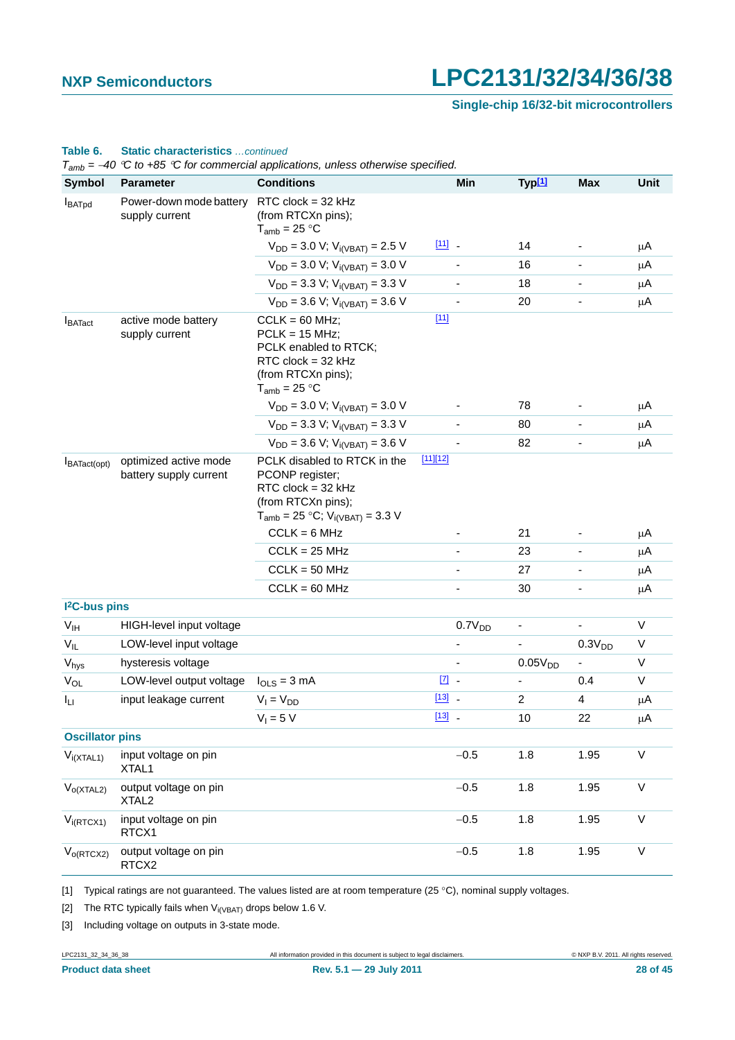**Table 6. Static characteristics** *...continued*

*$T_{amb}$ = −40 °C to +85 °C for commercial applications, unless otherwise specified.*

| Symbol | Parameter | Conditions | | Min | Typ[1] | Max | Unit |
|---|---|---|---|---|---|---|---|
| $I_{BATpd}$ | Power-down mode battery supply current | RTC clock = 32 kHz (from RTCXn pins); $T_{amb}$ = 25 °C | | | | | |
| | | $V_{DD}$ = 3.0 V; $V_{i(VBAT)}$ = 2.5 V | [11] | - | 14 | - | μA |
| | | $V_{DD}$ = 3.0 V; $V_{i(VBAT)}$ = 3.0 V | | - | 16 | - | μA |
| | | $V_{DD}$ = 3.3 V; $V_{i(VBAT)}$ = 3.3 V | | - | 18 | - | μA |
| | | $V_{DD}$ = 3.6 V; $V_{i(VBAT)}$ = 3.6 V | | - | 20 | - | μA |
| $I_{BATact}$ | active mode battery supply current | CCLK = 60 MHz; PCLK = 15 MHz; PCLK enabled to RTCK; RTC clock = 32 kHz (from RTCXn pins); $T_{amb}$ = 25 °C | [11] | | | | |
| | | $V_{DD}$ = 3.0 V; $V_{i(VBAT)}$ = 3.0 V | | - | 78 | - | μA |
| | | $V_{DD}$ = 3.3 V; $V_{i(VBAT)}$ = 3.3 V | | - | 80 | - | μA |
| | | $V_{DD}$ = 3.6 V; $V_{i(VBAT)}$ = 3.6 V | | - | 82 | - | μA |
| $I_{BATact(opt)}$ | optimized active mode battery supply current | PCLK disabled to RTCK in the PCONP register; RTC clock = 32 kHz (from RTCXn pins); $T_{amb}$ = 25 °C; $V_{i(VBAT)}$ = 3.3 V | [11][12] | | | | |
| | | CCLK = 6 MHz | | - | 21 | - | μA |
| | | CCLK = 25 MHz | | - | 23 | - | μA |
| | | CCLK = 50 MHz | | - | 27 | - | μA |
| | | CCLK = 60 MHz | | - | 30 | - | μA |
| **I²C-bus pins** | | | | | | | |
| $V_{IH}$ | HIGH-level input voltage | | | $0.7V_{DD}$ | - | - | V |
| $V_{IL}$ | LOW-level input voltage | | | - | - | $0.3V_{DD}$ | V |
| $V_{hys}$ | hysteresis voltage | | | - | $0.05V_{DD}$ | - | V |
| $V_{OL}$ | LOW-level output voltage | $I_{OLS}$ = 3 mA | [7] | - | - | 0.4 | V |
| $I_{LI}$ | input leakage current | $V_I = V_{DD}$ | [13] | - | 2 | 4 | μA |
| | | $V_I$ = 5 V | [13] | - | 10 | 22 | μA |
| **Oscillator pins** | | | | | | | |
| $V_{i(XTAL1)}$ | input voltage on pin XTAL1 | | | −0.5 | 1.8 | 1.95 | V |
| $V_{o(XTAL2)}$ | output voltage on pin XTAL2 | | | −0.5 | 1.8 | 1.95 | V |
| $V_{i(RTCX1)}$ | input voltage on pin RTCX1 | | | −0.5 | 1.8 | 1.95 | V |
| $V_{o(RTCX2)}$ | output voltage on pin RTCX2 | | | −0.5 | 1.8 | 1.95 | V |

[1] Typical ratings are not guaranteed. The values listed are at room temperature (25 °C), nominal supply voltages.

[2] The RTC typically fails when $V_{i(VBAT)}$ drops below 1.6 V.

[3] Including voltage on outputs in 3-state mode.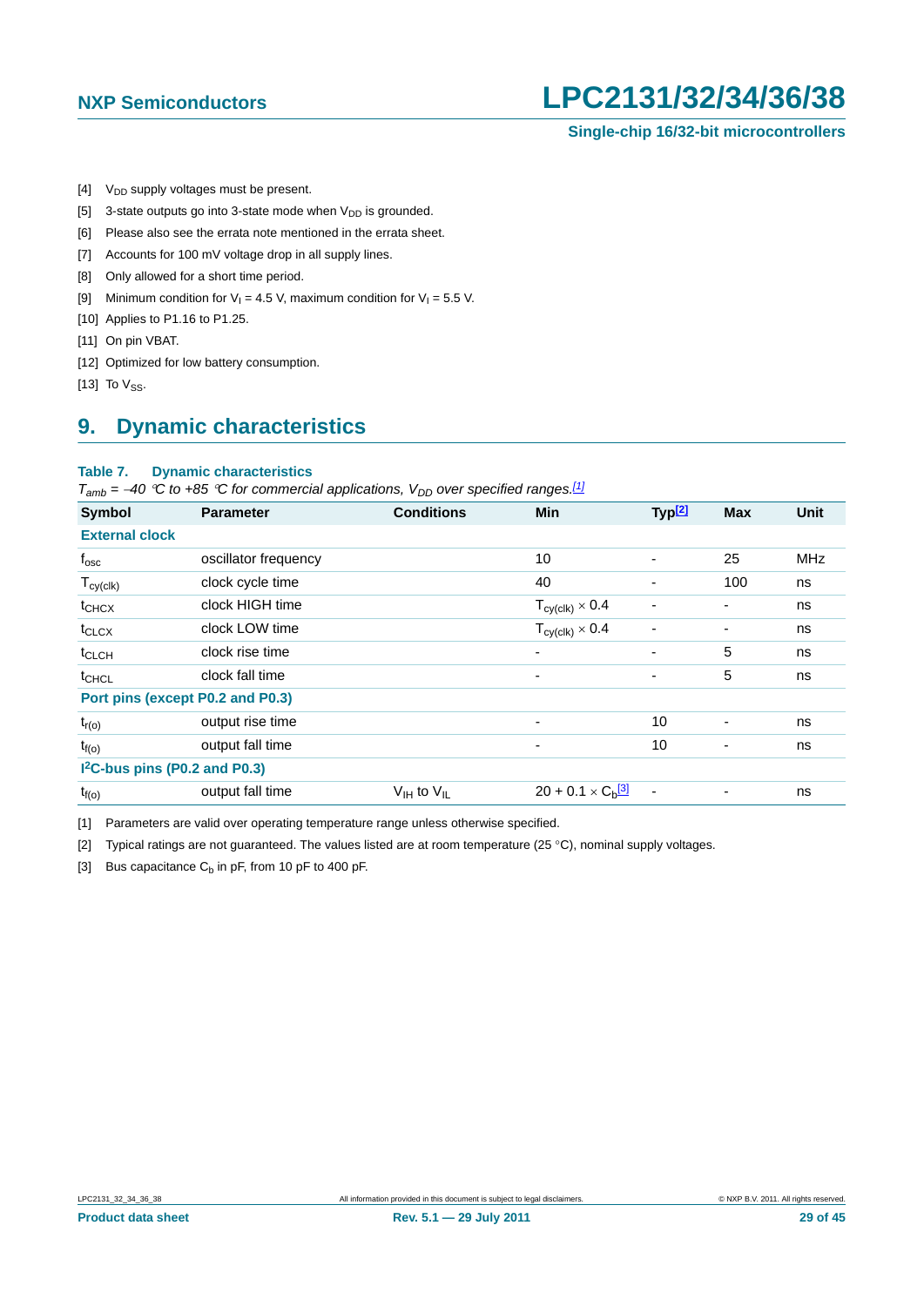[4] $V_{DD}$ supply voltages must be present.

[5] 3-state outputs go into 3-state mode when $V_{DD}$ is grounded.

[6] Please also see the errata note mentioned in the errata sheet.

[7] Accounts for 100 mV voltage drop in all supply lines.

[8] Only allowed for a short time period.

[9] Minimum condition for $V_I$ = 4.5 V, maximum condition for $V_I$ = 5.5 V.

[10] Applies to P1.16 to P1.25.

[11] On pin VBAT.

[12] Optimized for low battery consumption.

[13] To $V_{SS}$.

## 9. Dynamic characteristics

**Table 7. Dynamic characteristics**

*$T_{amb}$ = −40 °C to +85 °C for commercial applications, $V_{DD}$ over specified ranges.*[1]

| Symbol | Parameter | Conditions | Min | Typ[2] | Max | Unit |
|---|---|---|---|---|---|---|
| **External clock** | | | | | | |
| $f_{osc}$ | oscillator frequency | | 10 | - | 25 | MHz |
| $T_{cy(clk)}$ | clock cycle time | | 40 | - | 100 | ns |
| $t_{CHCX}$ | clock HIGH time | | $T_{cy(clk)} \times 0.4$ | - | - | ns |
| $t_{CLCX}$ | clock LOW time | | $T_{cy(clk)} \times 0.4$ | - | - | ns |
| $t_{CLCH}$ | clock rise time | | - | - | 5 | ns |
| $t_{CHCL}$ | clock fall time | | - | - | 5 | ns |
| **Port pins (except P0.2 and P0.3)** | | | | | | |
| $t_{r(o)}$ | output rise time | | - | 10 | - | ns |
| $t_{f(o)}$ | output fall time | | - | 10 | - | ns |
| **I²C-bus pins (P0.2 and P0.3)** | | | | | | |
| $t_{f(o)}$ | output fall time | $V_{IH}$ to $V_{IL}$ | $20 + 0.1 \times C_b$[3] | - | - | ns |

[1] Parameters are valid over operating temperature range unless otherwise specified.

[2] Typical ratings are not guaranteed. The values listed are at room temperature (25 °C), nominal supply voltages.

[3] Bus capacitance $C_b$ in pF, from 10 pF to 400 pF.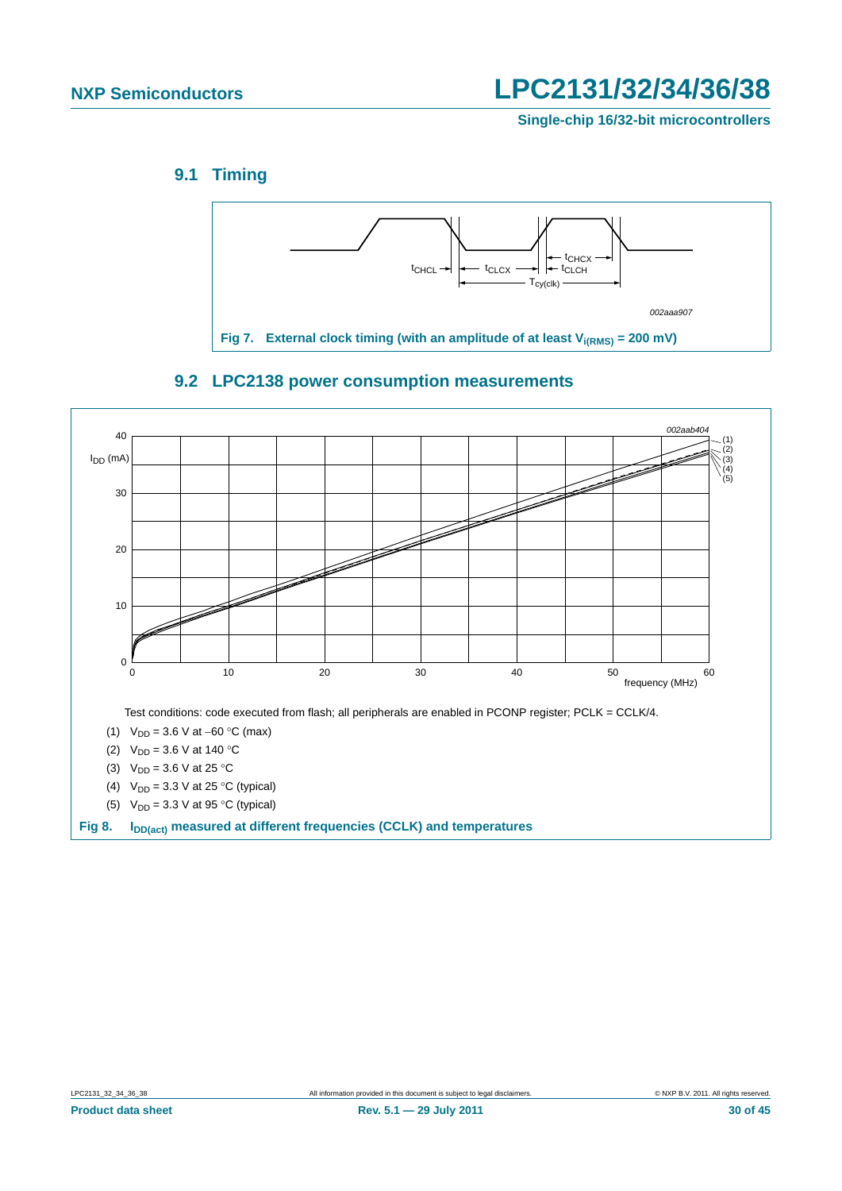## 9.1 Timing

Fig 7. External clock timing (with an amplitude of at least $V_{i(RMS)}$ = 200 mV)

## 9.2 LPC2138 power consumption measurements

Test conditions: code executed from flash; all peripherals are enabled in PCONP register; PCLK = CCLK/4.

(1) $V_{DD}$ = 3.6 V at −60 °C (max)

(2) $V_{DD}$ = 3.6 V at 140 °C

(3) $V_{DD}$ = 3.6 V at 25 °C

(4) $V_{DD}$ = 3.3 V at 25 °C (typical)

(5) $V_{DD}$ = 3.3 V at 95 °C (typical)

Fig 8. $I_{DD(act)}$ measured at different frequencies (CCLK) and temperatures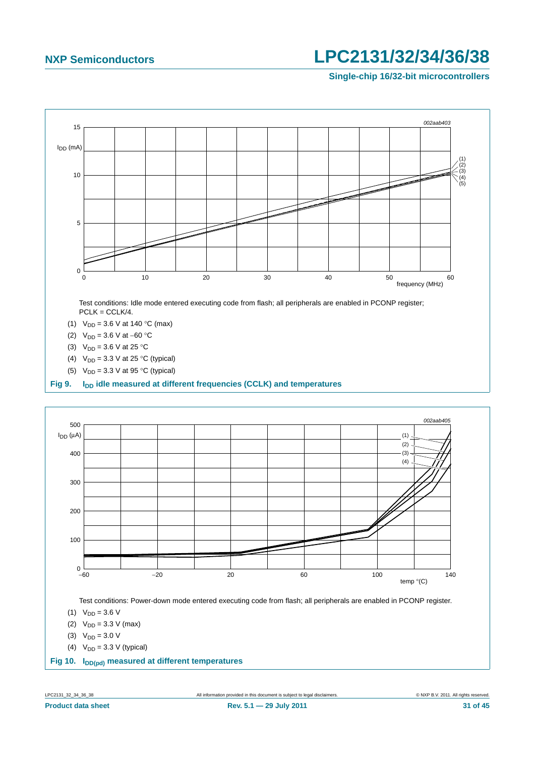Test conditions: Idle mode entered executing code from flash; all peripherals are enabled in PCONP register; PCLK = CCLK/4.

(1) $V_{DD}$ = 3.6 V at 140 °C (max)

(2) $V_{DD}$ = 3.6 V at −60 °C

(3) $V_{DD}$ = 3.6 V at 25 °C

(4) $V_{DD}$ = 3.3 V at 25 °C (typical)

(5) $V_{DD}$ = 3.3 V at 95 °C (typical)

**Fig 9. $I_{DD}$ idle measured at different frequencies (CCLK) and temperatures**

Test conditions: Power-down mode entered executing code from flash; all peripherals are enabled in PCONP register.

(1) $V_{DD}$ = 3.6 V

(2) $V_{DD}$ = 3.3 V (max)

(3) $V_{DD}$ = 3.0 V

(4) $V_{DD}$ = 3.3 V (typical)

**Fig 10. $I_{DD(pd)}$ measured at different temperatures**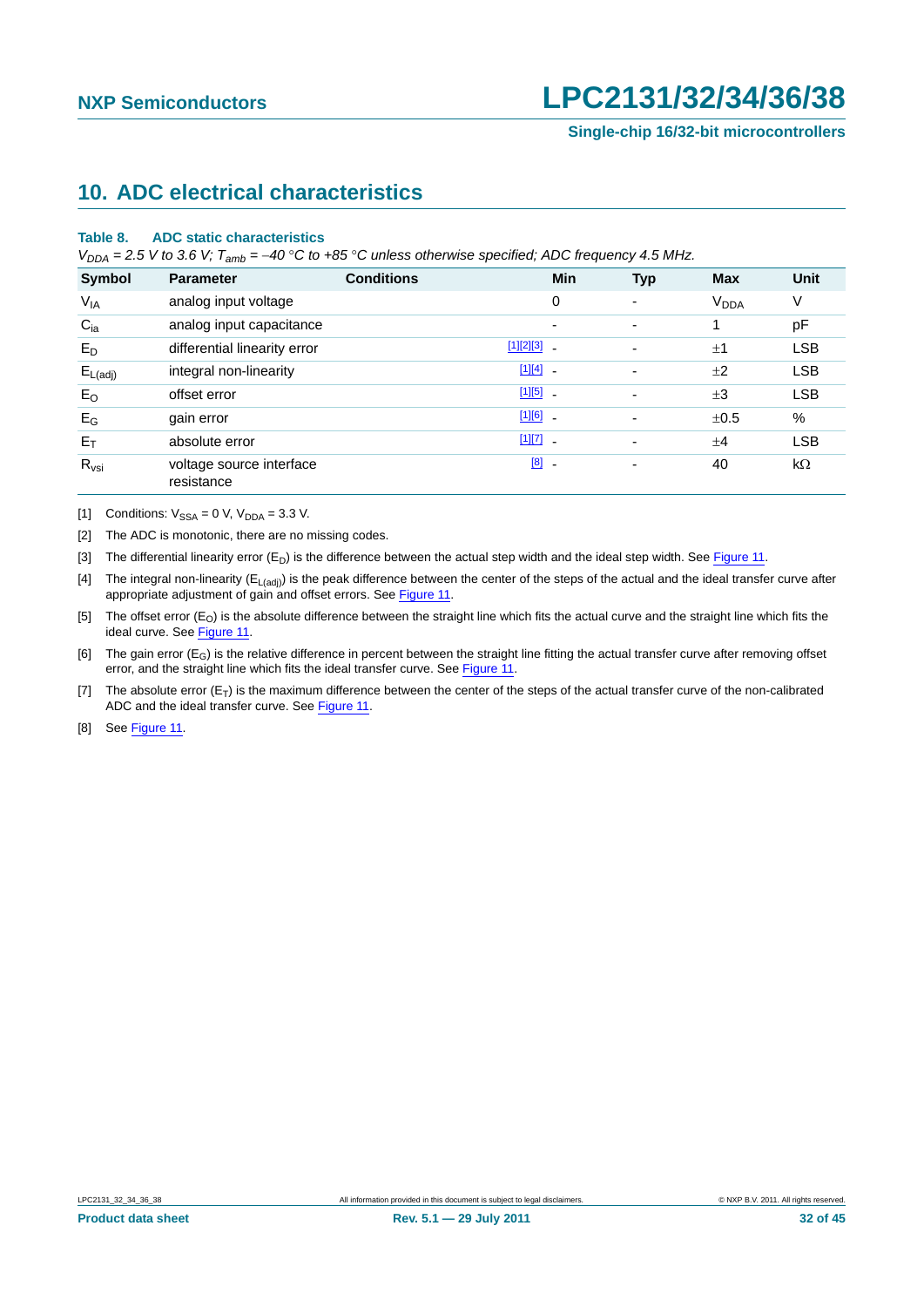## 10. ADC electrical characteristics

**Table 8. ADC static characteristics**

*$V_{DDA}$ = 2.5 V to 3.6 V; $T_{amb}$ = −40 °C to +85 °C unless otherwise specified; ADC frequency 4.5 MHz.*

| Symbol | Parameter | Conditions | Min | Typ | Max | Unit |
|---|---|---|---|---|---|---|
| $V_{IA}$ | analog input voltage | | 0 | - | $V_{DDA}$ | V |
| $C_{ia}$ | analog input capacitance | | - | - | 1 | pF |
| $E_D$ | differential linearity error | [1][2][3] | - | - | ±1 | LSB |
| $E_{L(adj)}$ | integral non-linearity | [1][4] | - | - | ±2 | LSB |
| $E_O$ | offset error | [1][5] | - | - | ±3 | LSB |
| $E_G$ | gain error | [1][6] | - | - | ±0.5 | % |
| $E_T$ | absolute error | [1][7] | - | - | ±4 | LSB |
| $R_{vsi}$ | voltage source interface resistance | [8] | - | - | 40 | kΩ |

[1] Conditions: $V_{SSA}$ = 0 V, $V_{DDA}$ = 3.3 V.

[2] The ADC is monotonic, there are no missing codes.

[3] The differential linearity error ($E_D$) is the difference between the actual step width and the ideal step width. See Figure 11.

[4] The integral non-linearity ($E_{L(adj)}$) is the peak difference between the center of the steps of the actual and the ideal transfer curve after appropriate adjustment of gain and offset errors. See Figure 11.

[5] The offset error ($E_O$) is the absolute difference between the straight line which fits the actual curve and the straight line which fits the ideal curve. See Figure 11.

[6] The gain error ($E_G$) is the relative difference in percent between the straight line fitting the actual transfer curve after removing offset error, and the straight line which fits the ideal transfer curve. See Figure 11.

[7] The absolute error ($E_T$) is the maximum difference between the center of the steps of the actual transfer curve of the non-calibrated ADC and the ideal transfer curve. See Figure 11.

[8] See Figure 11.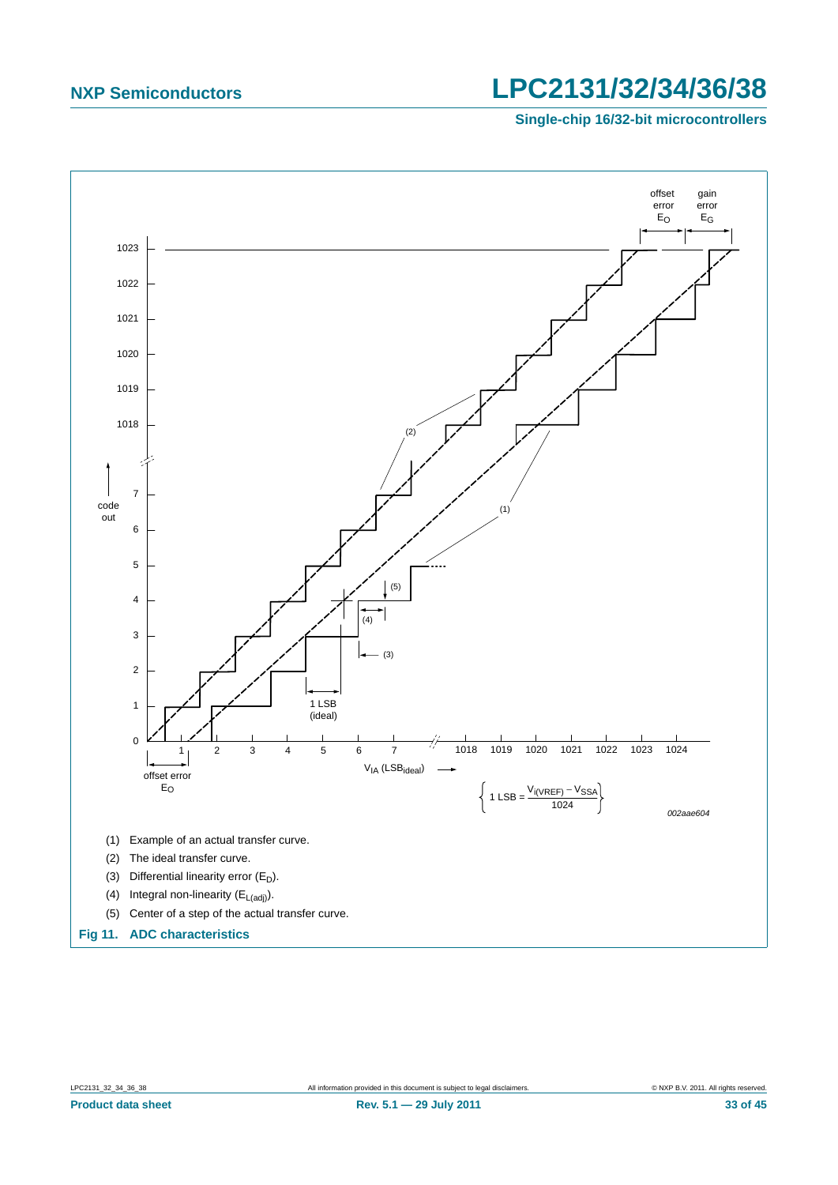(1) Example of an actual transfer curve.

(2) The ideal transfer curve.

(3) Differential linearity error ($E_D$).

(4) Integral non-linearity ($E_{L(adj)}$).

(5) Center of a step of the actual transfer curve.

$$1\ \text{LSB} = \frac{V_{i(VREF)} - V_{SSA}}{1024}$$

**Fig 11. ADC characteristics**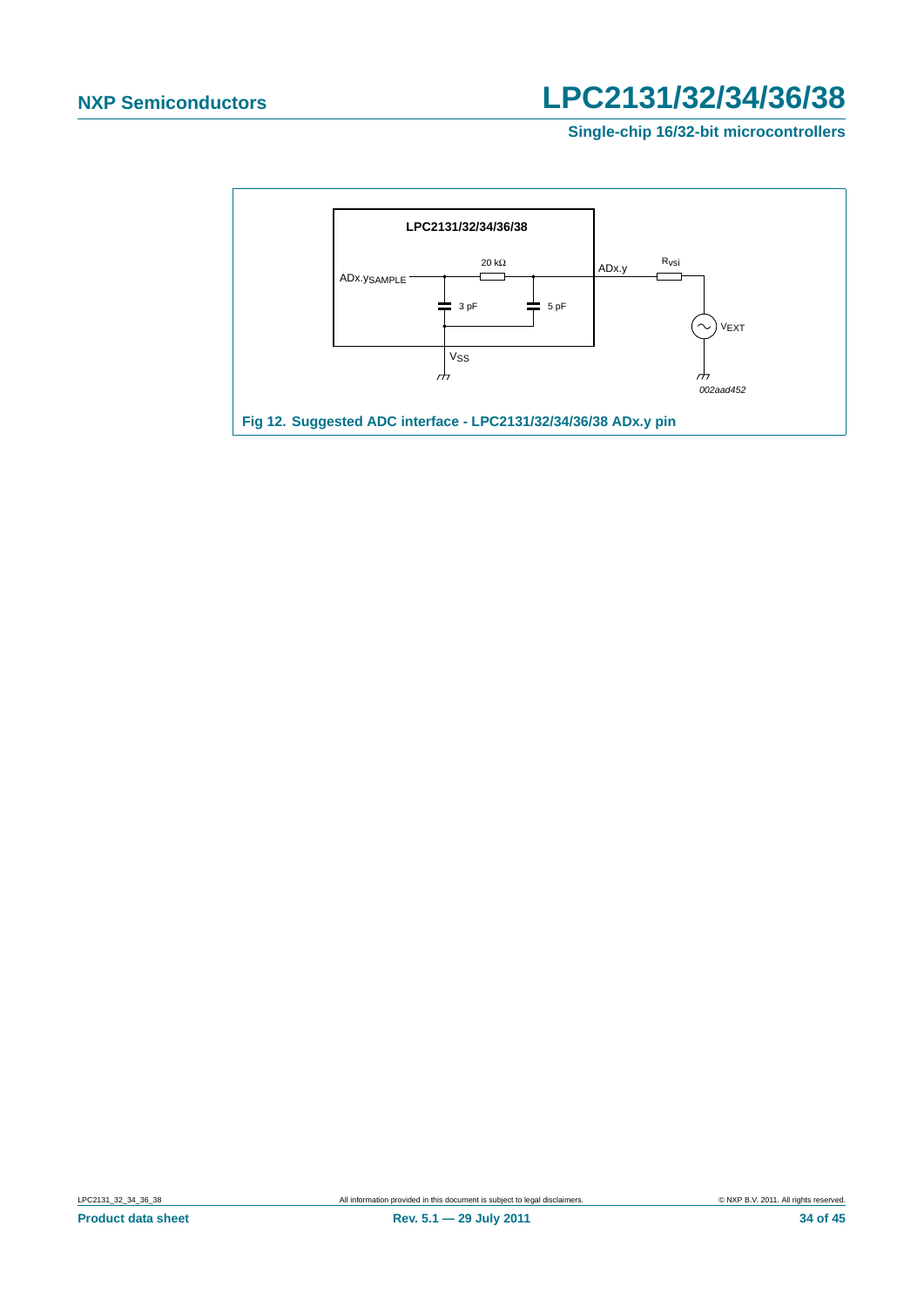LPC2131/32/34/36/38

ADx.y$_{SAMPLE}$

20 kΩ

ADx.y

$R_{vsi}$

3 pF

5 pF

$V_{EXT}$

$V_{SS}$

002aad452

**Fig 12. Suggested ADC interface - LPC2131/32/34/36/38 ADx.y pin**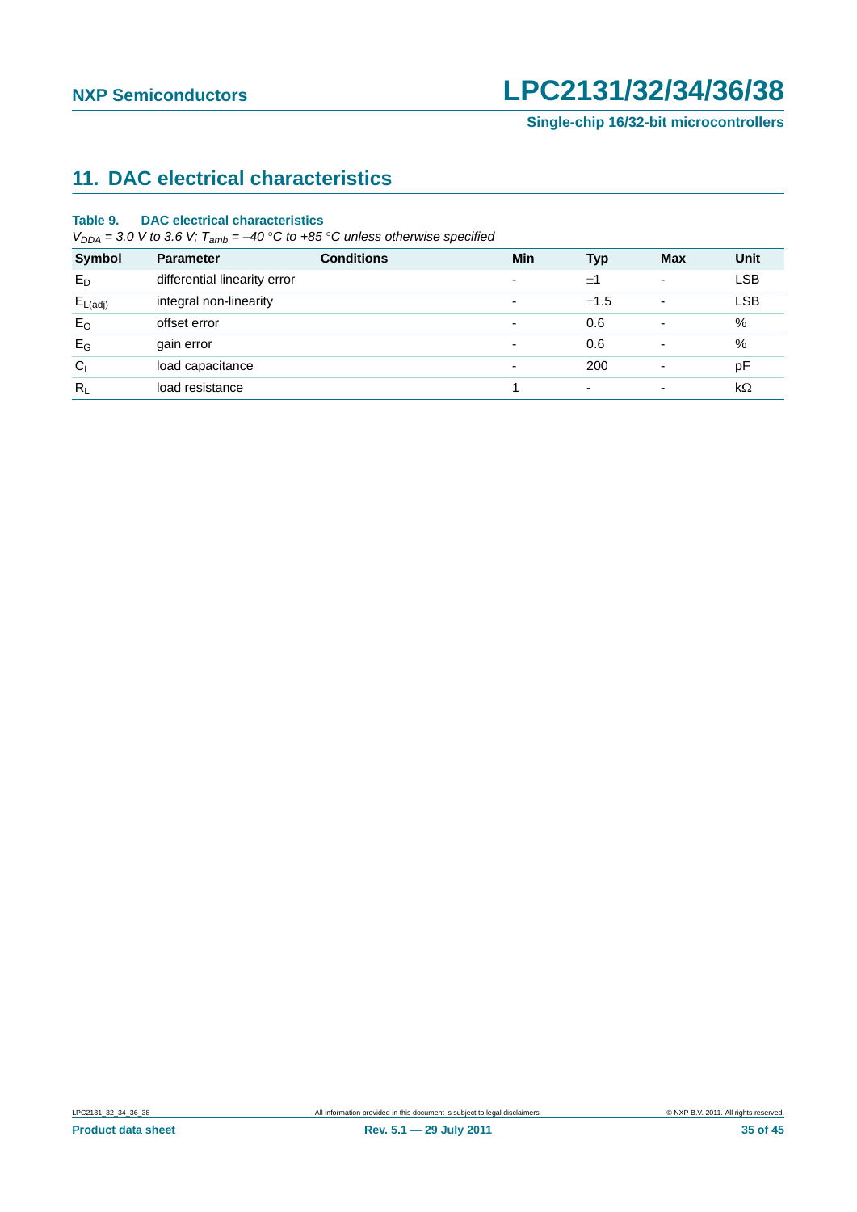## 11. DAC electrical characteristics

**Table 9. DAC electrical characteristics**

*$V_{DDA}$ = 3.0 V to 3.6 V; $T_{amb}$ = −40 °C to +85 °C unless otherwise specified*

| Symbol | Parameter | Conditions | Min | Typ | Max | Unit |
|---|---|---|---|---|---|---|
| $E_D$ | differential linearity error | | - | ±1 | - | LSB |
| $E_{L(adj)}$ | integral non-linearity | | - | ±1.5 | - | LSB |
| $E_O$ | offset error | | - | 0.6 | - | % |
| $E_G$ | gain error | | - | 0.6 | - | % |
| $C_L$ | load capacitance | | - | 200 | - | pF |
| $R_L$ | load resistance | | 1 | - | - | kΩ |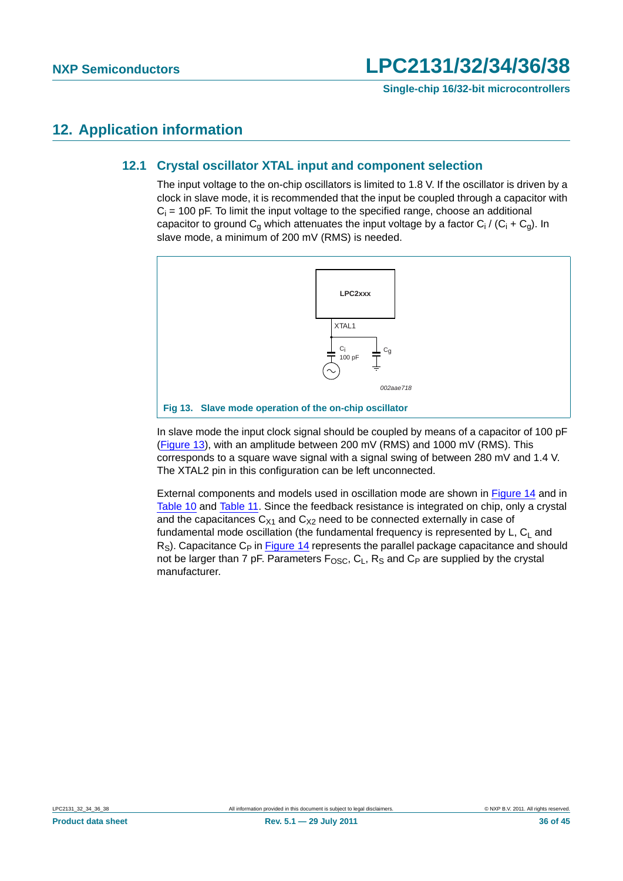## 12. Application information

### 12.1 Crystal oscillator XTAL input and component selection

The input voltage to the on-chip oscillators is limited to 1.8 V. If the oscillator is driven by a clock in slave mode, it is recommended that the input be coupled through a capacitor with $C_i$ = 100 pF. To limit the input voltage to the specified range, choose an additional capacitor to ground $C_g$ which attenuates the input voltage by a factor $C_i / (C_i + C_g)$. In slave mode, a minimum of 200 mV (RMS) is needed.

LPC2xxx

XTAL1

$C_i$ 100 pF

$C_g$

002aae718

**Fig 13. Slave mode operation of the on-chip oscillator**

In slave mode the input clock signal should be coupled by means of a capacitor of 100 pF (Figure 13), with an amplitude between 200 mV (RMS) and 1000 mV (RMS). This corresponds to a square wave signal with a signal swing of between 280 mV and 1.4 V. The XTAL2 pin in this configuration can be left unconnected.

External components and models used in oscillation mode are shown in Figure 14 and in Table 10 and Table 11. Since the feedback resistance is integrated on chip, only a crystal and the capacitances $C_{X1}$ and $C_{X2}$ need to be connected externally in case of fundamental mode oscillation (the fundamental frequency is represented by L, $C_L$ and $R_S$). Capacitance $C_P$ in Figure 14 represents the parallel package capacitance and should not be larger than 7 pF. Parameters $F_{OSC}$, $C_L$, $R_S$ and $C_P$ are supplied by the crystal manufacturer.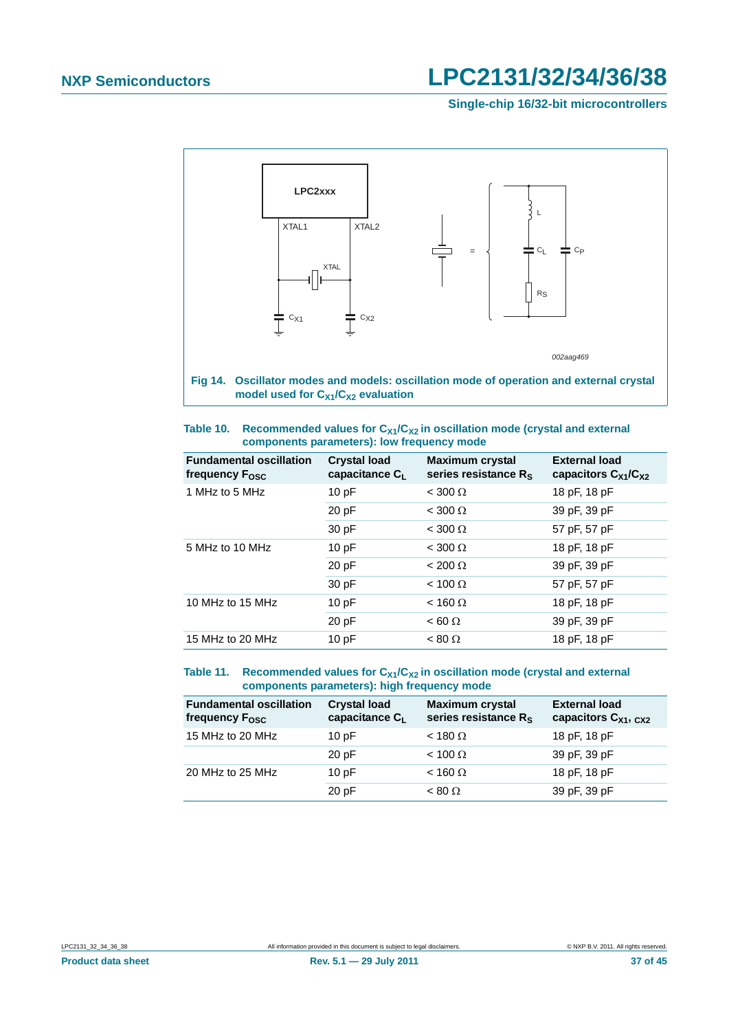Fig 14. Oscillator modes and models: oscillation mode of operation and external crystal model used for $C_{X1}/C_{X2}$ evaluation

**Table 10. Recommended values for $C_{X1}/C_{X2}$ in oscillation mode (crystal and external components parameters): low frequency mode**

| Fundamental oscillation frequency $F_{OSC}$ | Crystal load capacitance $C_L$ | Maximum crystal series resistance $R_S$ | External load capacitors $C_{X1}/C_{X2}$ |
|---|---|---|---|
| 1 MHz to 5 MHz | 10 pF | < 300 Ω | 18 pF, 18 pF |
| | 20 pF | < 300 Ω | 39 pF, 39 pF |
| | 30 pF | < 300 Ω | 57 pF, 57 pF |
| 5 MHz to 10 MHz | 10 pF | < 300 Ω | 18 pF, 18 pF |
| | 20 pF | < 200 Ω | 39 pF, 39 pF |
| | 30 pF | < 100 Ω | 57 pF, 57 pF |
| 10 MHz to 15 MHz | 10 pF | < 160 Ω | 18 pF, 18 pF |
| | 20 pF | < 60 Ω | 39 pF, 39 pF |
| 15 MHz to 20 MHz | 10 pF | < 80 Ω | 18 pF, 18 pF |

**Table 11. Recommended values for $C_{X1}/C_{X2}$ in oscillation mode (crystal and external components parameters): high frequency mode**

| Fundamental oscillation frequency $F_{OSC}$ | Crystal load capacitance $C_L$ | Maximum crystal series resistance $R_S$ | External load capacitors $C_{X1}$, $C_{X2}$ |
|---|---|---|---|
| 15 MHz to 20 MHz | 10 pF | < 180 Ω | 18 pF, 18 pF |
| | 20 pF | < 100 Ω | 39 pF, 39 pF |
| 20 MHz to 25 MHz | 10 pF | < 160 Ω | 18 pF, 18 pF |
| | 20 pF | < 80 Ω | 39 pF, 39 pF |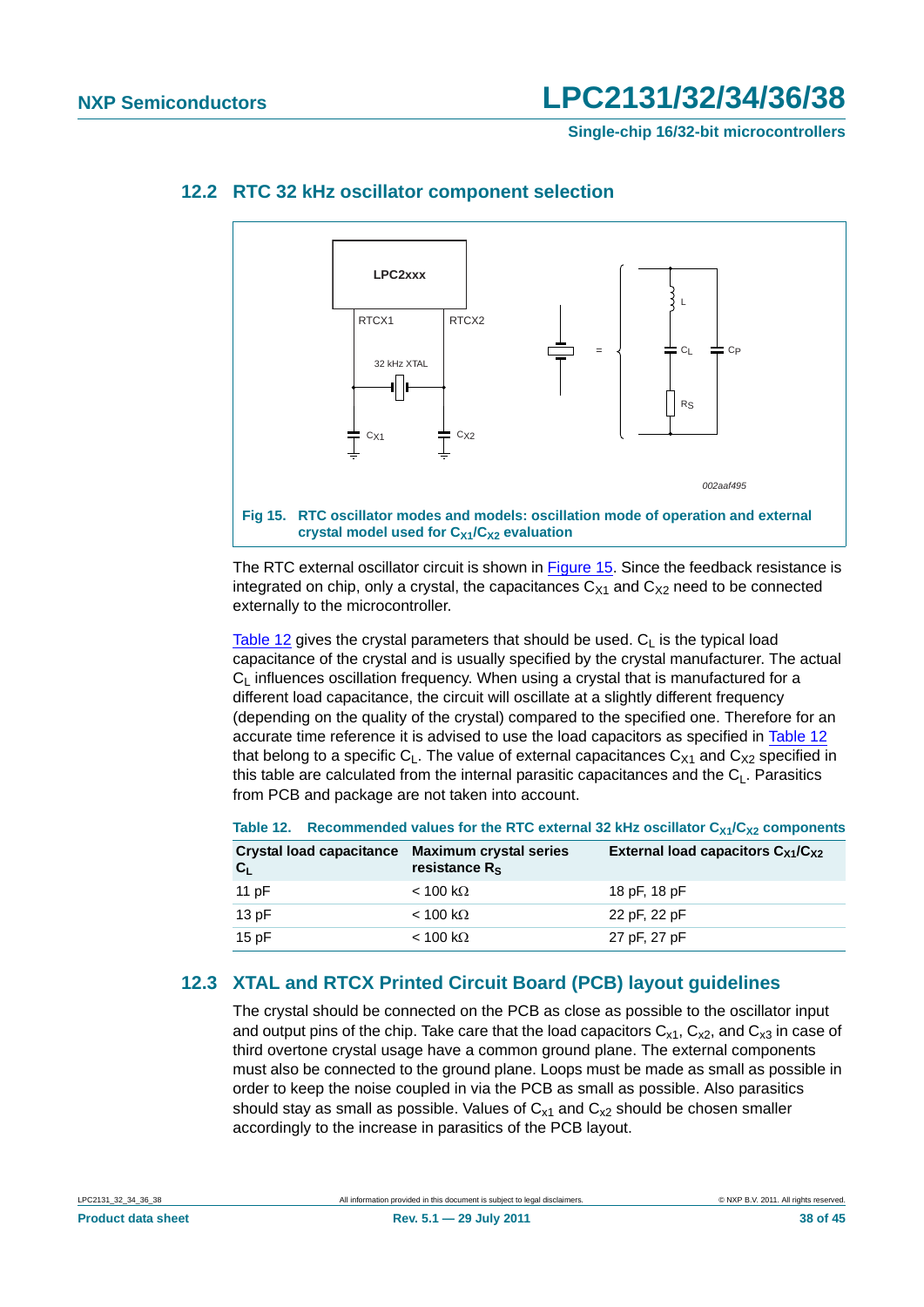## 12.2 RTC 32 kHz oscillator component selection

Fig 15. RTC oscillator modes and models: oscillation mode of operation and external crystal model used for $C_{X1}/C_{X2}$ evaluation

The RTC external oscillator circuit is shown in Figure 15. Since the feedback resistance is integrated on chip, only a crystal, the capacitances $C_{X1}$ and $C_{X2}$ need to be connected externally to the microcontroller.

Table 12 gives the crystal parameters that should be used. $C_L$ is the typical load capacitance of the crystal and is usually specified by the crystal manufacturer. The actual $C_L$ influences oscillation frequency. When using a crystal that is manufactured for a different load capacitance, the circuit will oscillate at a slightly different frequency (depending on the quality of the crystal) compared to the specified one. Therefore for an accurate time reference it is advised to use the load capacitors as specified in Table 12 that belong to a specific $C_L$. The value of external capacitances $C_{X1}$ and $C_{X2}$ specified in this table are calculated from the internal parasitic capacitances and the $C_L$. Parasitics from PCB and package are not taken into account.

**Table 12. Recommended values for the RTC external 32 kHz oscillator $C_{X1}/C_{X2}$ components**

| Crystal load capacitance $C_L$ | Maximum crystal series resistance $R_S$ | External load capacitors $C_{X1}/C_{X2}$ |
|---|---|---|
| 11 pF | < 100 kΩ | 18 pF, 18 pF |
| 13 pF | < 100 kΩ | 22 pF, 22 pF |
| 15 pF | < 100 kΩ | 27 pF, 27 pF |

## 12.3 XTAL and RTCX Printed Circuit Board (PCB) layout guidelines

The crystal should be connected on the PCB as close as possible to the oscillator input and output pins of the chip. Take care that the load capacitors $C_{x1}$, $C_{x2}$, and $C_{x3}$ in case of third overtone crystal usage have a common ground plane. The external components must also be connected to the ground plane. Loops must be made as small as possible in order to keep the noise coupled in via the PCB as small as possible. Also parasitics should stay as small as possible. Values of $C_{x1}$ and $C_{x2}$ should be chosen smaller accordingly to the increase in parasitics of the PCB layout.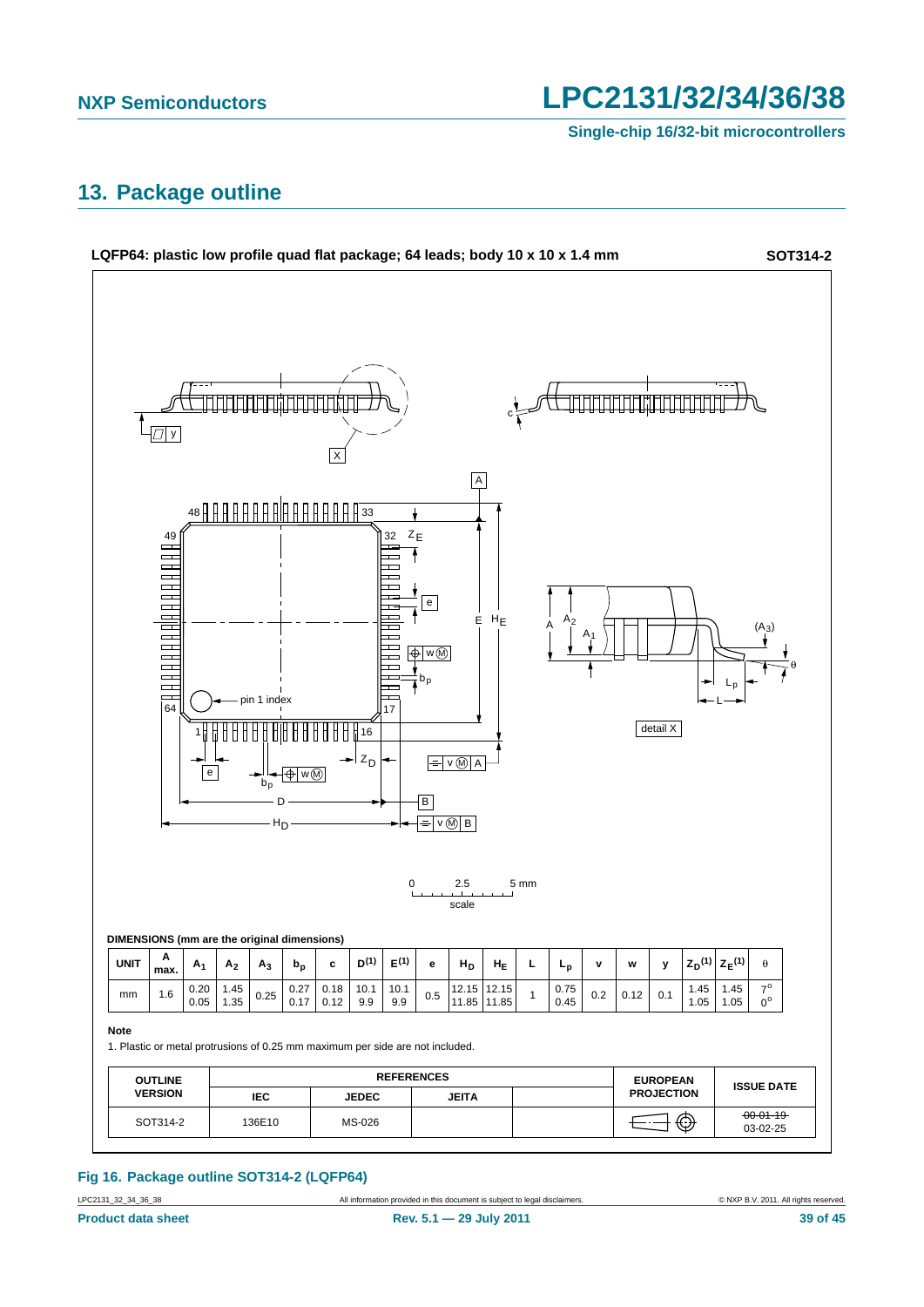## 13. Package outline

**LQFP64: plastic low profile quad flat package; 64 leads; body 10 x 10 x 1.4 mm** **SOT314-2**

**DIMENSIONS (mm are the original dimensions)**

| UNIT | A max. | $A_1$ | $A_2$ | $A_3$ | $b_p$ | c | $D^{(1)}$ | $E^{(1)}$ | e | $H_D$ | $H_E$ | L | $L_p$ | v | w | y | $Z_D^{(1)}$ | $Z_E^{(1)}$ | θ |
|---|---|---|---|---|---|---|---|---|---|---|---|---|---|---|---|---|---|---|---|
| mm | 1.6 | 0.20 0.05 | 1.45 1.35 | 0.25 | 0.27 0.17 | 0.18 0.12 | 10.1 9.9 | 10.1 9.9 | 0.5 | 12.15 11.85 | 12.15 11.85 | 1 | 0.75 0.45 | 0.2 | 0.12 | 0.1 | 1.45 1.05 | 1.45 1.05 | 7° 0° |

**Note**

1. Plastic or metal protrusions of 0.25 mm maximum per side are not included.

| OUTLINE VERSION | REFERENCES | | | | EUROPEAN PROJECTION | ISSUE DATE |
|---|---|---|---|---|---|---|
| | IEC | JEDEC | JEITA | | | |
| SOT314-2 | 136E10 | MS-026 | | | | ~~00-01-19~~ 03-02-25 |

**Fig 16. Package outline SOT314-2 (LQFP64)**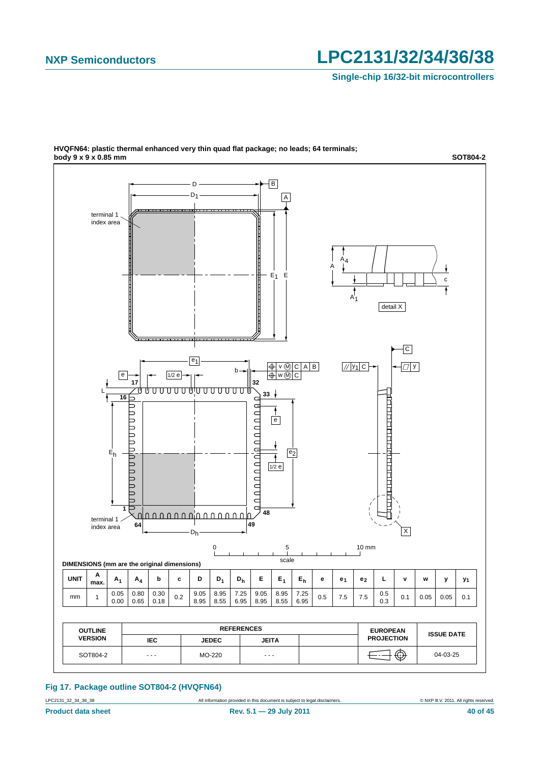**HVQFN64: plastic thermal enhanced very thin quad flat package; no leads; 64 terminals; body 9 x 9 x 0.85 mm** **SOT804-2**

**DIMENSIONS (mm are the original dimensions)**

| UNIT | A max. | $A_1$ | $A_4$ | b | c | D | $D_1$ | $D_h$ | E | $E_1$ | $E_h$ | e | $e_1$ | $e_2$ | L | v | w | y | $y_1$ |
|---|---|---|---|---|---|---|---|---|---|---|---|---|---|---|---|---|---|---|---|
| mm | 1 | 0.05<br>0.00 | 0.80<br>0.65 | 0.30<br>0.18 | 0.2 | 9.05<br>8.95 | 8.95<br>8.55 | 7.25<br>6.95 | 9.05<br>8.95 | 8.95<br>8.55 | 7.25<br>6.95 | 0.5 | 7.5 | 7.5 | 0.5<br>0.3 | 0.1 | 0.05 | 0.05 | 0.1 |

| OUTLINE VERSION | REFERENCES | | | | EUROPEAN PROJECTION | ISSUE DATE |
|---|---|---|---|---|---|---|
| | IEC | JEDEC | JEITA | | | |
| SOT804-2 | - - - | MO-220 | - - - | | | 04-03-25 |

**Fig 17. Package outline SOT804-2 (HVQFN64)**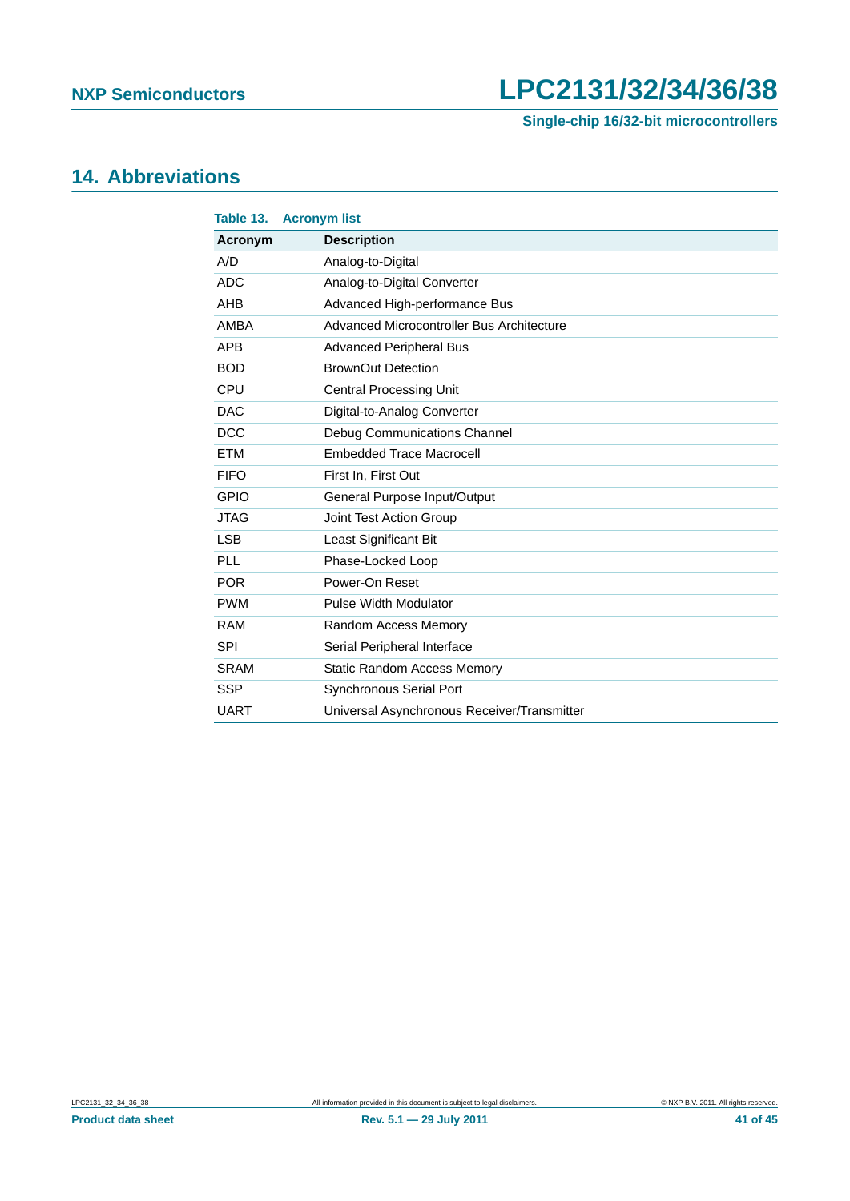# 14. Abbreviations

**Table 13. Acronym list**

| Acronym | Description |
|---|---|
| A/D | Analog-to-Digital |
| ADC | Analog-to-Digital Converter |
| AHB | Advanced High-performance Bus |
| AMBA | Advanced Microcontroller Bus Architecture |
| APB | Advanced Peripheral Bus |
| BOD | BrownOut Detection |
| CPU | Central Processing Unit |
| DAC | Digital-to-Analog Converter |
| DCC | Debug Communications Channel |
| ETM | Embedded Trace Macrocell |
| FIFO | First In, First Out |
| GPIO | General Purpose Input/Output |
| JTAG | Joint Test Action Group |
| LSB | Least Significant Bit |
| PLL | Phase-Locked Loop |
| POR | Power-On Reset |
| PWM | Pulse Width Modulator |
| RAM | Random Access Memory |
| SPI | Serial Peripheral Interface |
| SRAM | Static Random Access Memory |
| SSP | Synchronous Serial Port |
| UART | Universal Asynchronous Receiver/Transmitter |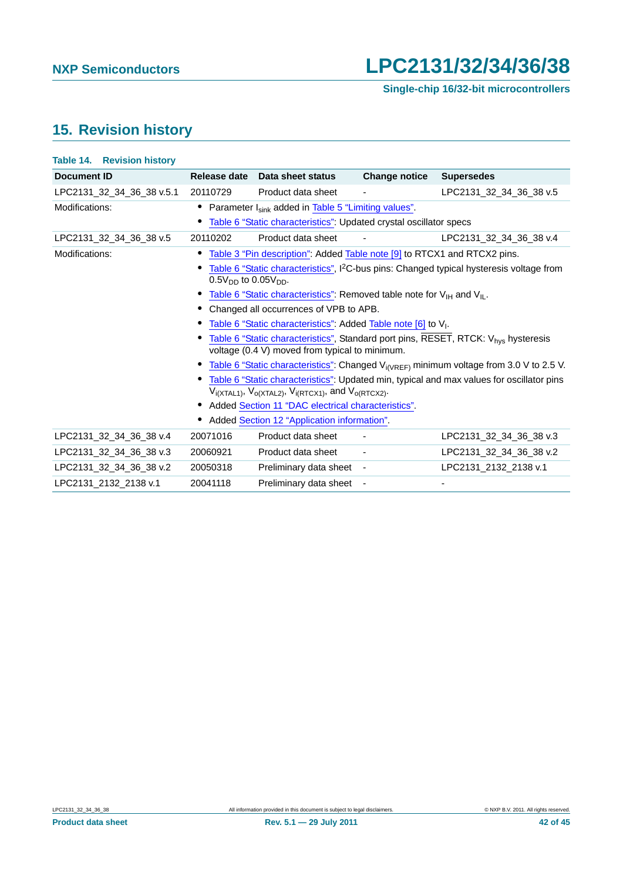## 15. Revision history

**Table 14. Revision history**

| Document ID | Release date | Data sheet status | Change notice | Supersedes |
|---|---|---|---|---|
| LPC2131_32_34_36_38 v.5.1 | 20110729 | Product data sheet | - | LPC2131_32_34_36_38 v.5 |
| Modifications: | • Parameter $I_{sink}$ added in Table 5 "Limiting values".<br>• Table 6 "Static characteristics": Updated crystal oscillator specs | | | |
| LPC2131_32_34_36_38 v.5 | 20110202 | Product data sheet | - | LPC2131_32_34_36_38 v.4 |
| Modifications: | • Table 3 "Pin description": Added Table note [9] to RTCX1 and RTCX2 pins.<br>• Table 6 "Static characteristics", I2C-bus pins: Changed typical hysteresis voltage from $0.5V_{DD}$ to $0.05V_{DD}$.<br>• Table 6 "Static characteristics": Removed table note for $V_{IH}$ and $V_{IL}$.<br>• Changed all occurrences of VPB to APB.<br>• Table 6 "Static characteristics": Added Table note [6] to $V_I$.<br>• Table 6 "Static characteristics", Standard port pins, $\overline{\text{RESET}}$, RTCK: $V_{hys}$ hysteresis voltage (0.4 V) moved from typical to minimum.<br>• Table 6 "Static characteristics": Changed $V_{i(VREF)}$ minimum voltage from 3.0 V to 2.5 V.<br>• Table 6 "Static characteristics": Updated min, typical and max values for oscillator pins $V_{i(XTAL1)}$, $V_{o(XTAL2)}$, $V_{i(RTCX1)}$, and $V_{o(RTCX2)}$.<br>• Added Section 11 "DAC electrical characteristics".<br>• Added Section 12 "Application information". | | | |
| LPC2131_32_34_36_38 v.4 | 20071016 | Product data sheet | - | LPC2131_32_34_36_38 v.3 |
| LPC2131_32_34_36_38 v.3 | 20060921 | Product data sheet | - | LPC2131_32_34_36_38 v.2 |
| LPC2131_32_34_36_38 v.2 | 20050318 | Preliminary data sheet | - | LPC2131_2132_2138 v.1 |
| LPC2131_2132_2138 v.1 | 20041118 | Preliminary data sheet | - | - |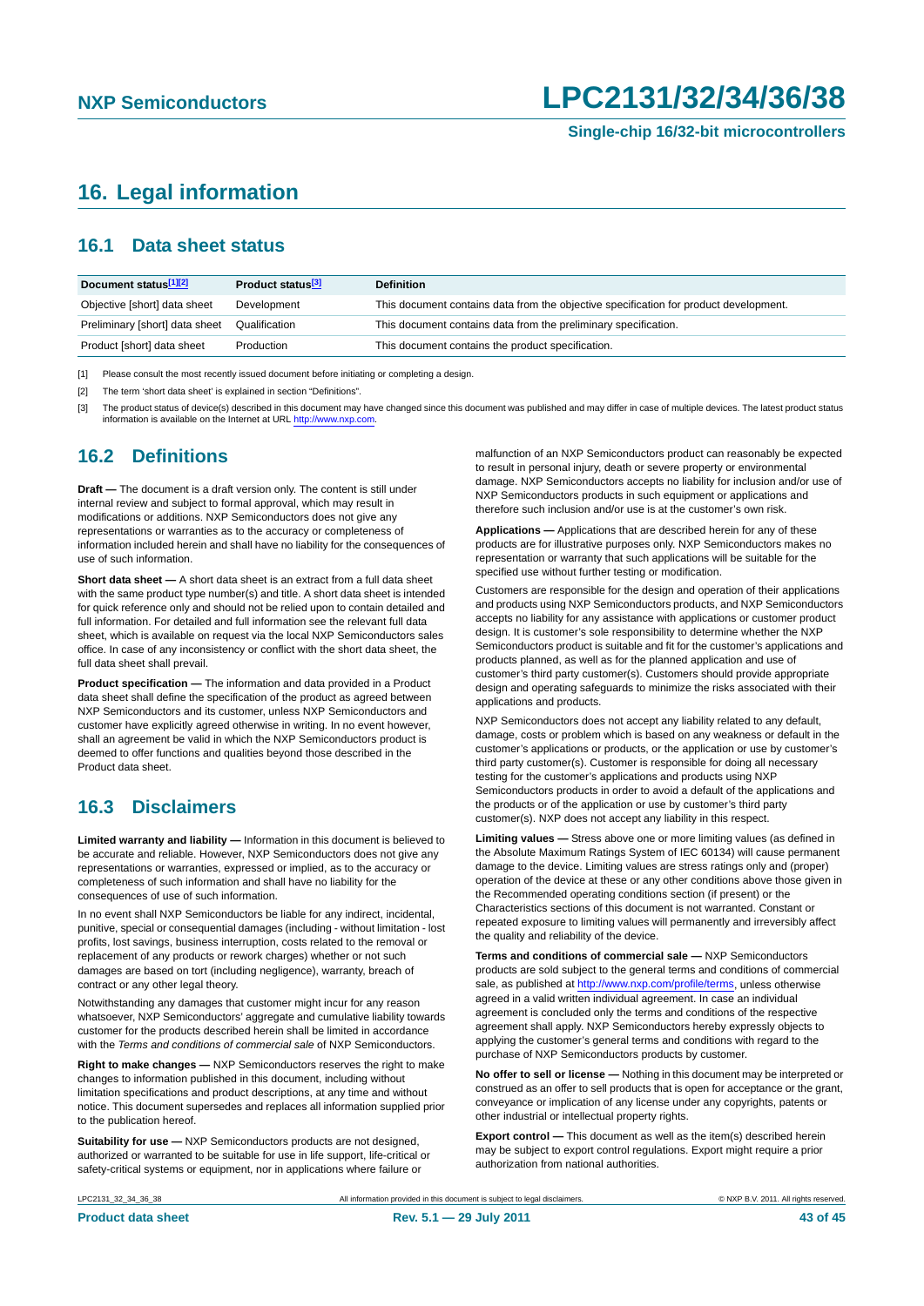# 16. Legal information

## 16.1 Data sheet status

| Document status[1][2] | Product status[3] | Definition |
|---|---|---|
| Objective [short] data sheet | Development | This document contains data from the objective specification for product development. |
| Preliminary [short] data sheet | Qualification | This document contains data from the preliminary specification. |
| Product [short] data sheet | Production | This document contains the product specification. |

[1] Please consult the most recently issued document before initiating or completing a design.

[2] The term 'short data sheet' is explained in section "Definitions".

[3] The product status of device(s) described in this document may have changed since this document was published and may differ in case of multiple devices. The latest product status information is available on the Internet at URL http://www.nxp.com.

## 16.2 Definitions

**Draft —** The document is a draft version only. The content is still under internal review and subject to formal approval, which may result in modifications or additions. NXP Semiconductors does not give any representations or warranties as to the accuracy or completeness of information included herein and shall have no liability for the consequences of use of such information.

**Short data sheet —** A short data sheet is an extract from a full data sheet with the same product type number(s) and title. A short data sheet is intended for quick reference only and should not be relied upon to contain detailed and full information. For detailed and full information see the relevant full data sheet, which is available on request via the local NXP Semiconductors sales office. In case of any inconsistency or conflict with the short data sheet, the full data sheet shall prevail.

**Product specification —** The information and data provided in a Product data sheet shall define the specification of the product as agreed between NXP Semiconductors and its customer, unless NXP Semiconductors and customer have explicitly agreed otherwise in writing. In no event however, shall an agreement be valid in which the NXP Semiconductors product is deemed to offer functions and qualities beyond those described in the Product data sheet.

## 16.3 Disclaimers

**Limited warranty and liability —** Information in this document is believed to be accurate and reliable. However, NXP Semiconductors does not give any representations or warranties, expressed or implied, as to the accuracy or completeness of such information and shall have no liability for the consequences of use of such information.

In no event shall NXP Semiconductors be liable for any indirect, incidental, punitive, special or consequential damages (including - without limitation - lost profits, lost savings, business interruption, costs related to the removal or replacement of any products or rework charges) whether or not such damages are based on tort (including negligence), warranty, breach of contract or any other legal theory.

Notwithstanding any damages that customer might incur for any reason whatsoever, NXP Semiconductors' aggregate and cumulative liability towards customer for the products described herein shall be limited in accordance with the *Terms and conditions of commercial sale* of NXP Semiconductors.

**Right to make changes —** NXP Semiconductors reserves the right to make changes to information published in this document, including without limitation specifications and product descriptions, at any time and without notice. This document supersedes and replaces all information supplied prior to the publication hereof.

**Suitability for use —** NXP Semiconductors products are not designed, authorized or warranted to be suitable for use in life support, life-critical or safety-critical systems or equipment, nor in applications where failure or malfunction of an NXP Semiconductors product can reasonably be expected to result in personal injury, death or severe property or environmental damage. NXP Semiconductors accepts no liability for inclusion and/or use of NXP Semiconductors products in such equipment or applications and therefore such inclusion and/or use is at the customer's own risk.

**Applications —** Applications that are described herein for any of these products are for illustrative purposes only. NXP Semiconductors makes no representation or warranty that such applications will be suitable for the specified use without further testing or modification.

Customers are responsible for the design and operation of their applications and products using NXP Semiconductors products, and NXP Semiconductors accepts no liability for any assistance with applications or customer product design. It is customer's sole responsibility to determine whether the NXP Semiconductors product is suitable and fit for the customer's applications and products planned, as well as for the planned application and use of customer's third party customer(s). Customers should provide appropriate design and operating safeguards to minimize the risks associated with their applications and products.

NXP Semiconductors does not accept any liability related to any default, damage, costs or problem which is based on any weakness or default in the customer's applications or products, or the application or use by customer's third party customer(s). Customer is responsible for doing all necessary testing for the customer's applications and products using NXP Semiconductors products in order to avoid a default of the applications and the products or of the application or use by customer's third party customer(s). NXP does not accept any liability in this respect.

**Limiting values —** Stress above one or more limiting values (as defined in the Absolute Maximum Ratings System of IEC 60134) will cause permanent damage to the device. Limiting values are stress ratings only and (proper) operation of the device at these or any other conditions above those given in the Recommended operating conditions section (if present) or the Characteristics sections of this document is not warranted. Constant or repeated exposure to limiting values will permanently and irreversibly affect the quality and reliability of the device.

**Terms and conditions of commercial sale —** NXP Semiconductors products are sold subject to the general terms and conditions of commercial sale, as published at http://www.nxp.com/profile/terms, unless otherwise agreed in a valid written individual agreement. In case an individual agreement is concluded only the terms and conditions of the respective agreement shall apply. NXP Semiconductors hereby expressly objects to applying the customer's general terms and conditions with regard to the purchase of NXP Semiconductors products by customer.

**No offer to sell or license —** Nothing in this document may be interpreted or construed as an offer to sell products that is open for acceptance or the grant, conveyance or implication of any license under any copyrights, patents or other industrial or intellectual property rights.

**Export control —** This document as well as the item(s) described herein may be subject to export control regulations. Export might require a prior authorization from national authorities.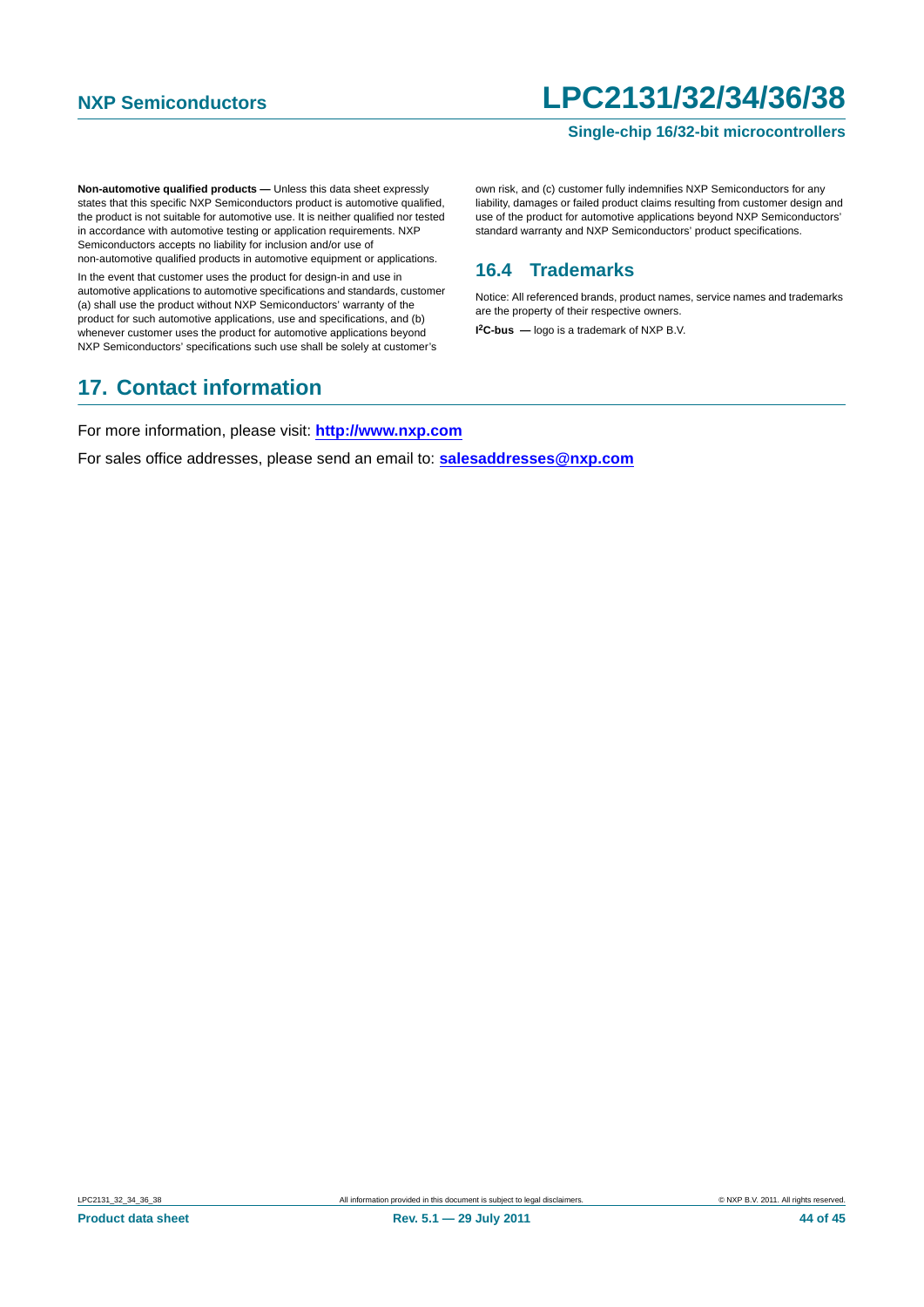**Non-automotive qualified products —** Unless this data sheet expressly states that this specific NXP Semiconductors product is automotive qualified, the product is not suitable for automotive use. It is neither qualified nor tested in accordance with automotive testing or application requirements. NXP Semiconductors accepts no liability for inclusion and/or use of non-automotive qualified products in automotive equipment or applications.

In the event that customer uses the product for design-in and use in automotive applications to automotive specifications and standards, customer (a) shall use the product without NXP Semiconductors' warranty of the product for such automotive applications, use and specifications, and (b) whenever customer uses the product for automotive applications beyond NXP Semiconductors' specifications such use shall be solely at customer's own risk, and (c) customer fully indemnifies NXP Semiconductors for any liability, damages or failed product claims resulting from customer design and use of the product for automotive applications beyond NXP Semiconductors' standard warranty and NXP Semiconductors' product specifications.

## 16.4 Trademarks

Notice: All referenced brands, product names, service names and trademarks are the property of their respective owners.

**I$^2$C-bus —** logo is a trademark of NXP B.V.

# 17. Contact information

For more information, please visit: **http://www.nxp.com**

For sales office addresses, please send an email to: **salesaddresses@nxp.com**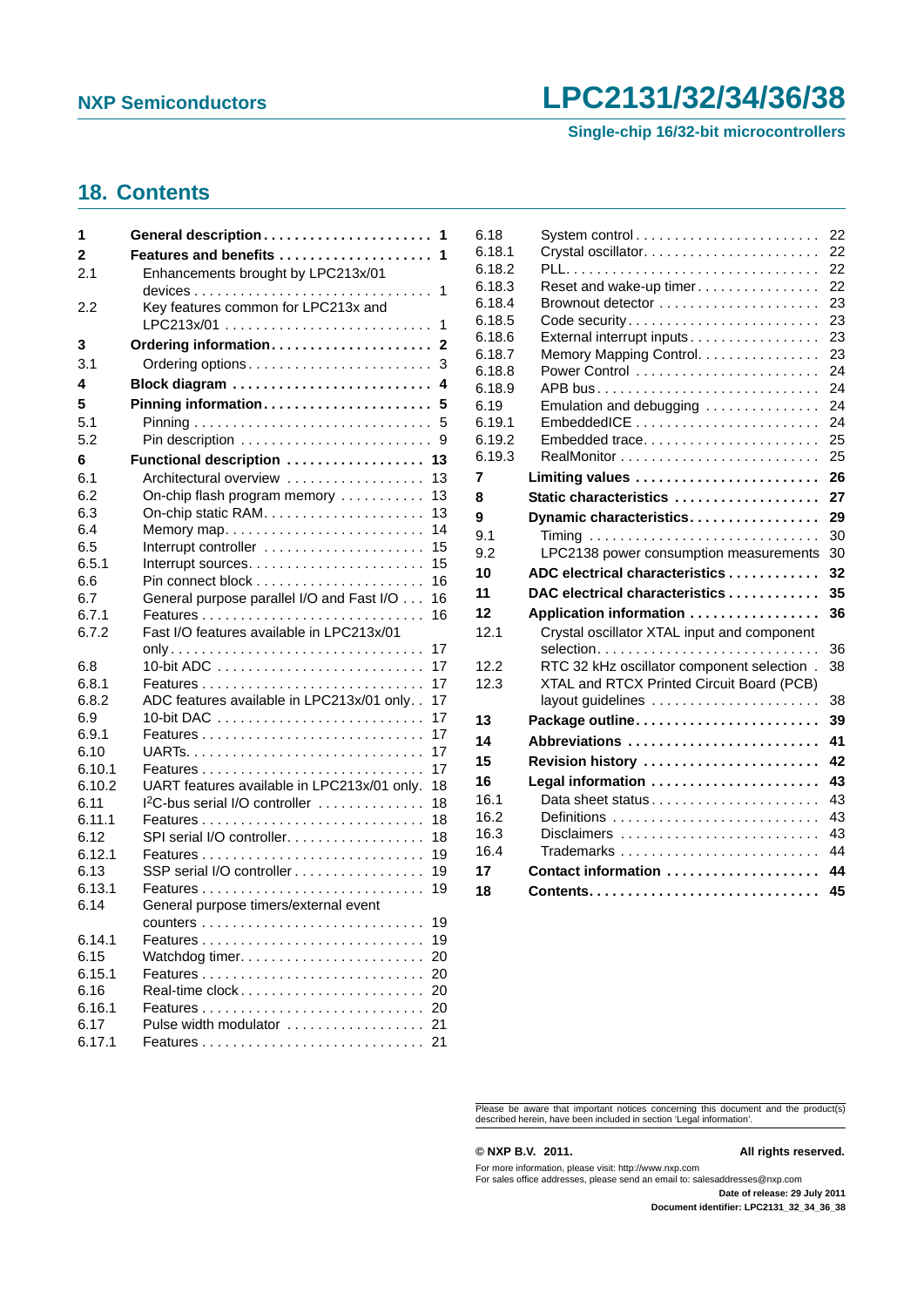## 18. Contents

| | | |
|---|---|---|
| **1** | **General description** | **1** |
| **2** | **Features and benefits** | **1** |
| 2.1 | Enhancements brought by LPC213x/01 devices | 1 |
| 2.2 | Key features common for LPC213x and LPC213x/01 | 1 |
| **3** | **Ordering information** | **2** |
| 3.1 | Ordering options | 3 |
| **4** | **Block diagram** | **4** |
| **5** | **Pinning information** | **5** |
| 5.1 | Pinning | 5 |
| 5.2 | Pin description | 9 |
| **6** | **Functional description** | **13** |
| 6.1 | Architectural overview | 13 |
| 6.2 | On-chip flash program memory | 13 |
| 6.3 | On-chip static RAM | 13 |
| 6.4 | Memory map | 14 |
| 6.5 | Interrupt controller | 15 |
| 6.5.1 | Interrupt sources | 15 |
| 6.6 | Pin connect block | 16 |
| 6.7 | General purpose parallel I/O and Fast I/O | 16 |
| 6.7.1 | Features | 16 |
| 6.7.2 | Fast I/O features available in LPC213x/01 only | 17 |
| 6.8 | 10-bit ADC | 17 |
| 6.8.1 | Features | 17 |
| 6.8.2 | ADC features available in LPC213x/01 only | 17 |
| 6.9 | 10-bit DAC | 17 |
| 6.9.1 | Features | 17 |
| 6.10 | UARTs | 17 |
| 6.10.1 | Features | 17 |
| 6.10.2 | UART features available in LPC213x/01 only | 18 |
| 6.11 | I²C-bus serial I/O controller | 18 |
| 6.11.1 | Features | 18 |
| 6.12 | SPI serial I/O controller | 18 |
| 6.12.1 | Features | 19 |
| 6.13 | SSP serial I/O controller | 19 |
| 6.13.1 | Features | 19 |
| 6.14 | General purpose timers/external event counters | 19 |
| 6.14.1 | Features | 19 |
| 6.15 | Watchdog timer | 20 |
| 6.15.1 | Features | 20 |
| 6.16 | Real-time clock | 20 |
| 6.16.1 | Features | 20 |
| 6.17 | Pulse width modulator | 21 |
| 6.17.1 | Features | 21 |
| 6.18 | System control | 22 |
| 6.18.1 | Crystal oscillator | 22 |
| 6.18.2 | PLL | 22 |
| 6.18.3 | Reset and wake-up timer | 22 |
| 6.18.4 | Brownout detector | 23 |
| 6.18.5 | Code security | 23 |
| 6.18.6 | External interrupt inputs | 23 |
| 6.18.7 | Memory Mapping Control | 23 |
| 6.18.8 | Power Control | 24 |
| 6.18.9 | APB bus | 24 |
| 6.19 | Emulation and debugging | 24 |
| 6.19.1 | EmbeddedICE | 24 |
| 6.19.2 | Embedded trace | 25 |
| 6.19.3 | RealMonitor | 25 |
| **7** | **Limiting values** | **26** |
| **8** | **Static characteristics** | **27** |
| **9** | **Dynamic characteristics** | **29** |
| 9.1 | Timing | 30 |
| 9.2 | LPC2138 power consumption measurements | 30 |
| **10** | **ADC electrical characteristics** | **32** |
| **11** | **DAC electrical characteristics** | **35** |
| **12** | **Application information** | **36** |
| 12.1 | Crystal oscillator XTAL input and component selection | 36 |
| 12.2 | RTC 32 kHz oscillator component selection | 38 |
| 12.3 | XTAL and RTCX Printed Circuit Board (PCB) layout guidelines | 38 |
| **13** | **Package outline** | **39** |
| **14** | **Abbreviations** | **41** |
| **15** | **Revision history** | **42** |
| **16** | **Legal information** | **43** |
| 16.1 | Data sheet status | 43 |
| 16.2 | Definitions | 43 |
| 16.3 | Disclaimers | 43 |
| 16.4 | Trademarks | 44 |
| **17** | **Contact information** | **44** |
| **18** | **Contents** | **45** |

Please be aware that important notices concerning this document and the product(s) described herein, have been included in section 'Legal information'.

**© NXP B.V. 2011.** **All rights reserved.**

For more information, please visit: http://www.nxp.com
For sales office addresses, please send an email to: salesaddresses@nxp.com

**Date of release: 29 July 2011**
**Document identifier: LPC2131_32_34_36_38**